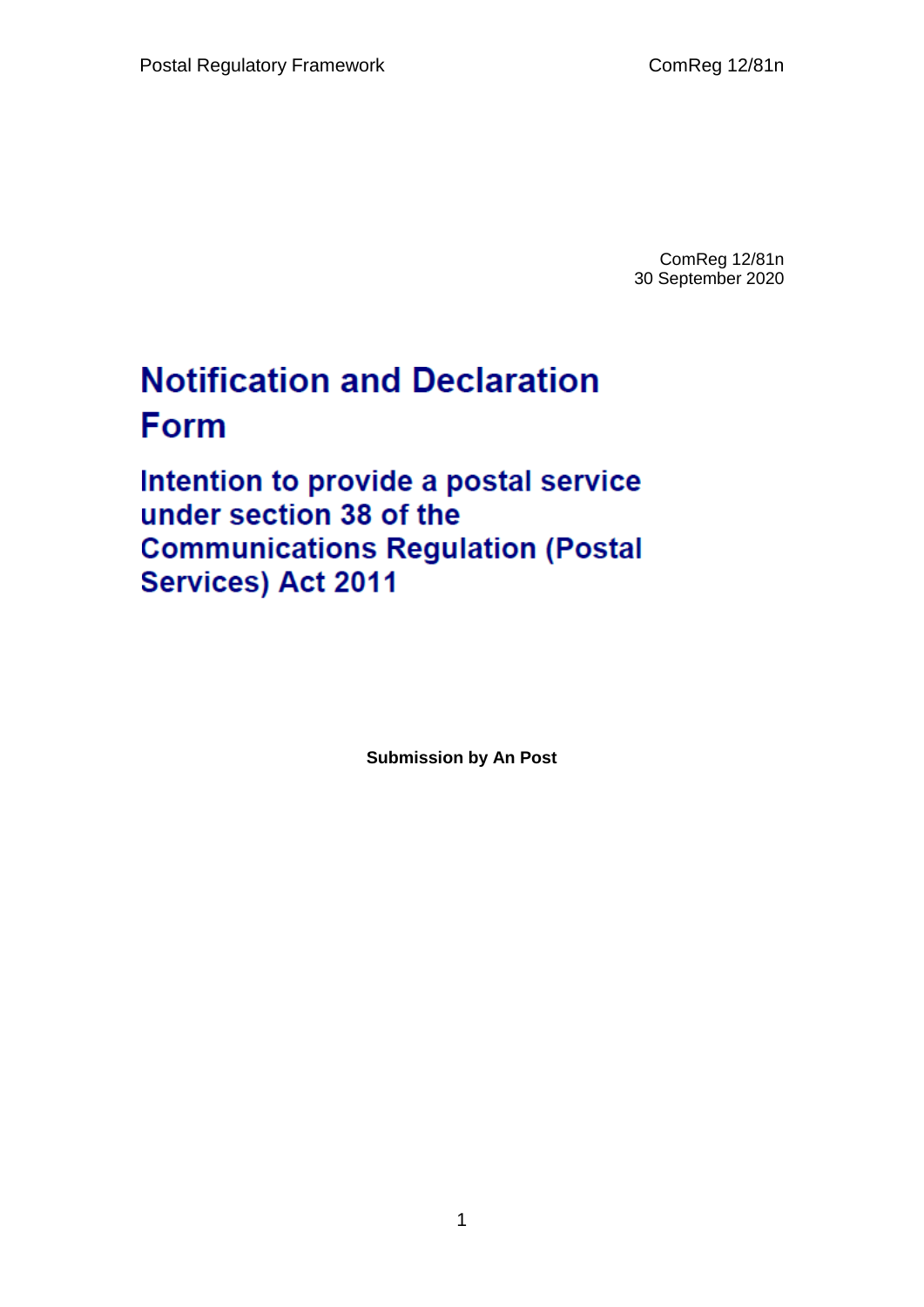ComReg 12/81n
30 September 2020

# Notification and Declaration Form

## Intention to provide a postal service under section 38 of the Communications Regulation (Postal Services) Act 2011

**Submission by An Post**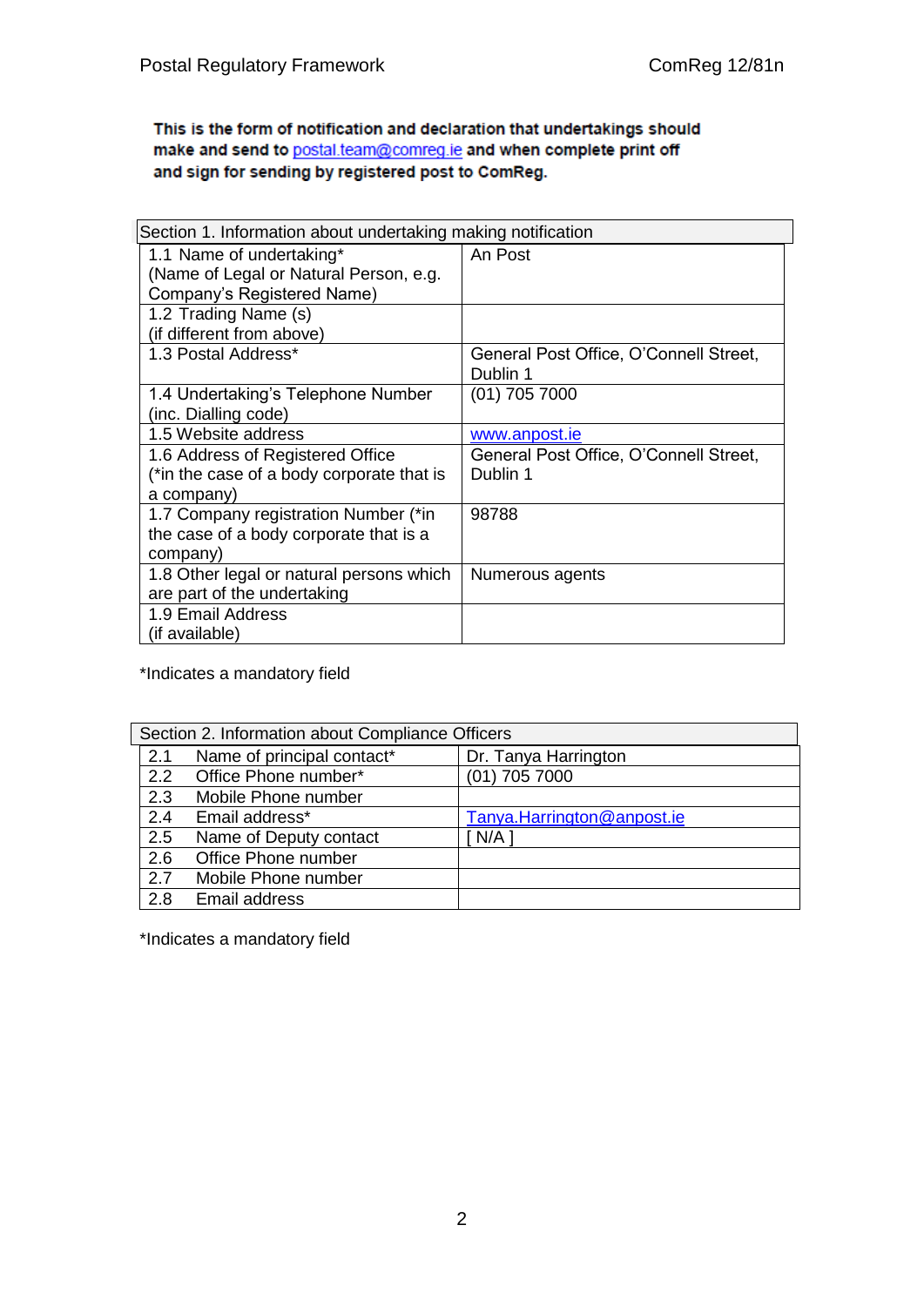**This is the form of notification and declaration that undertakings should make and send to postal.team@comreg.ie and when complete print off and sign for sending by registered post to ComReg.**

| Section 1. Information about undertaking making notification | |
|---|---|
| 1.1 Name of undertaking* (Name of Legal or Natural Person, e.g. Company's Registered Name) | An Post |
| 1.2 Trading Name (s) (if different from above) | |
| 1.3 Postal Address* | General Post Office, O'Connell Street, Dublin 1 |
| 1.4 Undertaking's Telephone Number (inc. Dialling code) | (01) 705 7000 |
| 1.5 Website address | www.anpost.ie |
| 1.6 Address of Registered Office (*in the case of a body corporate that is a company) | General Post Office, O'Connell Street, Dublin 1 |
| 1.7 Company registration Number (*in the case of a body corporate that is a company) | 98788 |
| 1.8 Other legal or natural persons which are part of the undertaking | Numerous agents |
| 1.9 Email Address (if available) | |

*Indicates a mandatory field

| Section 2. Information about Compliance Officers | | |
|---|---|---|
| 2.1 | Name of principal contact* | Dr. Tanya Harrington |
| 2.2 | Office Phone number* | (01) 705 7000 |
| 2.3 | Mobile Phone number | |
| 2.4 | Email address* | Tanya.Harrington@anpost.ie |
| 2.5 | Name of Deputy contact | [ N/A ] |
| 2.6 | Office Phone number | |
| 2.7 | Mobile Phone number | |
| 2.8 | Email address | |

*Indicates a mandatory field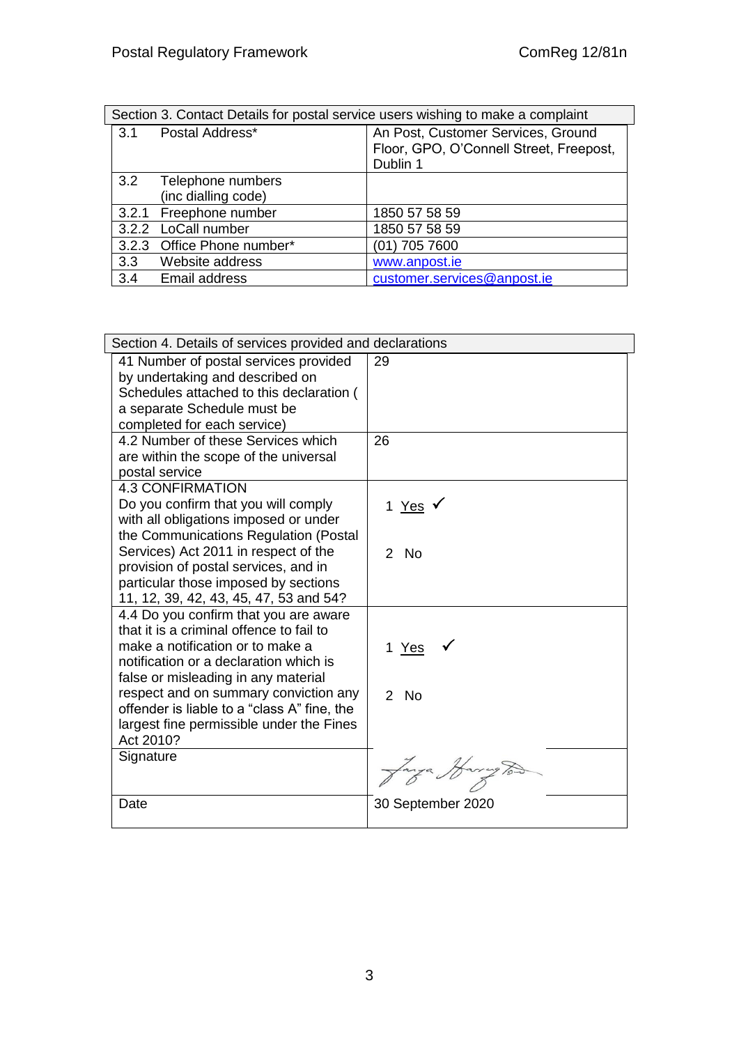| Section 3. Contact Details for postal service users wishing to make a complaint | | |
|---|---|---|
| 3.1 | Postal Address* | An Post, Customer Services, Ground Floor, GPO, O'Connell Street, Freepost, Dublin 1 |
| 3.2 | Telephone numbers (inc dialling code) | |
| 3.2.1 | Freephone number | 1850 57 58 59 |
| 3.2.2 | LoCall number | 1850 57 58 59 |
| 3.2.3 | Office Phone number* | (01) 705 7600 |
| 3.3 | Website address | www.anpost.ie |
| 3.4 | Email address | customer.services@anpost.ie |

| Section 4. Details of services provided and declarations | |
|---|---|
| 41 Number of postal services provided by undertaking and described on Schedules attached to this declaration ( a separate Schedule must be completed for each service) | 29 |
| 4.2 Number of these Services which are within the scope of the universal postal service | 26 |
| 4.3 CONFIRMATION<br>Do you confirm that you will comply with all obligations imposed or under the Communications Regulation (Postal Services) Act 2011 in respect of the provision of postal services, and in particular those imposed by sections 11, 12, 39, 42, 43, 45, 47, 53 and 54? | 1 Yes ✓<br><br>2 No |
| 4.4 Do you confirm that you are aware that it is a criminal offence to fail to make a notification or to make a notification or a declaration which is false or misleading in any material respect and on summary conviction any offender is liable to a "class A" fine, the largest fine permissible under the Fines Act 2010? | 1 Yes ✓<br><br>2 No |
| Signature | [Signature] |
| Date | 30 September 2020 |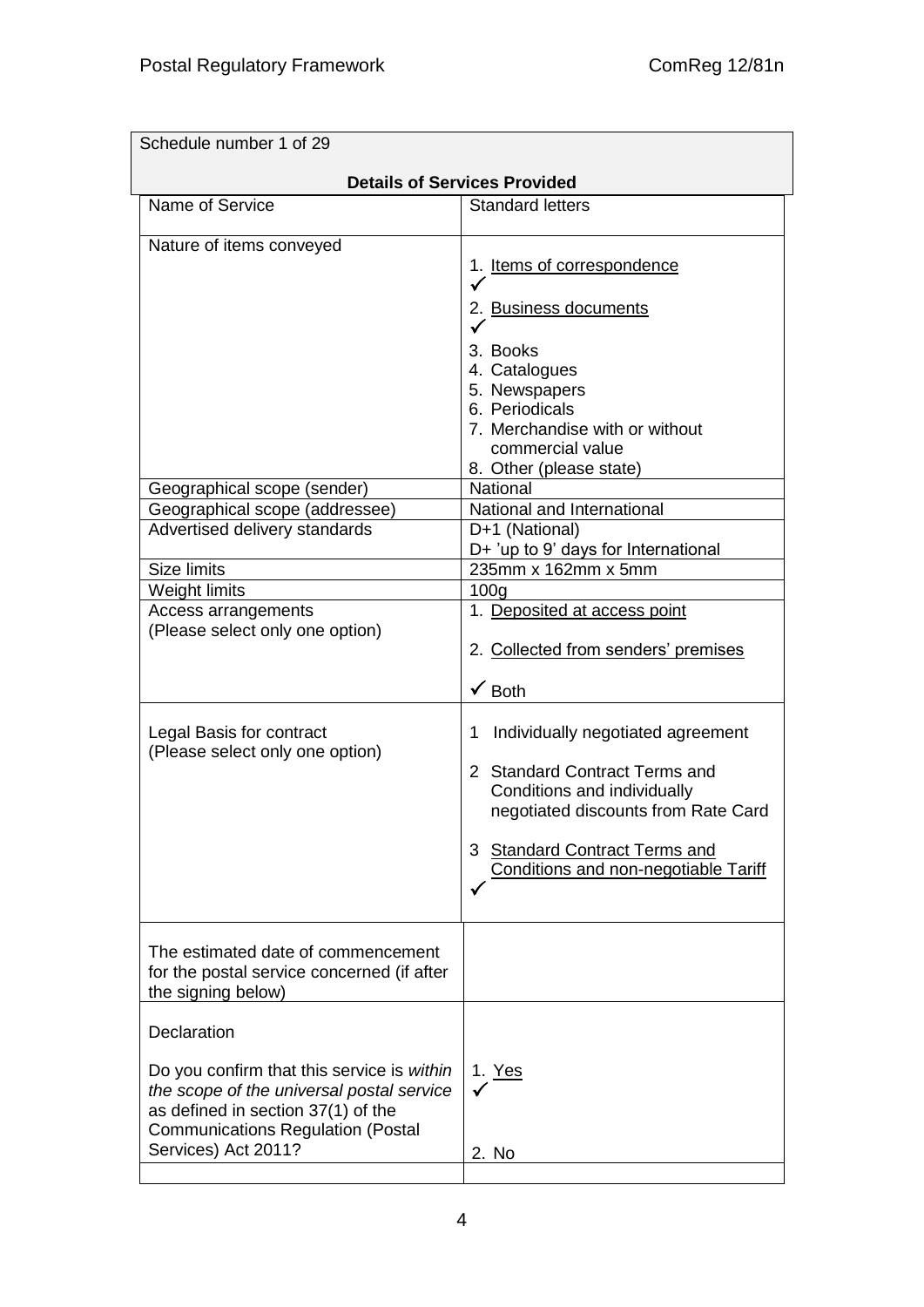| Schedule number 1 of 29 | |
|---|---|
| **Details of Services Provided** | |
| Name of Service | Standard letters |
| Nature of items conveyed | 1. Items of correspondence ✓<br>2. Business documents ✓<br>3. Books<br>4. Catalogues<br>5. Newspapers<br>6. Periodicals<br>7. Merchandise with or without commercial value<br>8. Other (please state) |
| Geographical scope (sender) | National |
| Geographical scope (addressee) | National and International |
| Advertised delivery standards | D+1 (National)<br>D+ 'up to 9' days for International |
| Size limits | 235mm x 162mm x 5mm |
| Weight limits | 100g |
| Access arrangements<br>(Please select only one option) | 1. Deposited at access point<br>2. Collected from senders' premises<br>✓ Both |
| Legal Basis for contract<br>(Please select only one option) | 1 Individually negotiated agreement<br>2 Standard Contract Terms and Conditions and individually negotiated discounts from Rate Card<br>3 Standard Contract Terms and Conditions and non-negotiable Tariff ✓ |
| The estimated date of commencement for the postal service concerned (if after the signing below) | |
| Declaration<br><br>Do you confirm that this service is *within the scope of the universal postal service* as defined in section 37(1) of the Communications Regulation (Postal Services) Act 2011? | 1. Yes ✓<br><br>2. No |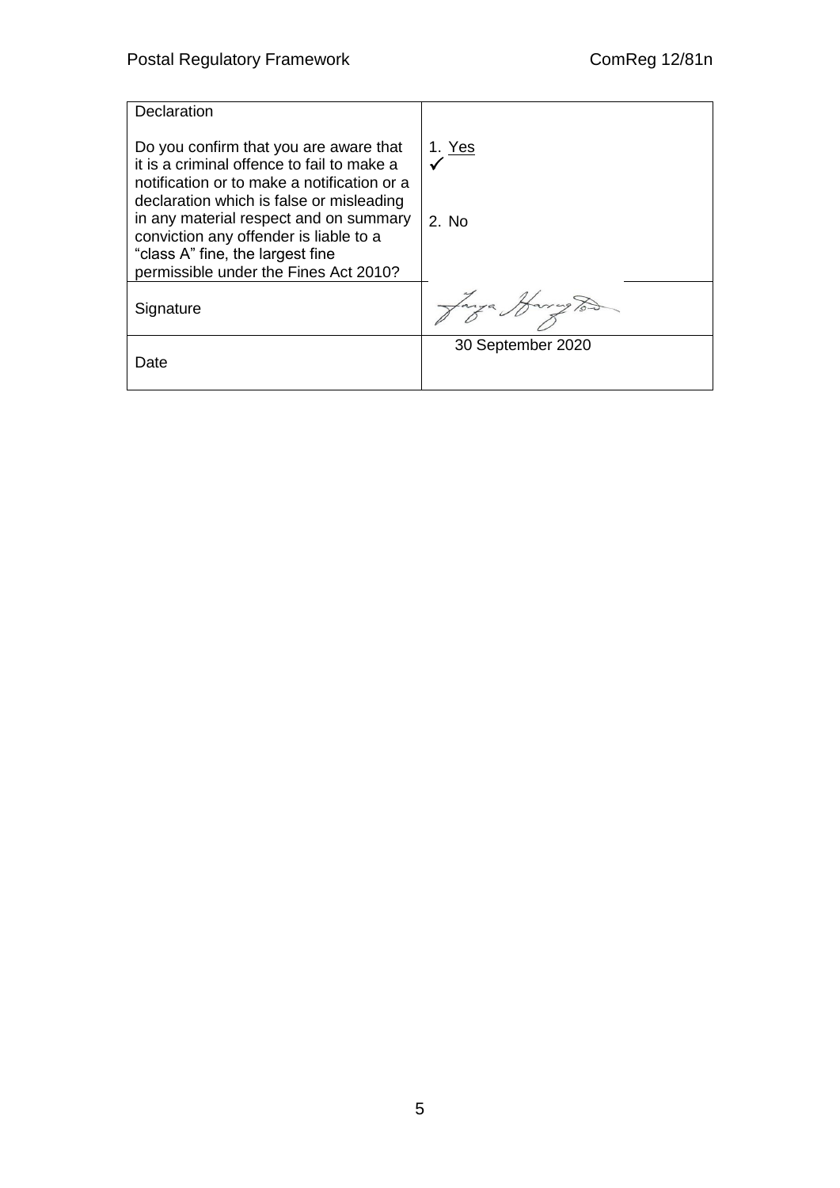| Declaration<br><br>Do you confirm that you are aware that it is a criminal offence to fail to make a notification or to make a notification or a declaration which is false or misleading in any material respect and on summary conviction any offender is liable to a "class A" fine, the largest fine permissible under the Fines Act 2010? | 1. Yes<br>✓<br><br>2. No |
|---|---|
| Signature | Tanya Harrington |
| Date | 30 September 2020 |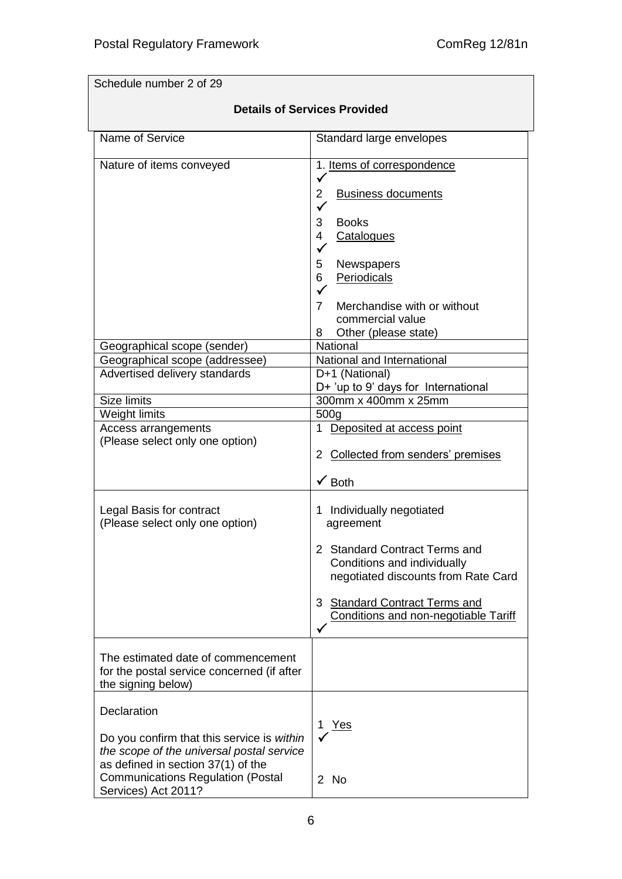| Schedule number 2 of 29 | |
|---|---|
| **Details of Services Provided** | |
| Name of Service | Standard large envelopes |
| Nature of items conveyed | 1. Items of correspondence ✓<br>2 Business documents ✓<br>3 Books<br>4 Catalogues ✓<br>5 Newspapers<br>6 Periodicals ✓<br>7 Merchandise with or without commercial value<br>8 Other (please state) |
| Geographical scope (sender) | National |
| Geographical scope (addressee) | National and International |
| Advertised delivery standards | D+1 (National)<br>D+ 'up to 9' days for International |
| Size limits | 300mm x 400mm x 25mm |
| Weight limits | 500g |
| Access arrangements<br>(Please select only one option) | 1 Deposited at access point<br>2 Collected from senders' premises<br>✓ Both |
| Legal Basis for contract<br>(Please select only one option) | 1 Individually negotiated agreement<br>2 Standard Contract Terms and Conditions and individually negotiated discounts from Rate Card<br>3 Standard Contract Terms and Conditions and non-negotiable Tariff ✓ |
| The estimated date of commencement for the postal service concerned (if after the signing below) | |
| Declaration<br>Do you confirm that this service is *within the scope of the universal postal service* as defined in section 37(1) of the Communications Regulation (Postal Services) Act 2011? | 1 Yes ✓<br>2 No |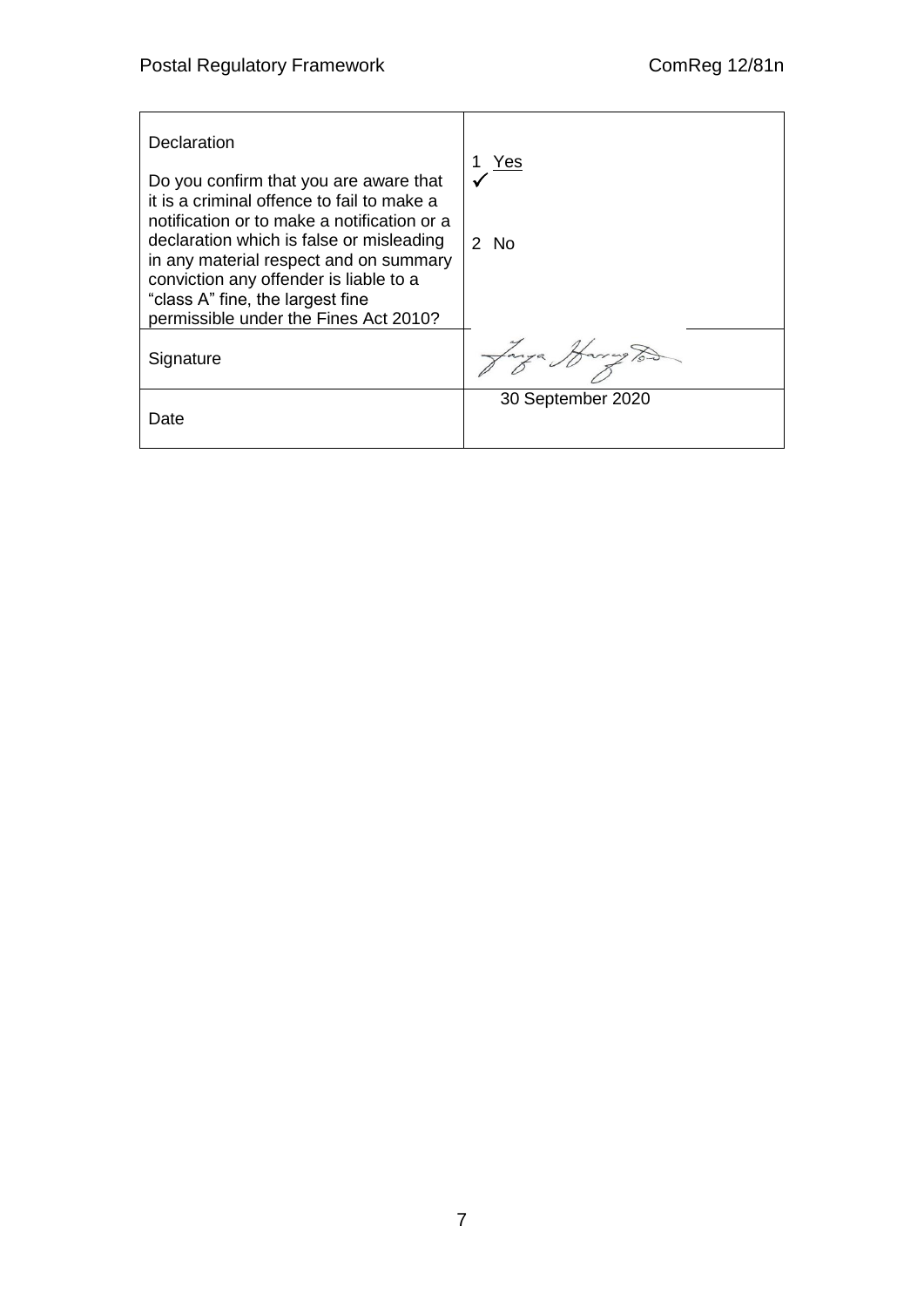| Declaration<br><br>Do you confirm that you are aware that it is a criminal offence to fail to make a notification or to make a notification or a declaration which is false or misleading in any material respect and on summary conviction any offender is liable to a "class A" fine, the largest fine permissible under the Fines Act 2010? | 1 Yes ✓<br><br>2 No |
| --- | --- |
| Signature | |
| Date | 30 September 2020 |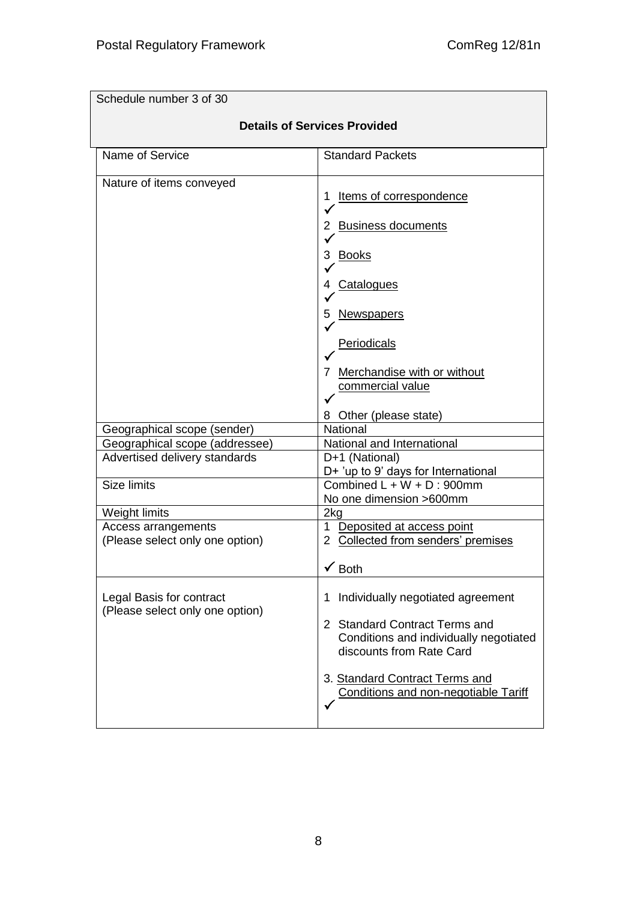| Schedule number 3 of 30 | |
|---|---|
| **Details of Services Provided** | |
| Name of Service | Standard Packets |
| Nature of items conveyed | 1 Items of correspondence ✓<br>2 Business documents ✓<br>3 Books ✓<br>4 Catalogues ✓<br>5 Newspapers ✓<br>Periodicals ✓<br>7 Merchandise with or without commercial value ✓<br>8 Other (please state) |
| Geographical scope (sender) | National |
| Geographical scope (addressee) | National and International |
| Advertised delivery standards | D+1 (National)<br>D+ 'up to 9' days for International |
| Size limits | Combined L + W + D : 900mm<br>No one dimension >600mm |
| Weight limits | 2kg |
| Access arrangements<br>(Please select only one option) | 1 Deposited at access point<br>2 Collected from senders' premises<br>✓ Both |
| Legal Basis for contract<br>(Please select only one option) | 1 Individually negotiated agreement<br>2 Standard Contract Terms and Conditions and individually negotiated discounts from Rate Card<br>3. Standard Contract Terms and Conditions and non-negotiable Tariff ✓ |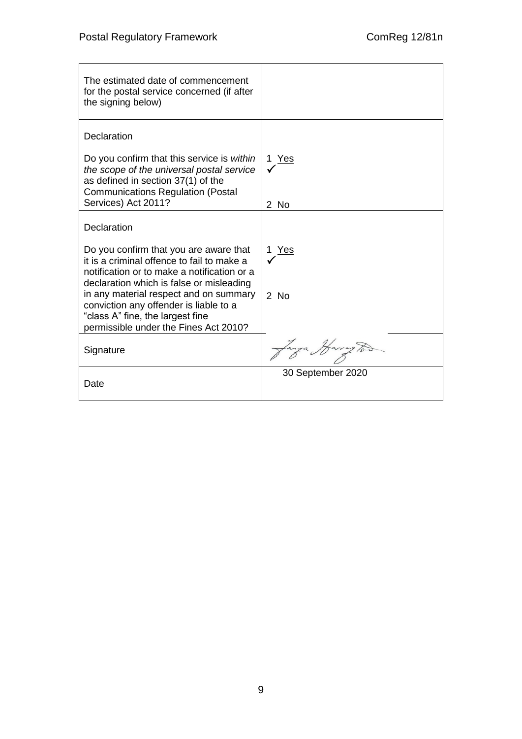| | |
|---|---|
| The estimated date of commencement for the postal service concerned (if after the signing below) | |
| Declaration<br><br>Do you confirm that this service is *within the scope of the universal postal service* as defined in section 37(1) of the Communications Regulation (Postal Services) Act 2011? | 1 Yes ✓<br><br>2 No |
| Declaration<br><br>Do you confirm that you are aware that it is a criminal offence to fail to make a notification or to make a notification or a declaration which is false or misleading in any material respect and on summary conviction any offender is liable to a "class A" fine, the largest fine permissible under the Fines Act 2010? | 1 Yes ✓<br><br>2 No |
| Signature | Tanya Harrington |
| Date | 30 September 2020 |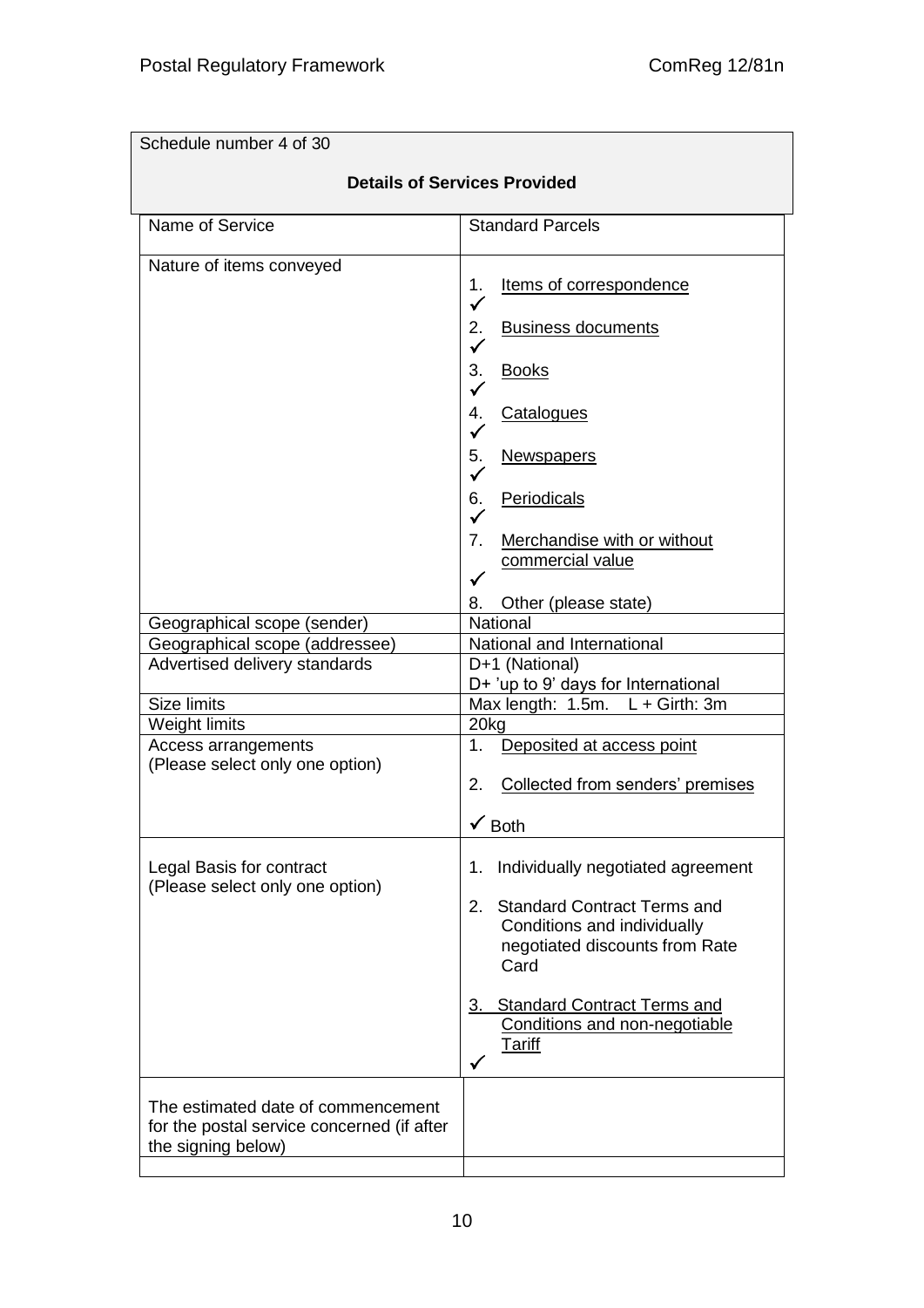| Schedule number 4 of 30 | |
|---|---|
| **Details of Services Provided** | |
| Name of Service | Standard Parcels |
| Nature of items conveyed | 1. Items of correspondence ✓<br>2. Business documents ✓<br>3. Books ✓<br>4. Catalogues ✓<br>5. Newspapers ✓<br>6. Periodicals ✓<br>7. Merchandise with or without commercial value ✓<br>8. Other (please state) |
| Geographical scope (sender) | National |
| Geographical scope (addressee) | National and International |
| Advertised delivery standards | D+1 (National)<br>D+ 'up to 9' days for International |
| Size limits | Max length: 1.5m. L + Girth: 3m |
| Weight limits | 20kg |
| Access arrangements<br>(Please select only one option) | 1. Deposited at access point<br>2. Collected from senders' premises<br>✓ Both |
| Legal Basis for contract<br>(Please select only one option) | 1. Individually negotiated agreement<br>2. Standard Contract Terms and Conditions and individually negotiated discounts from Rate Card<br>3. Standard Contract Terms and Conditions and non-negotiable Tariff ✓ |
| The estimated date of commencement for the postal service concerned (if after the signing below) | |
| | |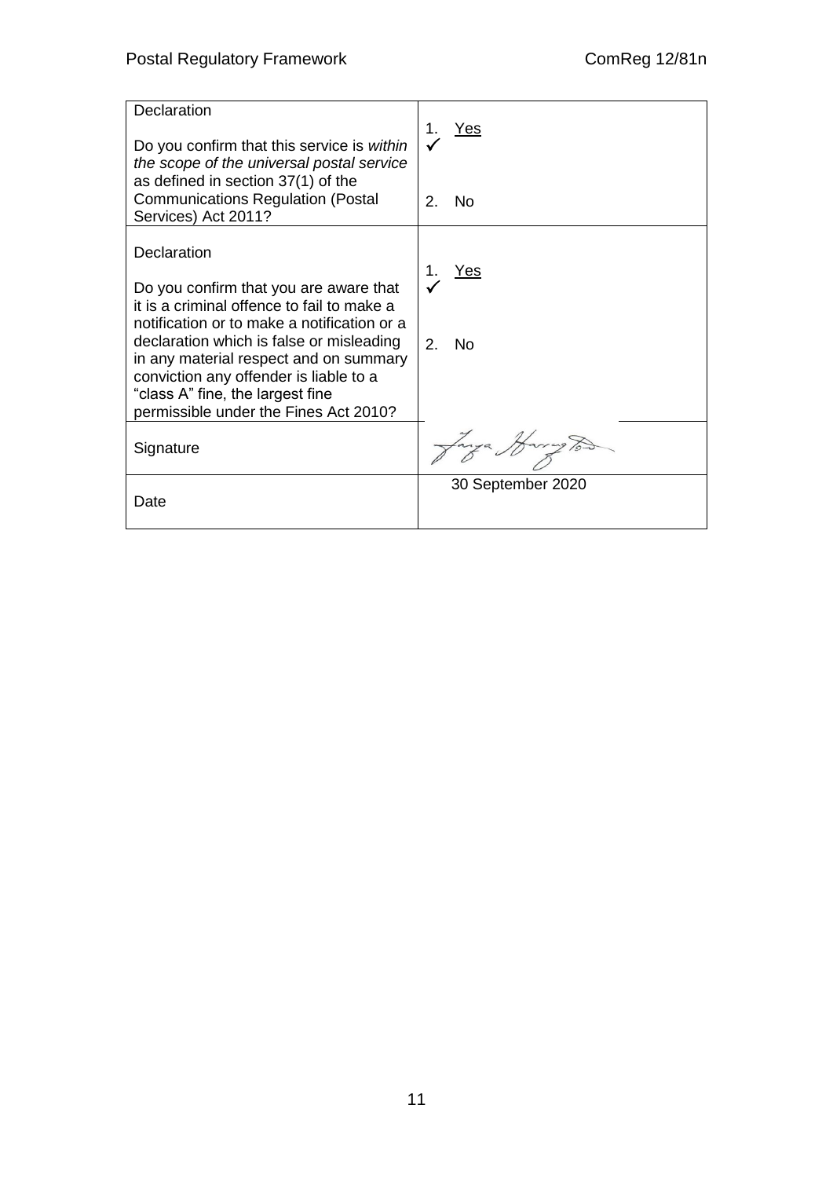| Declaration<br><br>Do you confirm that this service is *within the scope of the universal postal service* as defined in section 37(1) of the Communications Regulation (Postal Services) Act 2011? | 1. Yes ✓<br><br>2. No |
|---|---|
| Declaration<br><br>Do you confirm that you are aware that it is a criminal offence to fail to make a notification or to make a notification or a declaration which is false or misleading in any material respect and on summary conviction any offender is liable to a "class A" fine, the largest fine permissible under the Fines Act 2010? | 1. Yes ✓<br><br>2. No |
| Signature | [signature] |
| Date | 30 September 2020 |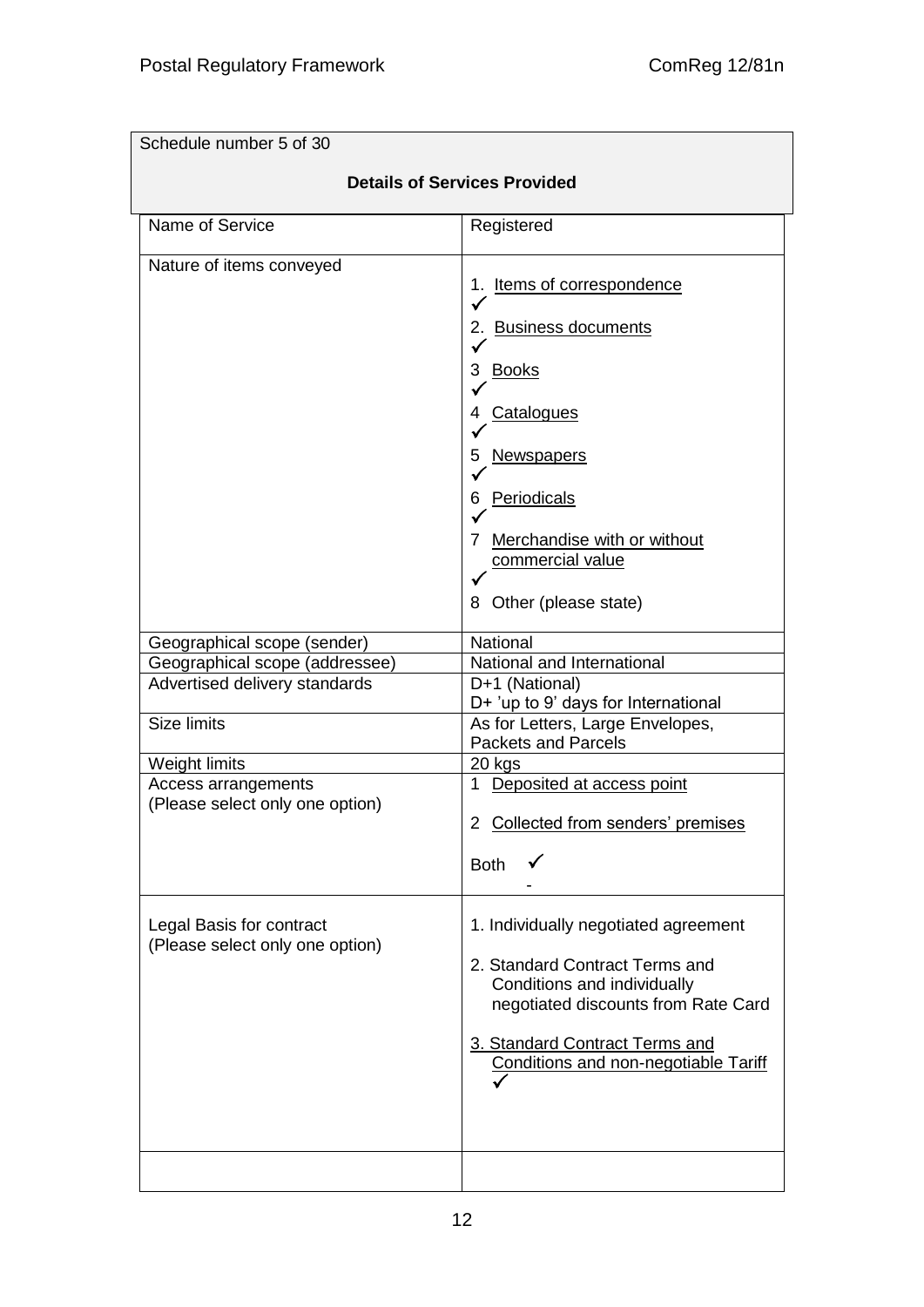| Schedule number 5 of 30 | |
|---|---|
| **Details of Services Provided** | |
| Name of Service | Registered |
| Nature of items conveyed | 1. Items of correspondence ✓<br>2. Business documents ✓<br>3 Books ✓<br>4 Catalogues ✓<br>5 Newspapers ✓<br>6 Periodicals ✓<br>7 Merchandise with or without commercial value ✓<br>8 Other (please state) |
| Geographical scope (sender) | National |
| Geographical scope (addressee) | National and International |
| Advertised delivery standards | D+1 (National)<br>D+ 'up to 9' days for International |
| Size limits | As for Letters, Large Envelopes, Packets and Parcels |
| Weight limits | 20 kgs |
| Access arrangements<br>(Please select only one option) | 1 Deposited at access point<br>2 Collected from senders' premises<br>Both ✓ |
| Legal Basis for contract<br>(Please select only one option) | 1. Individually negotiated agreement<br>2. Standard Contract Terms and Conditions and individually negotiated discounts from Rate Card<br>3. Standard Contract Terms and Conditions and non-negotiable Tariff ✓ |
| | |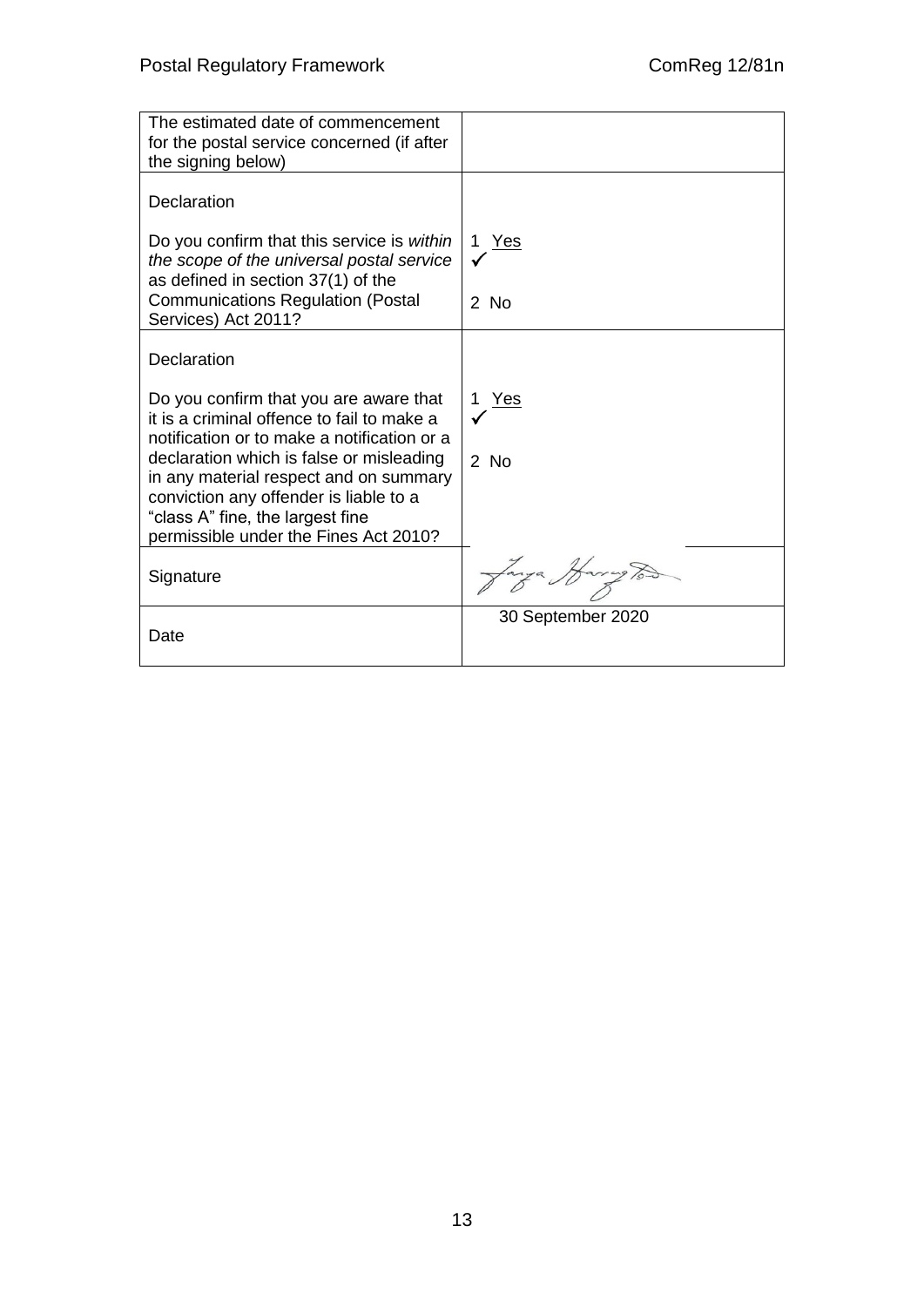| | |
|---|---|
| The estimated date of commencement for the postal service concerned (if after the signing below) | |
| Declaration<br><br>Do you confirm that this service is *within the scope of the universal postal service* as defined in section 37(1) of the Communications Regulation (Postal Services) Act 2011? | 1 <u>Yes</u><br>✓<br><br>2 No |
| Declaration<br><br>Do you confirm that you are aware that it is a criminal offence to fail to make a notification or to make a notification or a declaration which is false or misleading in any material respect and on summary conviction any offender is liable to a "class A" fine, the largest fine permissible under the Fines Act 2010? | 1 <u>Yes</u><br>✓<br><br>2 No |
| Signature | [signature] |
| Date | 30 September 2020 |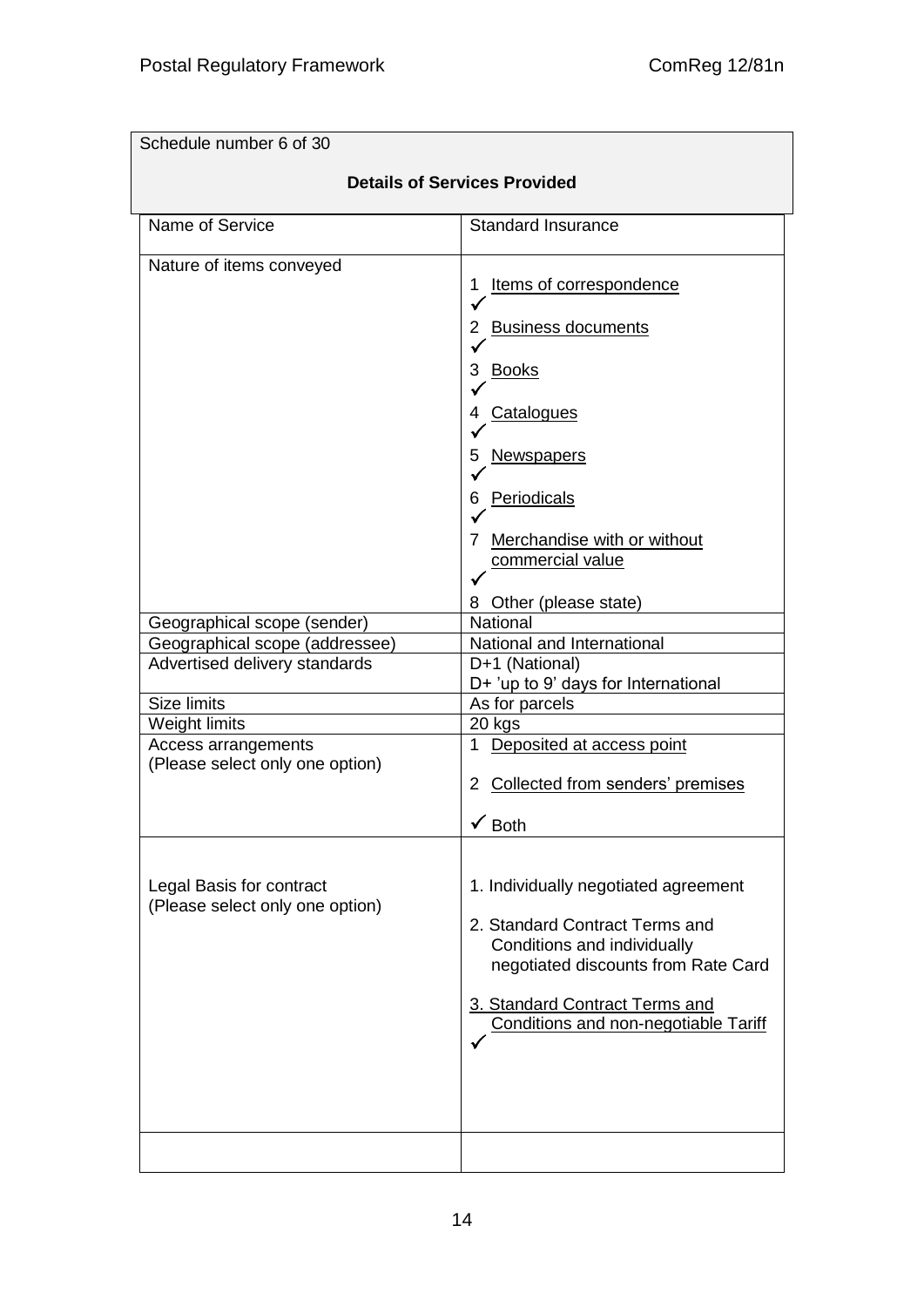Schedule number 6 of 30

**Details of Services Provided**

| Name of Service | Standard Insurance |
|---|---|
| Nature of items conveyed | 1 Items of correspondence ✓<br>2 Business documents ✓<br>3 Books ✓<br>4 Catalogues ✓<br>5 Newspapers ✓<br>6 Periodicals ✓<br>7 Merchandise with or without commercial value ✓<br>8 Other (please state) |
| Geographical scope (sender) | National |
| Geographical scope (addressee) | National and International |
| Advertised delivery standards | D+1 (National)<br>D+ 'up to 9' days for International |
| Size limits | As for parcels |
| Weight limits | 20 kgs |
| Access arrangements (Please select only one option) | 1 Deposited at access point<br>2 Collected from senders' premises<br>✓ Both |
| Legal Basis for contract (Please select only one option) | 1. Individually negotiated agreement<br>2. Standard Contract Terms and Conditions and individually negotiated discounts from Rate Card<br>3. Standard Contract Terms and Conditions and non-negotiable Tariff ✓ |
| | |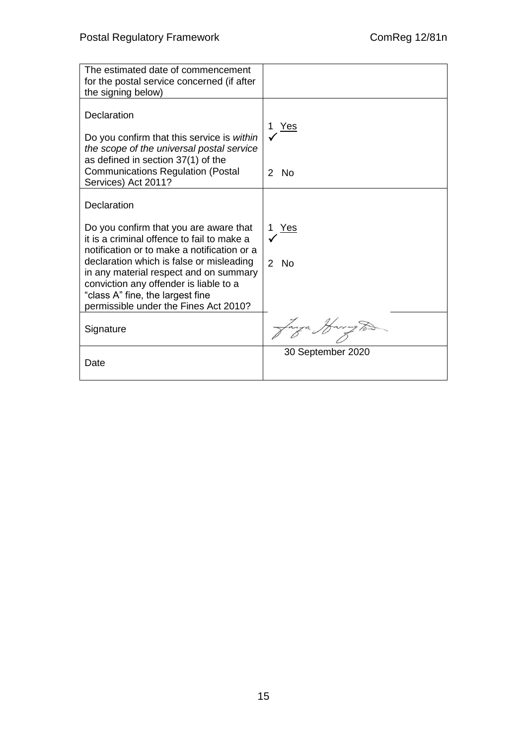| | |
|---|---|
| The estimated date of commencement for the postal service concerned (if after the signing below) | |
| Declaration<br><br>Do you confirm that this service is *within the scope of the universal postal service* as defined in section 37(1) of the Communications Regulation (Postal Services) Act 2011? | 1 Yes ✓<br><br>2 No |
| Declaration<br><br>Do you confirm that you are aware that it is a criminal offence to fail to make a notification or to make a notification or a declaration which is false or misleading in any material respect and on summary conviction any offender is liable to a "class A" fine, the largest fine permissible under the Fines Act 2010? | 1 Yes ✓<br><br>2 No |
| Signature | [signature] |
| Date | 30 September 2020 |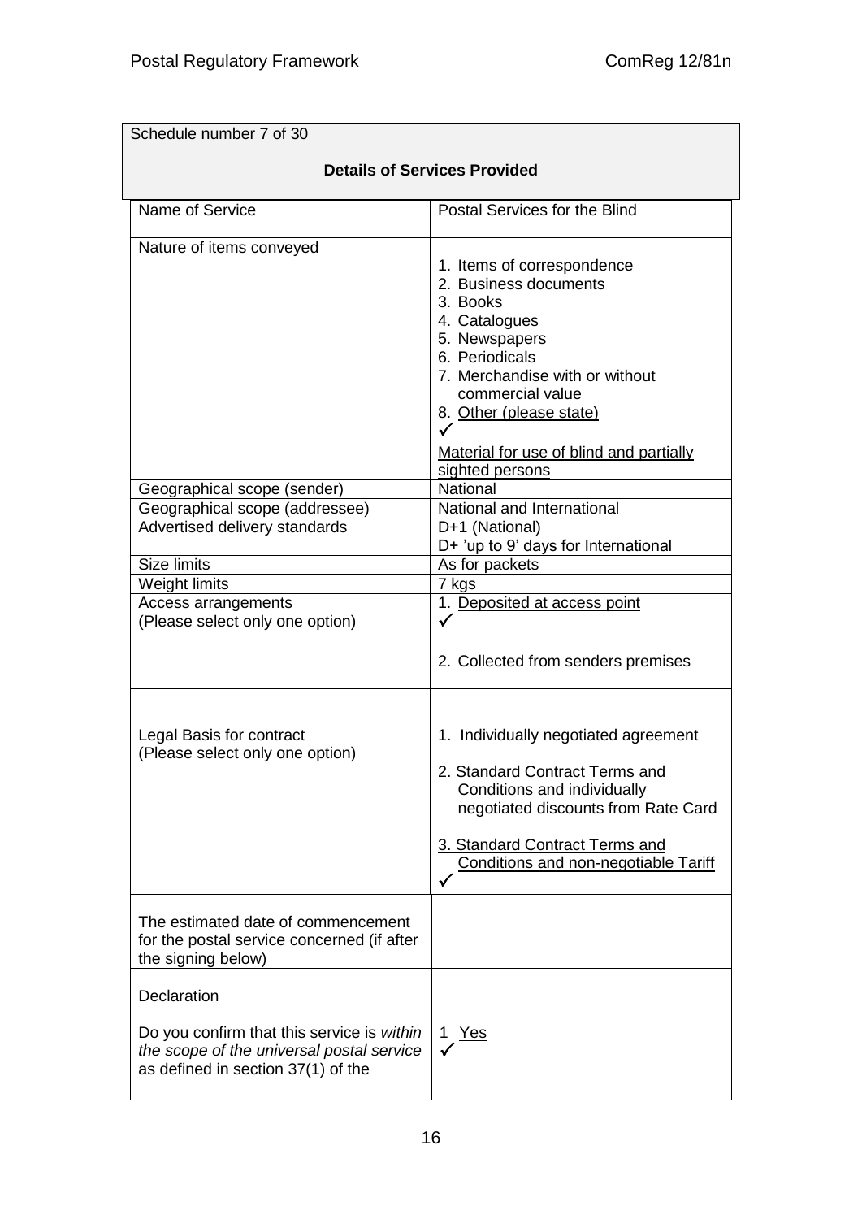| Schedule number 7 of 30 | |
| --- | --- |
| **Details of Services Provided** | |
| Name of Service | Postal Services for the Blind |
| Nature of items conveyed | 1. Items of correspondence<br>2. Business documents<br>3. Books<br>4. Catalogues<br>5. Newspapers<br>6. Periodicals<br>7. Merchandise with or without commercial value<br>8. Other (please state) ✓<br>Material for use of blind and partially sighted persons |
| Geographical scope (sender) | National |
| Geographical scope (addressee) | National and International |
| Advertised delivery standards | D+1 (National)<br>D+ 'up to 9' days for International |
| Size limits | As for packets |
| Weight limits | 7 kgs |
| Access arrangements<br>(Please select only one option) | 1. Deposited at access point ✓<br>2. Collected from senders premises |
| Legal Basis for contract<br>(Please select only one option) | 1. Individually negotiated agreement<br>2. Standard Contract Terms and Conditions and individually negotiated discounts from Rate Card<br>3. Standard Contract Terms and Conditions and non-negotiable Tariff ✓ |
| The estimated date of commencement for the postal service concerned (if after the signing below) | |
| Declaration<br>Do you confirm that this service is *within the scope of the universal postal service* as defined in section 37(1) of the | 1 Yes ✓ |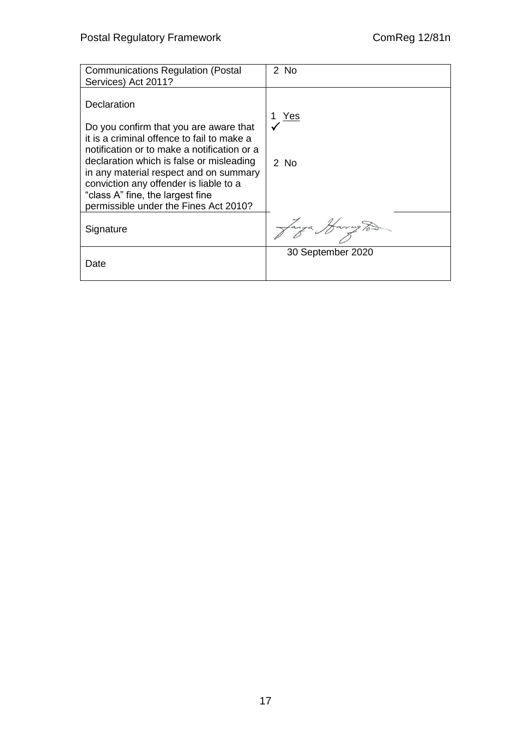| Communications Regulation (Postal Services) Act 2011? | 2 No |
|---|---|
| Declaration<br><br>Do you confirm that you are aware that it is a criminal offence to fail to make a notification or to make a notification or a declaration which is false or misleading in any material respect and on summary conviction any offender is liable to a "class A" fine, the largest fine permissible under the Fines Act 2010? | 1 Yes ✓<br><br>2 No |
| Signature | |
| Date | 30 September 2020 |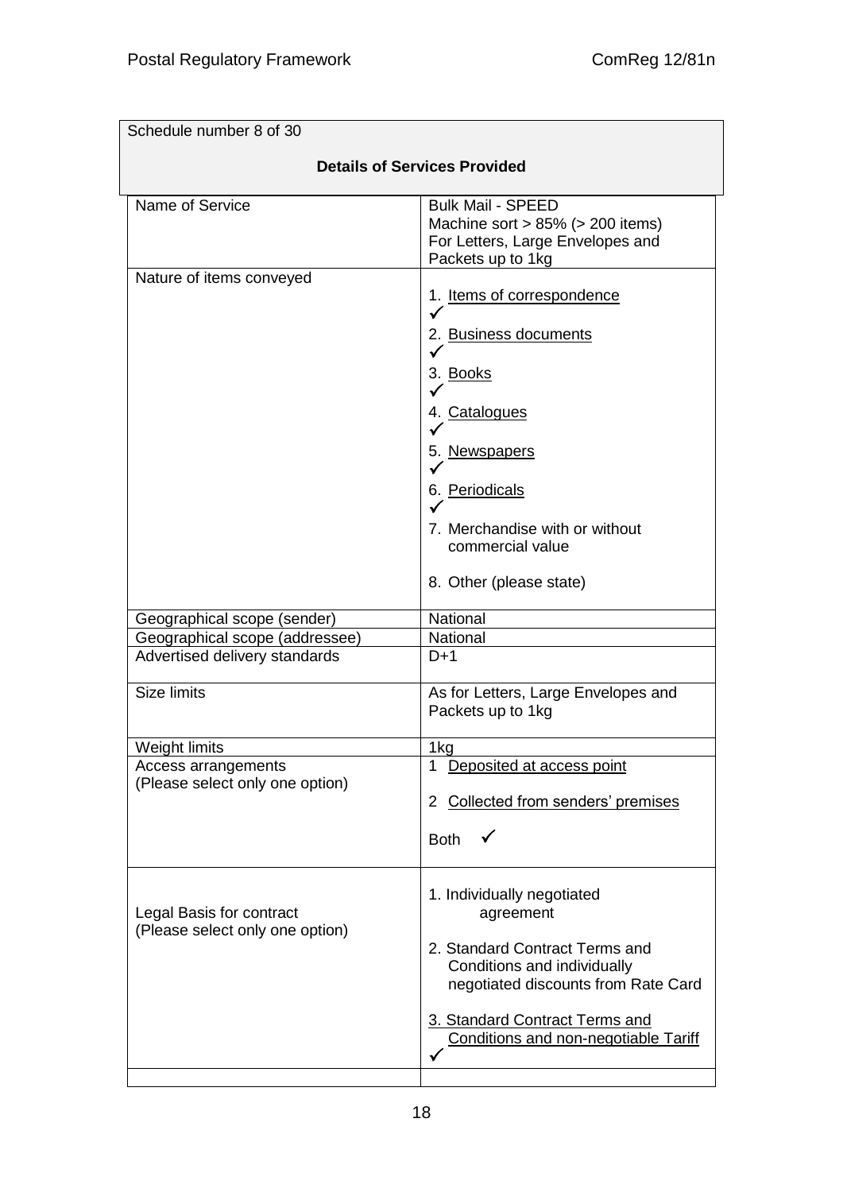| Schedule number 8 of 30 | |
|---|---|
| **Details of Services Provided** | |
| Name of Service | Bulk Mail - SPEED<br>Machine sort > 85% (> 200 items)<br>For Letters, Large Envelopes and Packets up to 1kg |
| Nature of items conveyed | 1. Items of correspondence ✓<br>2. Business documents ✓<br>3. Books ✓<br>4. Catalogues ✓<br>5. Newspapers ✓<br>6. Periodicals ✓<br>7. Merchandise with or without commercial value<br>8. Other (please state) |
| Geographical scope (sender) | National |
| Geographical scope (addressee) | National |
| Advertised delivery standards | D+1 |
| Size limits | As for Letters, Large Envelopes and Packets up to 1kg |
| Weight limits | 1kg |
| Access arrangements<br>(Please select only one option) | 1 Deposited at access point<br>2 Collected from senders' premises<br>Both ✓ |
| Legal Basis for contract<br>(Please select only one option) | 1. Individually negotiated agreement<br>2. Standard Contract Terms and Conditions and individually negotiated discounts from Rate Card<br>3. Standard Contract Terms and Conditions and non-negotiable Tariff ✓ |
| | |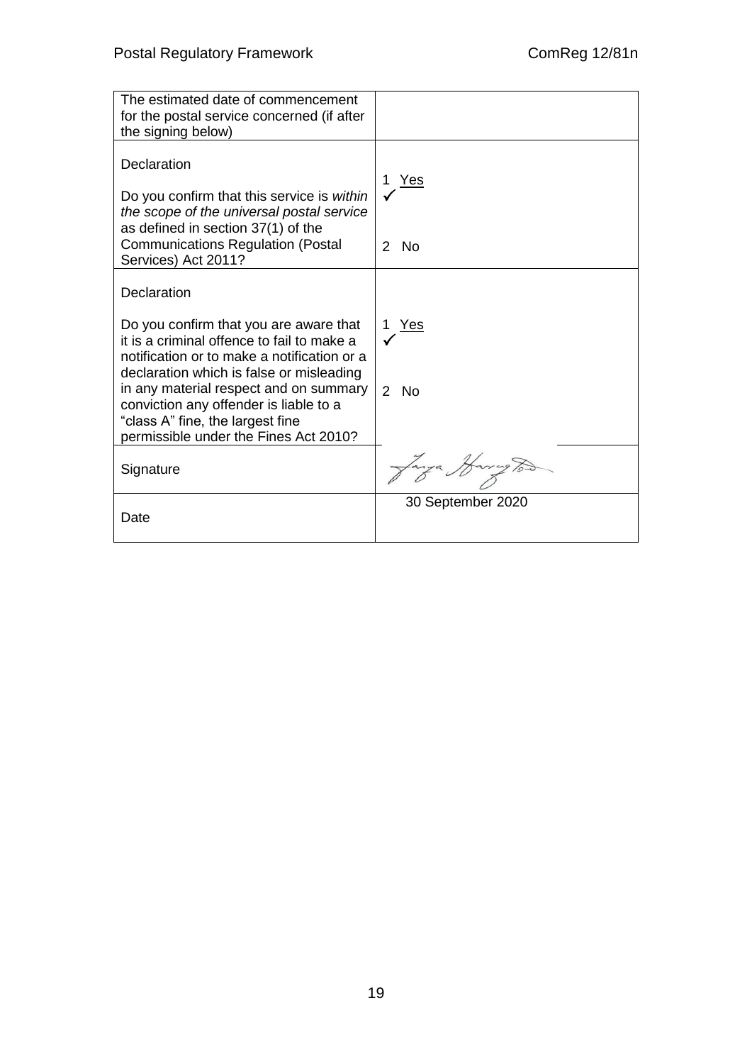| | |
|---|---|
| The estimated date of commencement for the postal service concerned (if after the signing below) | |
| Declaration<br><br>Do you confirm that this service is *within the scope of the universal postal service* as defined in section 37(1) of the Communications Regulation (Postal Services) Act 2011? | 1 Yes ✓<br><br>2 No |
| Declaration<br><br>Do you confirm that you are aware that it is a criminal offence to fail to make a notification or to make a notification or a declaration which is false or misleading in any material respect and on summary conviction any offender is liable to a "class A" fine, the largest fine permissible under the Fines Act 2010? | 1 Yes ✓<br><br>2 No |
| Signature | [signature] |
| Date | 30 September 2020 |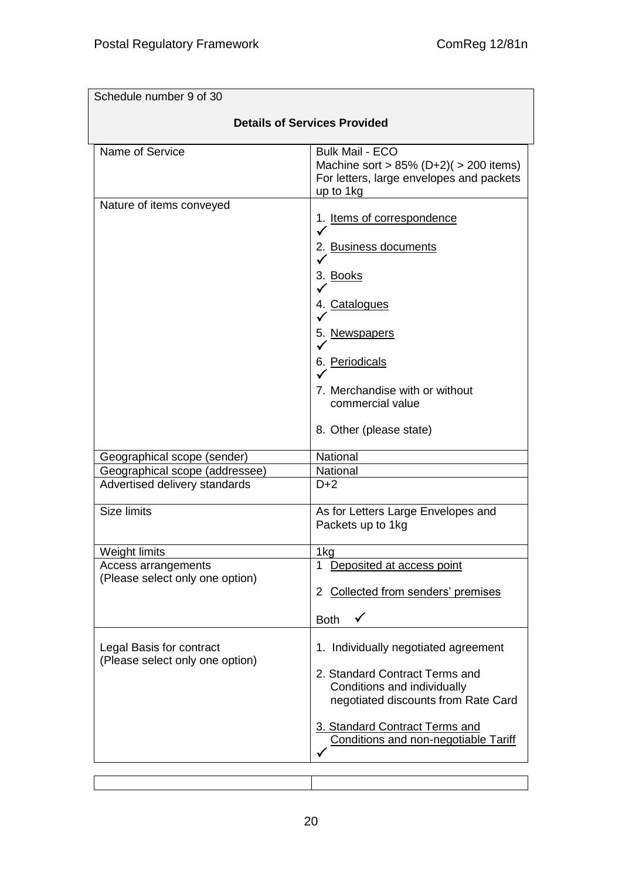| Schedule number 9 of 30 | |
|---|---|
| **Details of Services Provided** | |
| Name of Service | Bulk Mail - ECO<br>Machine sort > 85% (D+2)( > 200 items)<br>For letters, large envelopes and packets up to 1kg |
| Nature of items conveyed | 1. Items of correspondence ✓<br>2. Business documents ✓<br>3. Books ✓<br>4. Catalogues ✓<br>5. Newspapers ✓<br>6. Periodicals ✓<br>7. Merchandise with or without commercial value<br>8. Other (please state) |
| Geographical scope (sender) | National |
| Geographical scope (addressee) | National |
| Advertised delivery standards | D+2 |
| Size limits | As for Letters Large Envelopes and Packets up to 1kg |
| Weight limits | 1kg |
| Access arrangements<br>(Please select only one option) | 1 Deposited at access point<br>2 Collected from senders' premises<br>Both ✓ |
| Legal Basis for contract<br>(Please select only one option) | 1. Individually negotiated agreement<br>2. Standard Contract Terms and Conditions and individually negotiated discounts from Rate Card<br>3. Standard Contract Terms and Conditions and non-negotiable Tariff ✓ |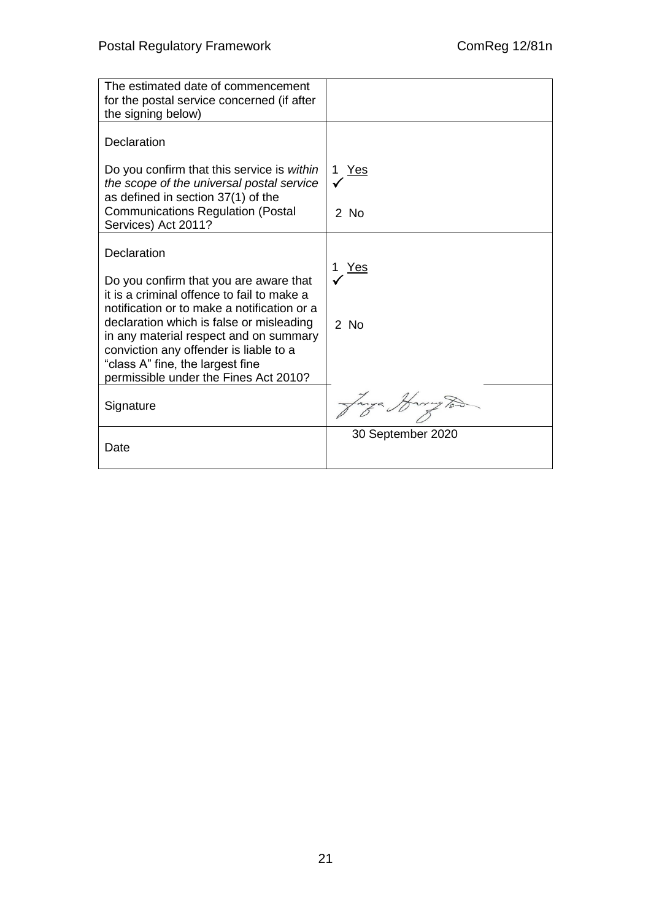| | |
|---|---|
| The estimated date of commencement for the postal service concerned (if after the signing below) | |
| Declaration<br><br>Do you confirm that this service is *within the scope of the universal postal service* as defined in section 37(1) of the Communications Regulation (Postal Services) Act 2011? | 1 Yes ✓<br><br>2 No |
| Declaration<br><br>Do you confirm that you are aware that it is a criminal offence to fail to make a notification or to make a notification or a declaration which is false or misleading in any material respect and on summary conviction any offender is liable to a "class A" fine, the largest fine permissible under the Fines Act 2010? | 1 Yes ✓<br><br>2 No |
| Signature | Tanya Harrington |
| Date | 30 September 2020 |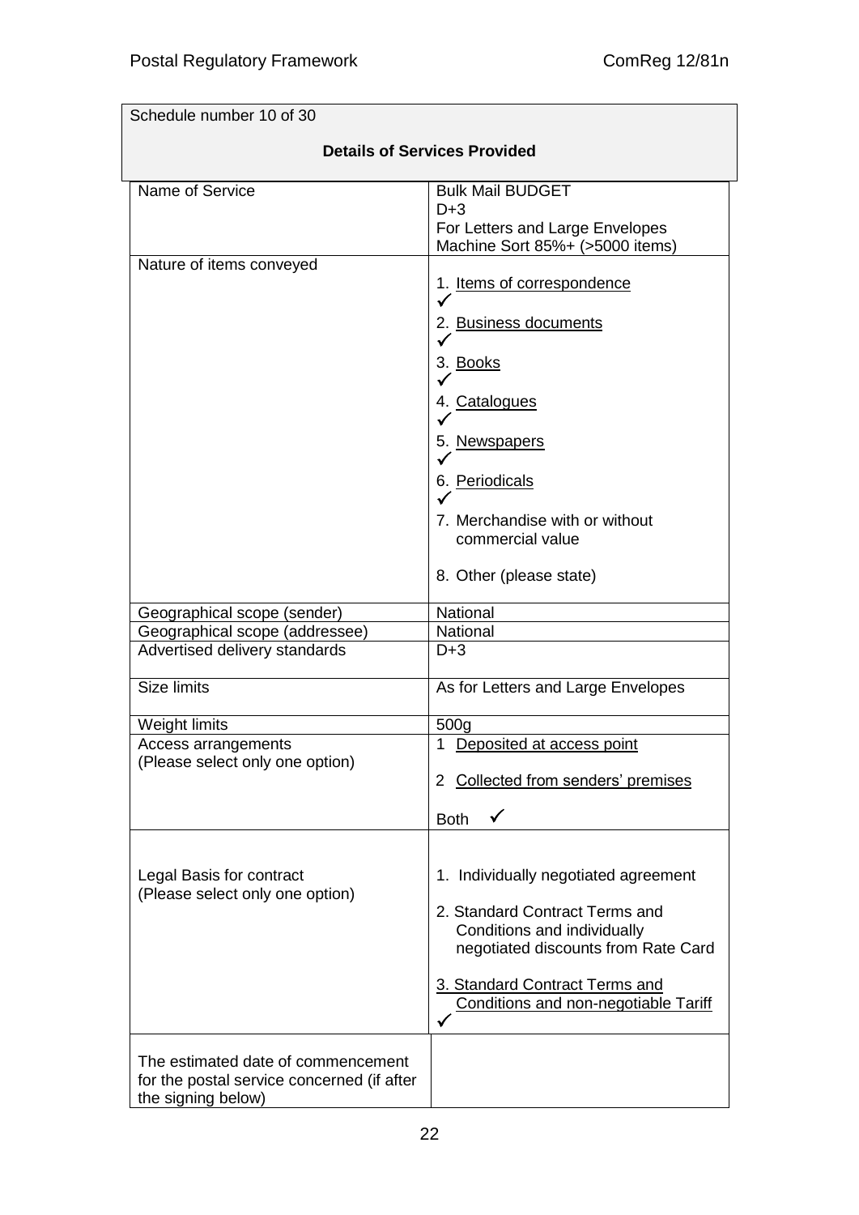| Schedule number 10 of 30 | |
|---|---|
| **Details of Services Provided** | |
| Name of Service | Bulk Mail BUDGET<br>D+3<br>For Letters and Large Envelopes<br>Machine Sort 85%+ (>5000 items) |
| Nature of items conveyed | 1. Items of correspondence ✓<br>2. Business documents ✓<br>3. Books ✓<br>4. Catalogues ✓<br>5. Newspapers ✓<br>6. Periodicals ✓<br>7. Merchandise with or without commercial value<br>8. Other (please state) |
| Geographical scope (sender) | National |
| Geographical scope (addressee) | National |
| Advertised delivery standards | D+3 |
| Size limits | As for Letters and Large Envelopes |
| Weight limits | 500g |
| Access arrangements<br>(Please select only one option) | 1 Deposited at access point<br>2 Collected from senders' premises<br>Both ✓ |
| Legal Basis for contract<br>(Please select only one option) | 1. Individually negotiated agreement<br>2. Standard Contract Terms and Conditions and individually negotiated discounts from Rate Card<br>3. Standard Contract Terms and Conditions and non-negotiable Tariff ✓ |
| The estimated date of commencement for the postal service concerned (if after the signing below) | |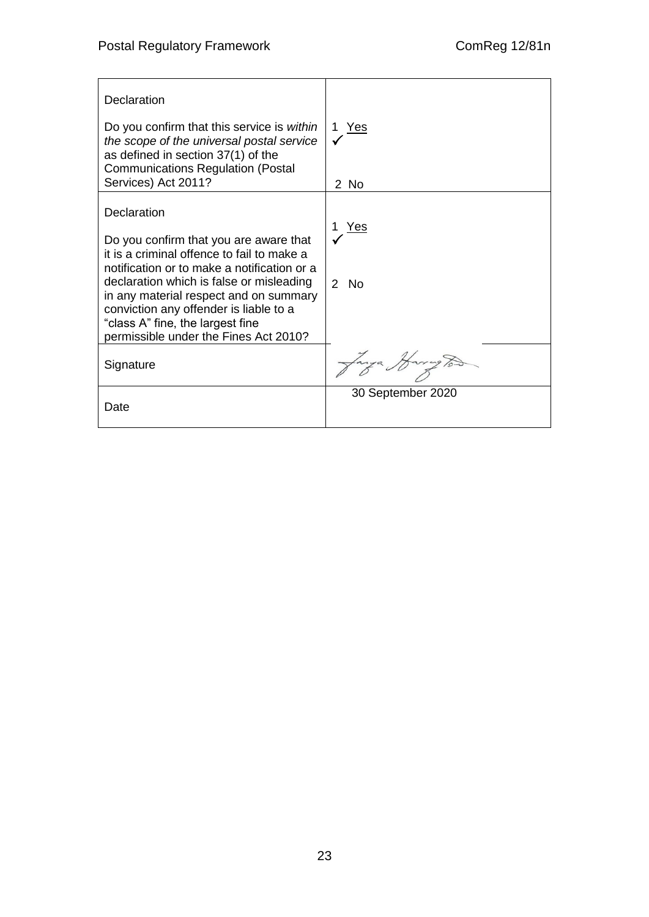| Declaration<br><br>Do you confirm that this service is *within the scope of the universal postal service* as defined in section 37(1) of the Communications Regulation (Postal Services) Act 2011? | 1 Yes ✓<br><br>2 No |
|---|---|
| Declaration<br><br>Do you confirm that you are aware that it is a criminal offence to fail to make a notification or to make a notification or a declaration which is false or misleading in any material respect and on summary conviction any offender is liable to a "class A" fine, the largest fine permissible under the Fines Act 2010? | 1 Yes ✓<br><br>2 No |
| Signature | Tanya Harrington |
| Date | 30 September 2020 |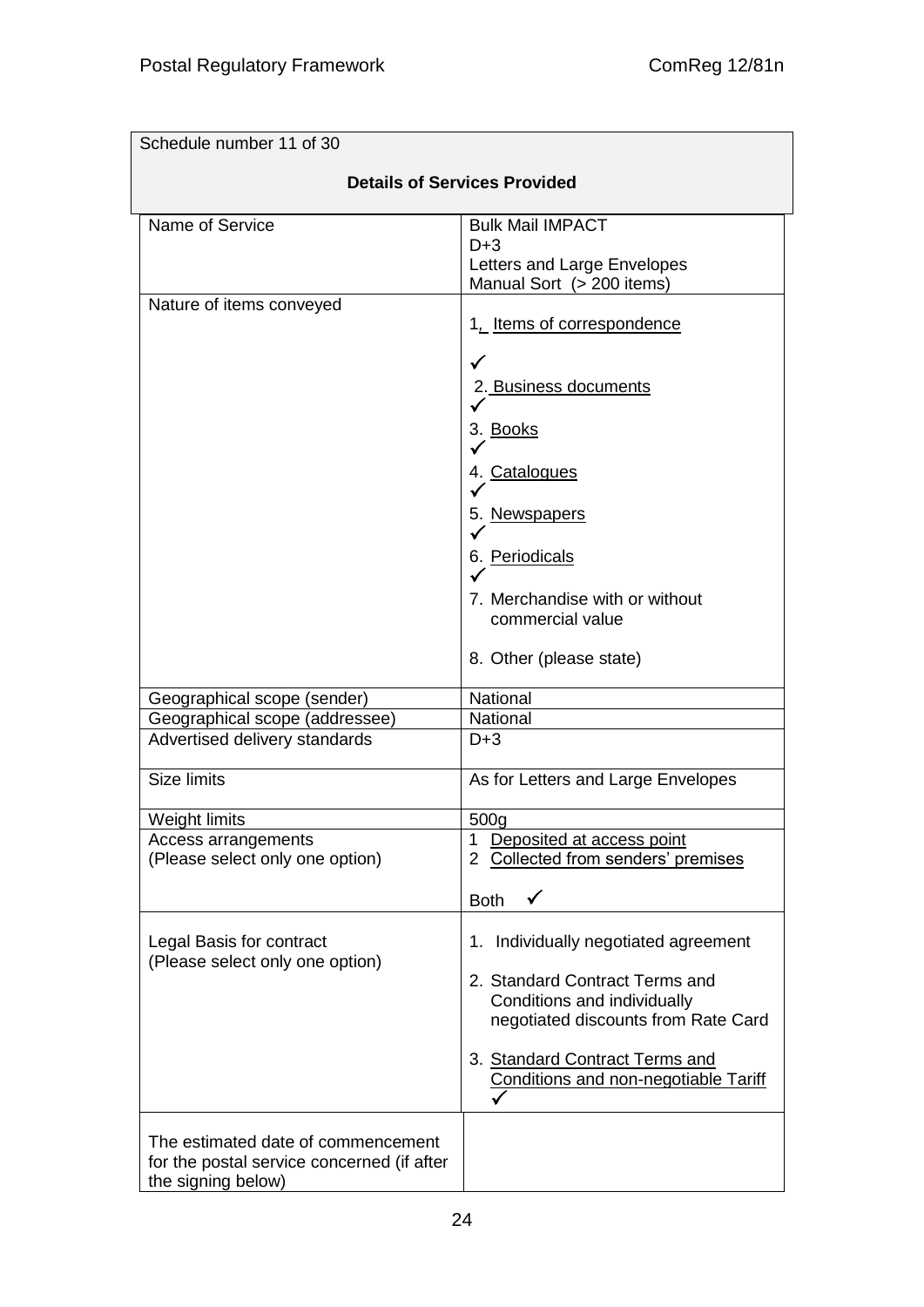| Schedule number 11 of 30 | |
|---|---|
| **Details of Services Provided** | |
| Name of Service | Bulk Mail IMPACT<br>D+3<br>Letters and Large Envelopes<br>Manual Sort (> 200 items) |
| Nature of items conveyed | 1. Items of correspondence<br>✓<br>2. Business documents<br>✓<br>3. Books<br>✓<br>4. Catalogues<br>✓<br>5. Newspapers<br>✓<br>6. Periodicals<br>✓<br>7. Merchandise with or without commercial value<br>8. Other (please state) |
| Geographical scope (sender) | National |
| Geographical scope (addressee) | National |
| Advertised delivery standards | D+3 |
| Size limits | As for Letters and Large Envelopes |
| Weight limits | 500g |
| Access arrangements<br>(Please select only one option) | 1 Deposited at access point<br>2 Collected from senders' premises<br>Both ✓ |
| Legal Basis for contract<br>(Please select only one option) | 1. Individually negotiated agreement<br>2. Standard Contract Terms and Conditions and individually negotiated discounts from Rate Card<br>3. Standard Contract Terms and Conditions and non-negotiable Tariff ✓ |
| The estimated date of commencement for the postal service concerned (if after the signing below) | |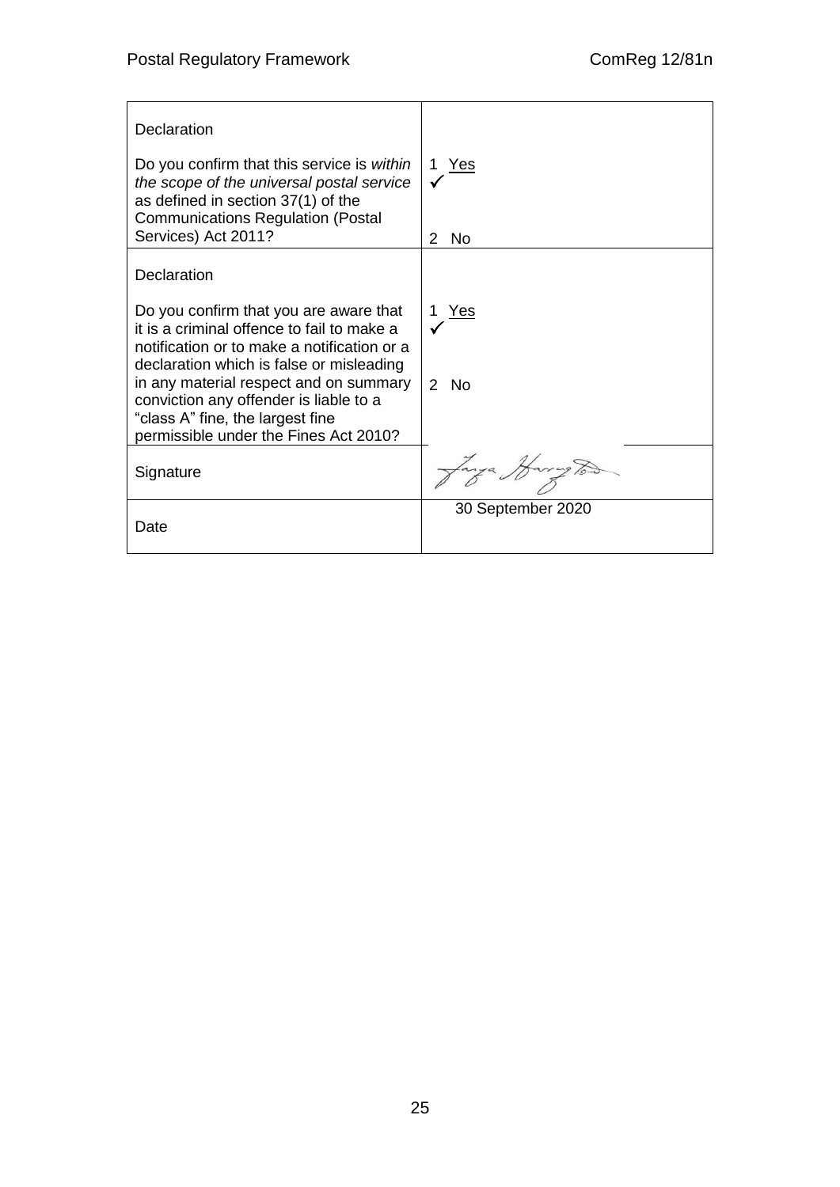| Declaration<br><br>Do you confirm that this service is *within the scope of the universal postal service* as defined in section 37(1) of the Communications Regulation (Postal Services) Act 2011? | 1 Yes ✓<br><br>2 No |
|---|---|
| Declaration<br><br>Do you confirm that you are aware that it is a criminal offence to fail to make a notification or to make a notification or a declaration which is false or misleading in any material respect and on summary conviction any offender is liable to a "class A" fine, the largest fine permissible under the Fines Act 2010? | 1 Yes ✓<br><br>2 No |
| Signature | Tanya Harrington |
| Date | 30 September 2020 |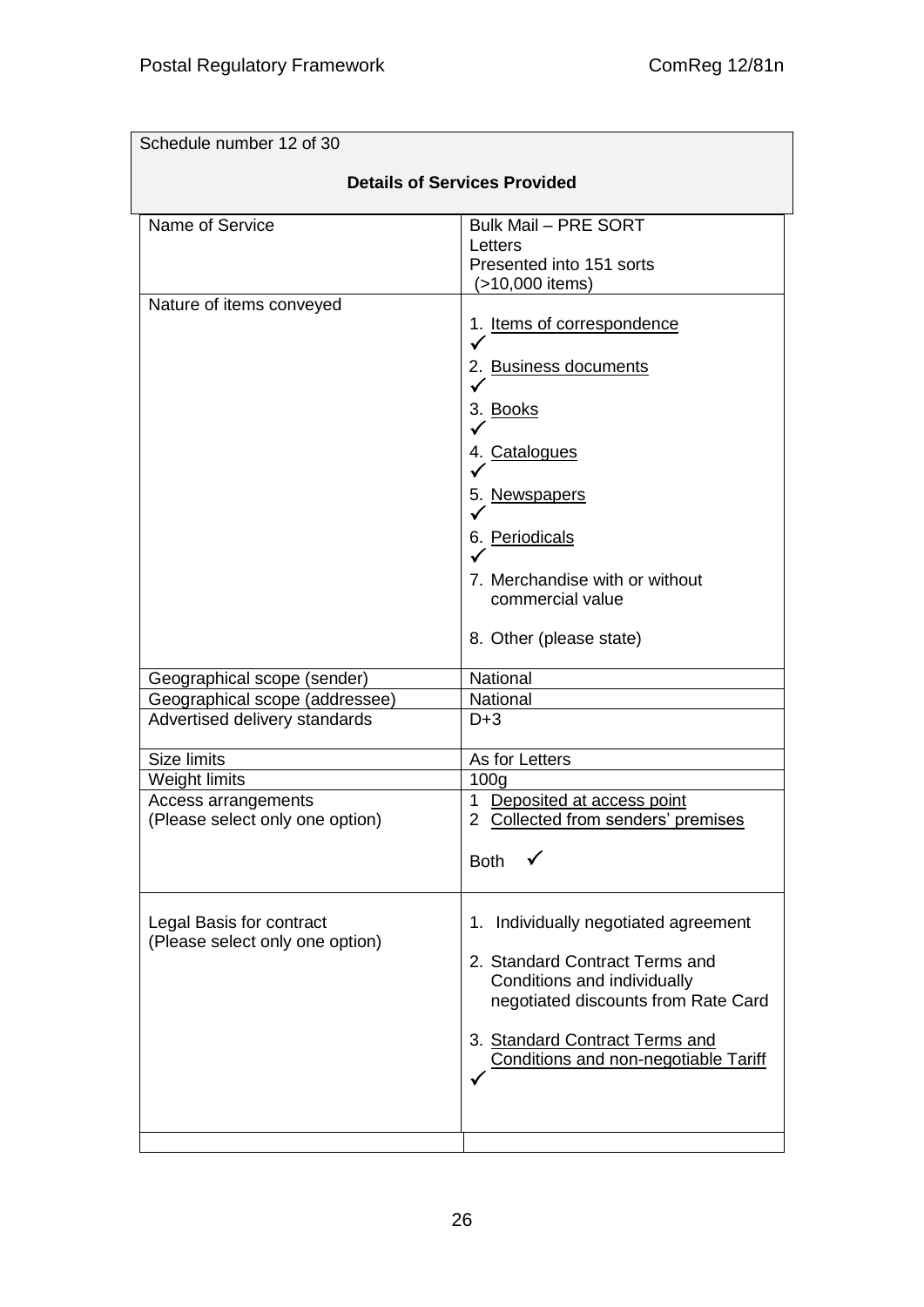Schedule number 12 of 30

**Details of Services Provided**

| | |
|---|---|
| Name of Service | Bulk Mail – PRE SORT<br>Letters<br>Presented into 151 sorts<br>(>10,000 items) |
| Nature of items conveyed | 1. Items of correspondence ✓<br>2. Business documents ✓<br>3. Books ✓<br>4. Catalogues ✓<br>5. Newspapers ✓<br>6. Periodicals ✓<br>7. Merchandise with or without commercial value<br>8. Other (please state) |
| Geographical scope (sender) | National |
| Geographical scope (addressee) | National |
| Advertised delivery standards | D+3 |
| Size limits | As for Letters |
| Weight limits | 100g |
| Access arrangements<br>(Please select only one option) | 1 Deposited at access point<br>2 Collected from senders' premises<br>Both ✓ |
| Legal Basis for contract<br>(Please select only one option) | 1. Individually negotiated agreement<br>2. Standard Contract Terms and Conditions and individually negotiated discounts from Rate Card<br>3. Standard Contract Terms and Conditions and non-negotiable Tariff ✓ |
| | |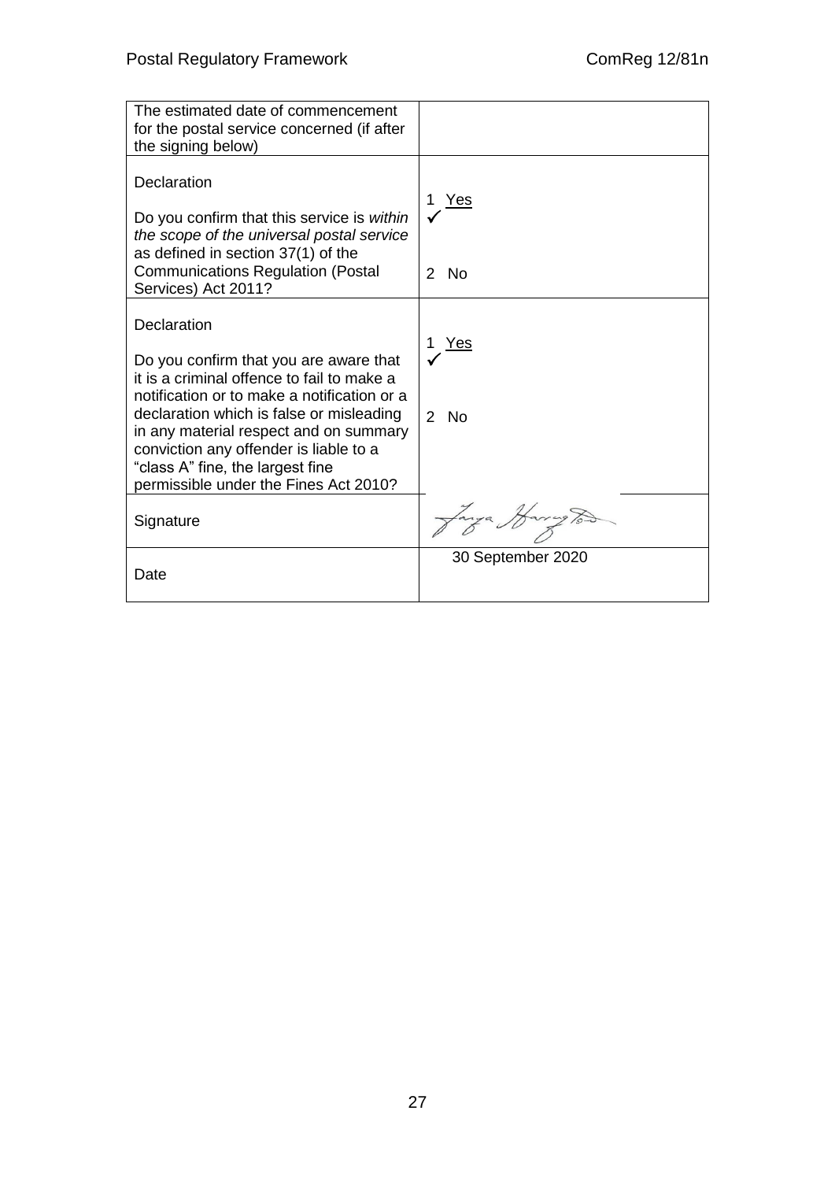| | |
|---|---|
| The estimated date of commencement for the postal service concerned (if after the signing below) | |
| Declaration<br><br>Do you confirm that this service is *within the scope of the universal postal service* as defined in section 37(1) of the Communications Regulation (Postal Services) Act 2011? | 1 <u>Yes</u> ✓<br><br>2 No |
| Declaration<br><br>Do you confirm that you are aware that it is a criminal offence to fail to make a notification or to make a notification or a declaration which is false or misleading in any material respect and on summary conviction any offender is liable to a "class A" fine, the largest fine permissible under the Fines Act 2010? | 1 <u>Yes</u> ✓<br><br>2 No |
| Signature | [Signature] |
| Date | 30 September 2020 |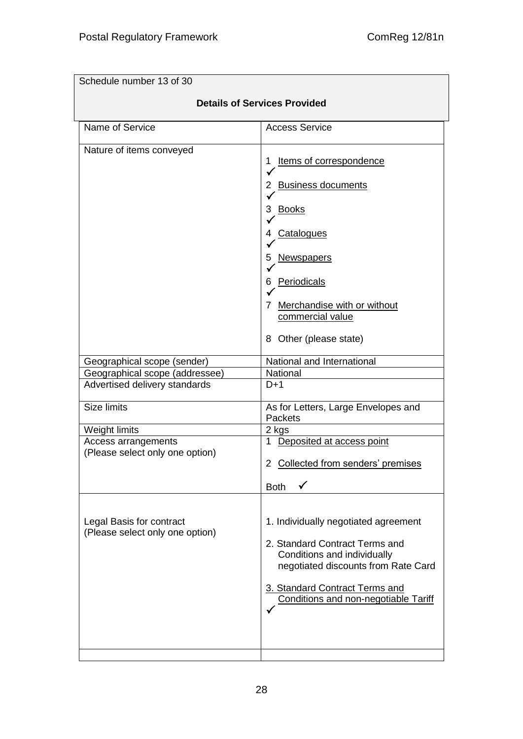Schedule number 13 of 30

**Details of Services Provided**

| Name of Service | Access Service |
|---|---|
| Nature of items conveyed | 1 Items of correspondence ✓<br>2 Business documents ✓<br>3 Books ✓<br>4 Catalogues ✓<br>5 Newspapers ✓<br>6 Periodicals ✓<br>7 Merchandise with or without commercial value<br>8 Other (please state) |
| Geographical scope (sender) | National and International |
| Geographical scope (addressee) | National |
| Advertised delivery standards | D+1 |
| Size limits | As for Letters, Large Envelopes and Packets |
| Weight limits | 2 kgs |
| Access arrangements (Please select only one option) | 1 Deposited at access point<br>2 Collected from senders' premises<br>Both ✓ |
| Legal Basis for contract (Please select only one option) | 1. Individually negotiated agreement<br>2. Standard Contract Terms and Conditions and individually negotiated discounts from Rate Card<br>3. Standard Contract Terms and Conditions and non-negotiable Tariff ✓ |
| | |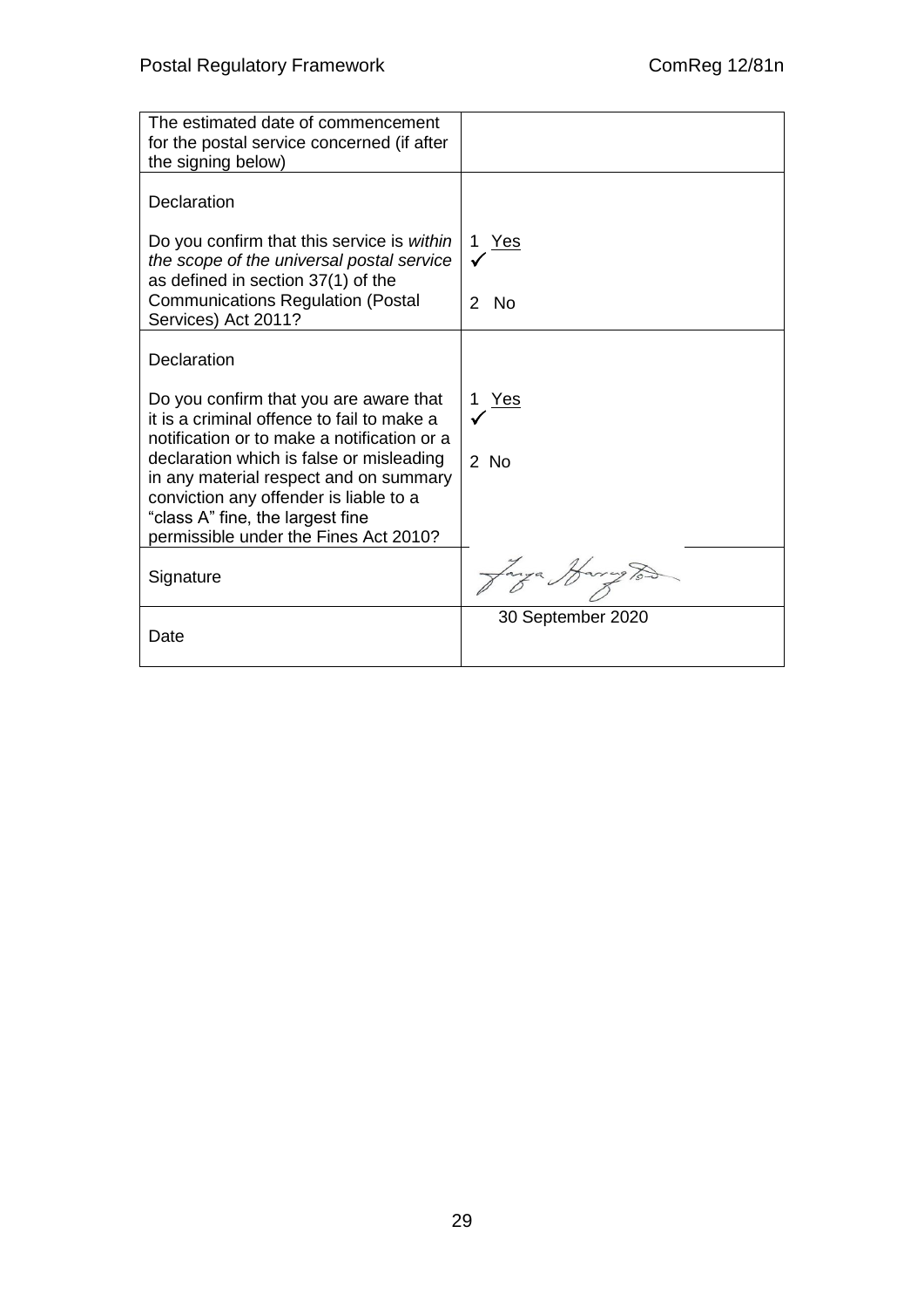| | |
|---|---|
| The estimated date of commencement for the postal service concerned (if after the signing below) | |
| Declaration<br><br>Do you confirm that this service is *within the scope of the universal postal service* as defined in section 37(1) of the Communications Regulation (Postal Services) Act 2011? | 1 <u>Yes</u><br>✓<br><br>2 No |
| Declaration<br><br>Do you confirm that you are aware that it is a criminal offence to fail to make a notification or to make a notification or a declaration which is false or misleading in any material respect and on summary conviction any offender is liable to a "class A" fine, the largest fine permissible under the Fines Act 2010? | 1 <u>Yes</u><br>✓<br><br>2 No |
| Signature | [signature] |
| Date | 30 September 2020 |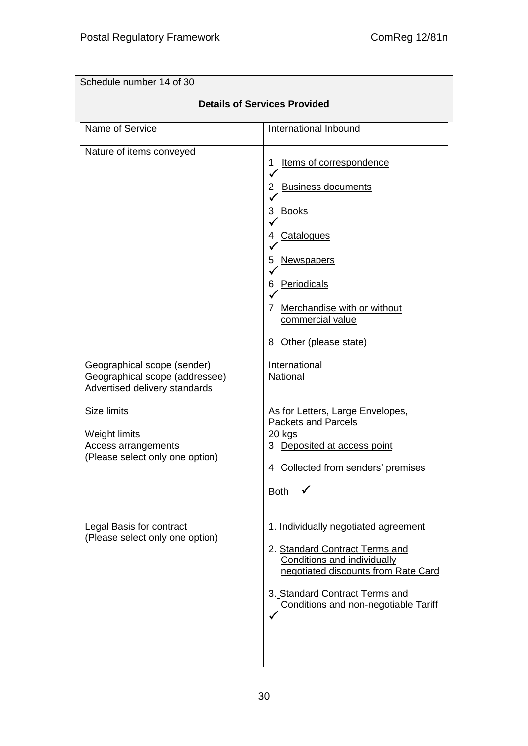Schedule number 14 of 30

**Details of Services Provided**

| Name of Service | International Inbound |
|---|---|
| Nature of items conveyed | 1 Items of correspondence ✓<br>2 Business documents ✓<br>3 Books ✓<br>4 Catalogues ✓<br>5 Newspapers ✓<br>6 Periodicals ✓<br>7 Merchandise with or without commercial value<br>8 Other (please state) |
| Geographical scope (sender) | International |
| Geographical scope (addressee) | National |
| Advertised delivery standards | |
| Size limits | As for Letters, Large Envelopes, Packets and Parcels |
| Weight limits | 20 kgs |
| Access arrangements (Please select only one option) | 3 Deposited at access point<br>4 Collected from senders' premises<br>Both ✓ |
| Legal Basis for contract (Please select only one option) | 1. Individually negotiated agreement<br>2. Standard Contract Terms and Conditions and individually negotiated discounts from Rate Card<br>3. Standard Contract Terms and Conditions and non-negotiable Tariff ✓ |
| | |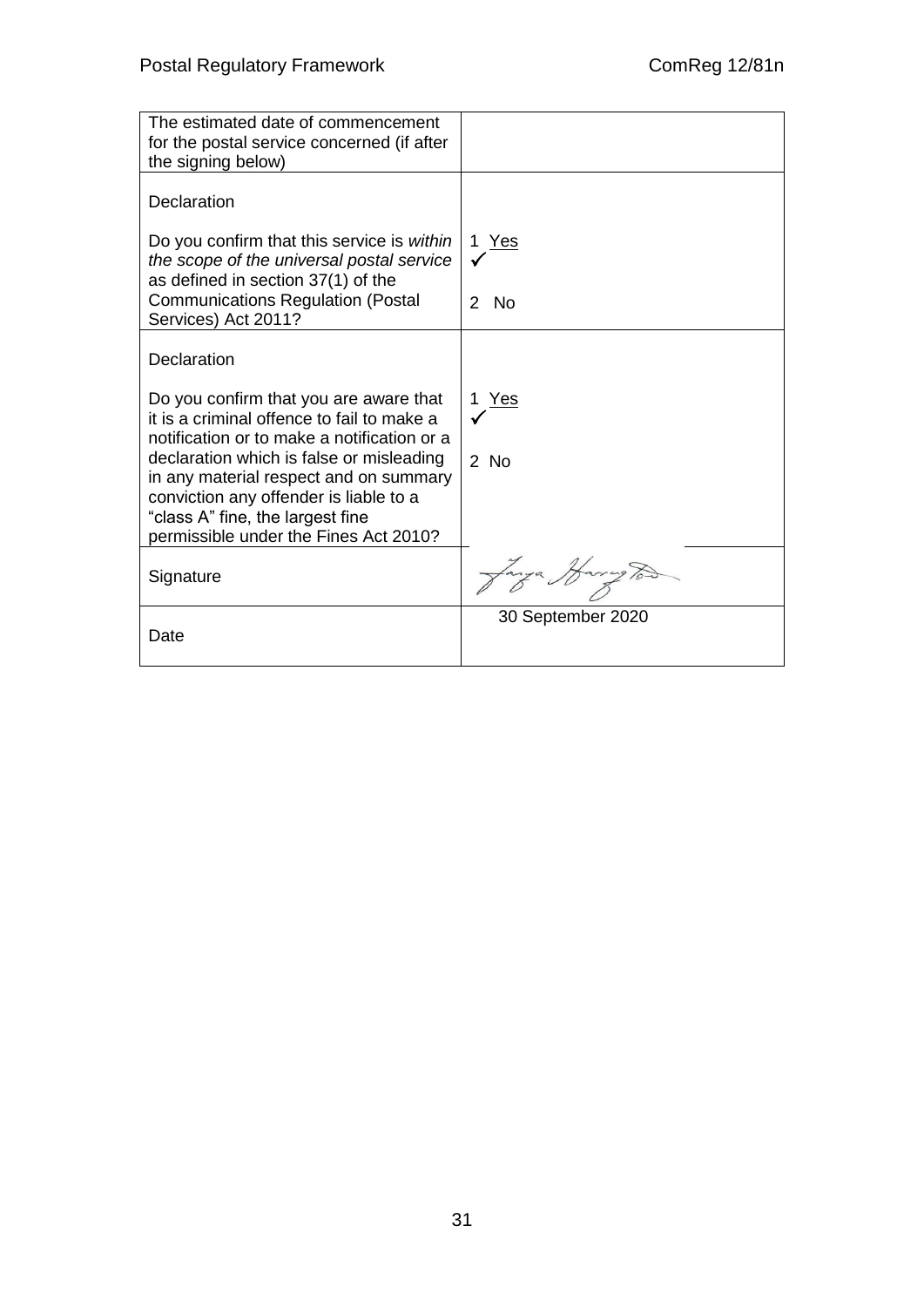| The estimated date of commencement for the postal service concerned (if after the signing below) | |
| --- | --- |
| Declaration<br><br>Do you confirm that this service is *within the scope of the universal postal service* as defined in section 37(1) of the Communications Regulation (Postal Services) Act 2011? | 1 <u>Yes</u> ✓<br><br>2 No |
| Declaration<br><br>Do you confirm that you are aware that it is a criminal offence to fail to make a notification or to make a notification or a declaration which is false or misleading in any material respect and on summary conviction any offender is liable to a "class A" fine, the largest fine permissible under the Fines Act 2010? | 1 <u>Yes</u> ✓<br><br>2 No |
| Signature | [signature] |
| Date | 30 September 2020 |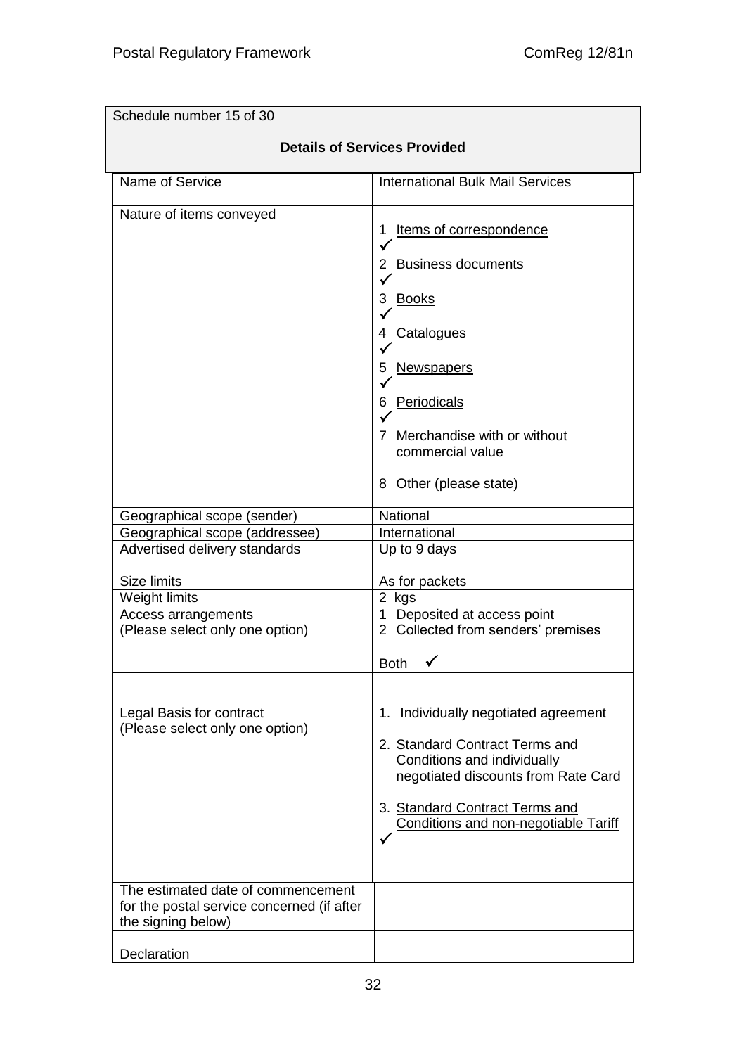Schedule number 15 of 30

**Details of Services Provided**

| | |
|---|---|
| Name of Service | International Bulk Mail Services |
| Nature of items conveyed | 1 Items of correspondence ✓<br>2 Business documents ✓<br>3 Books ✓<br>4 Catalogues ✓<br>5 Newspapers ✓<br>6 Periodicals ✓<br>7 Merchandise with or without commercial value<br>8 Other (please state) |
| Geographical scope (sender) | National |
| Geographical scope (addressee) | International |
| Advertised delivery standards | Up to 9 days |
| Size limits | As for packets |
| Weight limits | 2 kgs |
| Access arrangements (Please select only one option) | 1 Deposited at access point<br>2 Collected from senders' premises<br>Both ✓ |
| Legal Basis for contract (Please select only one option) | 1. Individually negotiated agreement<br>2. Standard Contract Terms and Conditions and individually negotiated discounts from Rate Card<br>3. Standard Contract Terms and Conditions and non-negotiable Tariff ✓ |
| The estimated date of commencement for the postal service concerned (if after the signing below) | |
| Declaration | |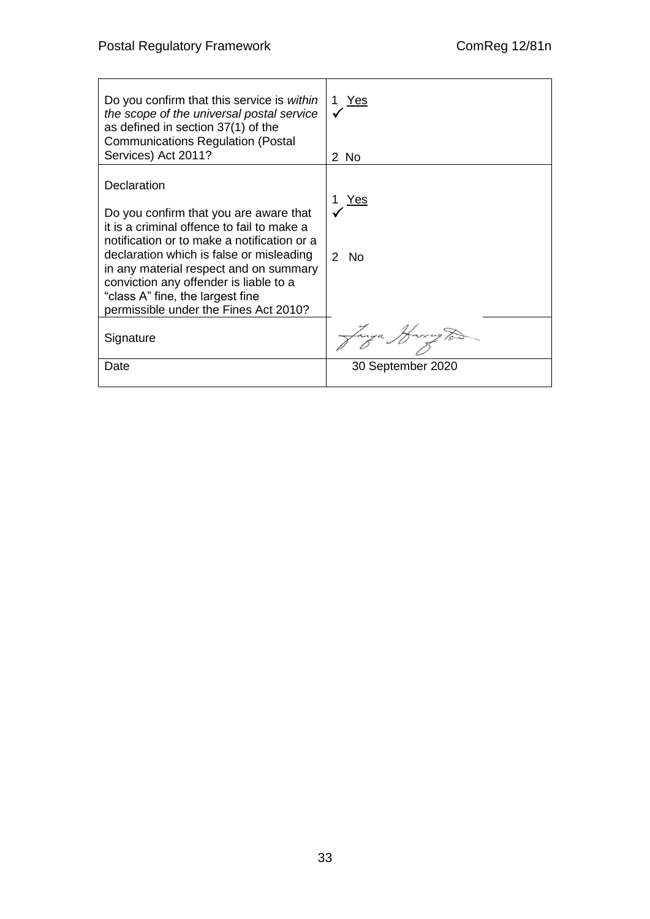| | |
|---|---|
| Do you confirm that this service is *within the scope of the universal postal service* as defined in section 37(1) of the Communications Regulation (Postal Services) Act 2011? | 1 Yes ✓<br><br>2 No |
| Declaration<br><br>Do you confirm that you are aware that it is a criminal offence to fail to make a notification or to make a notification or a declaration which is false or misleading in any material respect and on summary conviction any offender is liable to a "class A" fine, the largest fine permissible under the Fines Act 2010? | 1 Yes ✓<br><br>2 No |
| Signature | [signature] |
| Date | 30 September 2020 |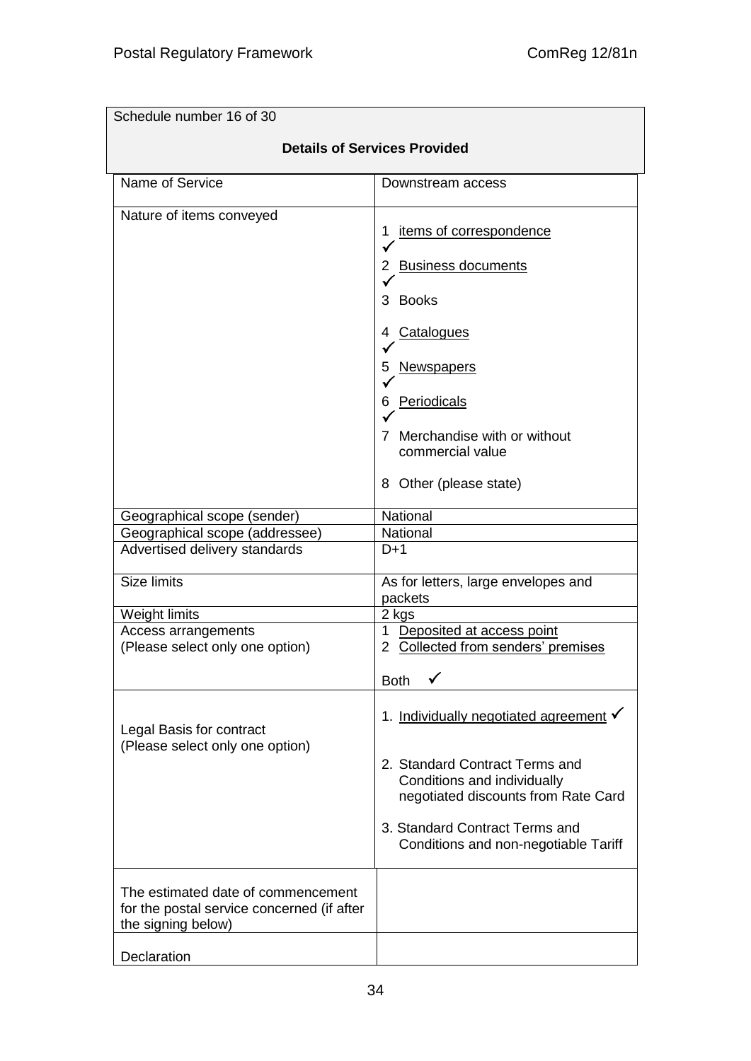| Schedule number 16 of 30 | |
|---|---|
| **Details of Services Provided** | |
| Name of Service | Downstream access |
| Nature of items conveyed | 1 items of correspondence ✓<br>2 Business documents ✓<br>3 Books<br>4 Catalogues ✓<br>5 Newspapers ✓<br>6 Periodicals ✓<br>7 Merchandise with or without commercial value<br>8 Other (please state) |
| Geographical scope (sender) | National |
| Geographical scope (addressee) | National |
| Advertised delivery standards | D+1 |
| Size limits | As for letters, large envelopes and packets |
| Weight limits | 2 kgs |
| Access arrangements<br>(Please select only one option) | 1 Deposited at access point<br>2 Collected from senders' premises<br>Both ✓ |
| Legal Basis for contract<br>(Please select only one option) | 1. Individually negotiated agreement ✓<br>2. Standard Contract Terms and Conditions and individually negotiated discounts from Rate Card<br>3. Standard Contract Terms and Conditions and non-negotiable Tariff |
| The estimated date of commencement for the postal service concerned (if after the signing below) | |
| Declaration | |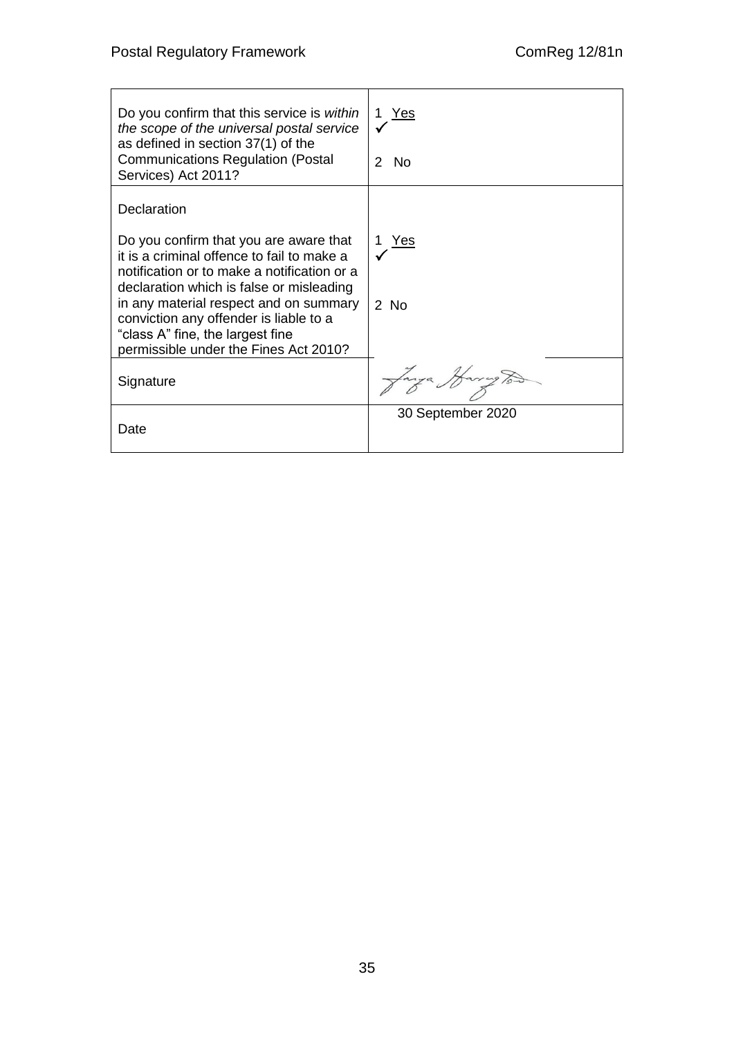| | |
|---|---|
| Do you confirm that this service is *within the scope of the universal postal service* as defined in section 37(1) of the Communications Regulation (Postal Services) Act 2011? | 1 Yes ✓<br><br>2 No |
| Declaration<br><br>Do you confirm that you are aware that it is a criminal offence to fail to make a notification or to make a notification or a declaration which is false or misleading in any material respect and on summary conviction any offender is liable to a "class A" fine, the largest fine permissible under the Fines Act 2010? | 1 Yes ✓<br><br>2 No |
| Signature | |
| Date | 30 September 2020 |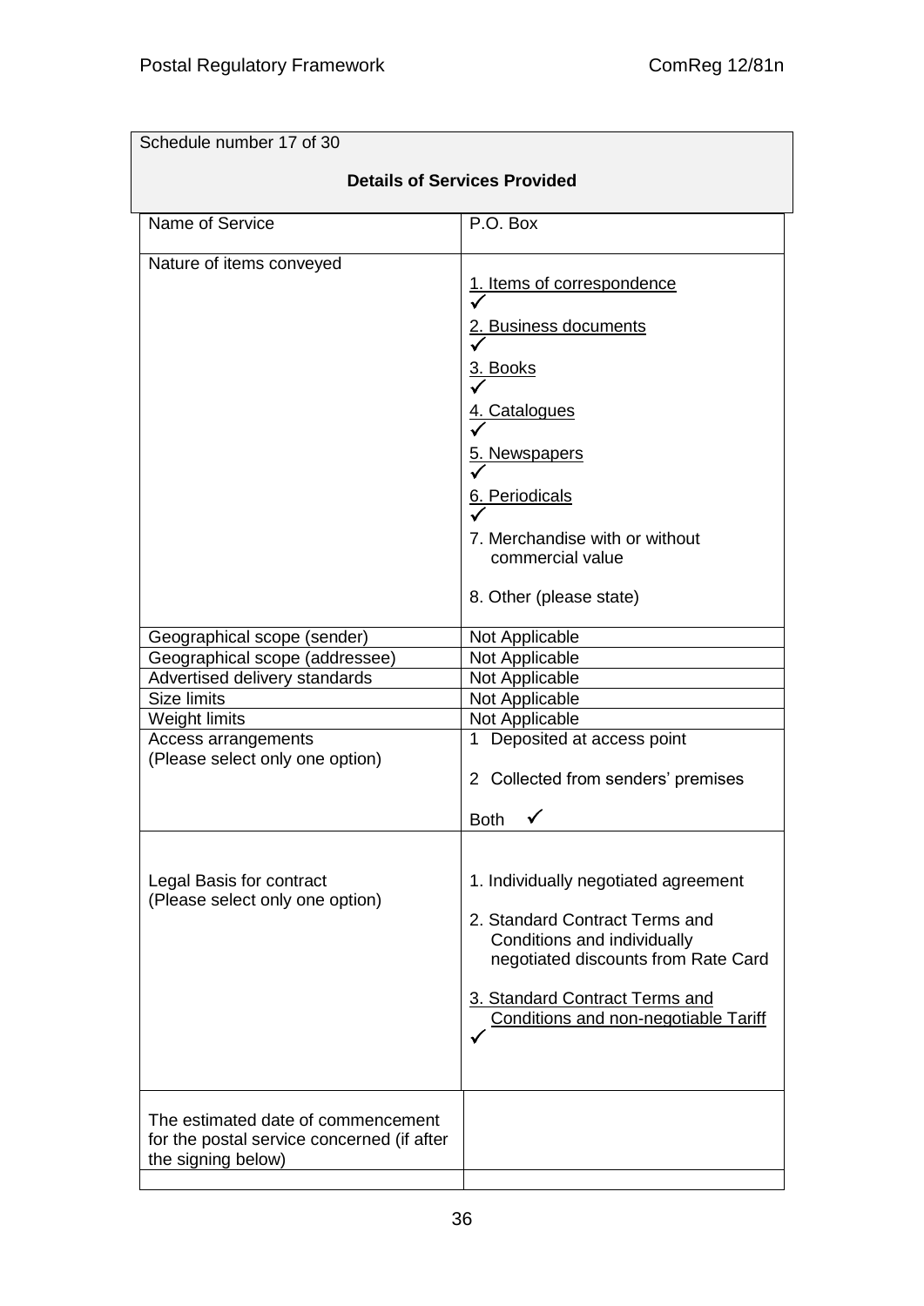| Schedule number 17 of 30 | |
|---|---|
| **Details of Services Provided** | |
| Name of Service | P.O. Box |
| Nature of items conveyed | 1. Items of correspondence ✓<br>2. Business documents ✓<br>3. Books ✓<br>4. Catalogues ✓<br>5. Newspapers ✓<br>6. Periodicals ✓<br>7. Merchandise with or without commercial value<br>8. Other (please state) |
| Geographical scope (sender) | Not Applicable |
| Geographical scope (addressee) | Not Applicable |
| Advertised delivery standards | Not Applicable |
| Size limits | Not Applicable |
| Weight limits | Not Applicable |
| Access arrangements (Please select only one option) | 1 Deposited at access point<br>2 Collected from senders' premises<br>Both ✓ |
| Legal Basis for contract (Please select only one option) | 1. Individually negotiated agreement<br>2. Standard Contract Terms and Conditions and individually negotiated discounts from Rate Card<br>3. Standard Contract Terms and Conditions and non-negotiable Tariff ✓ |
| The estimated date of commencement for the postal service concerned (if after the signing below) | |
| | |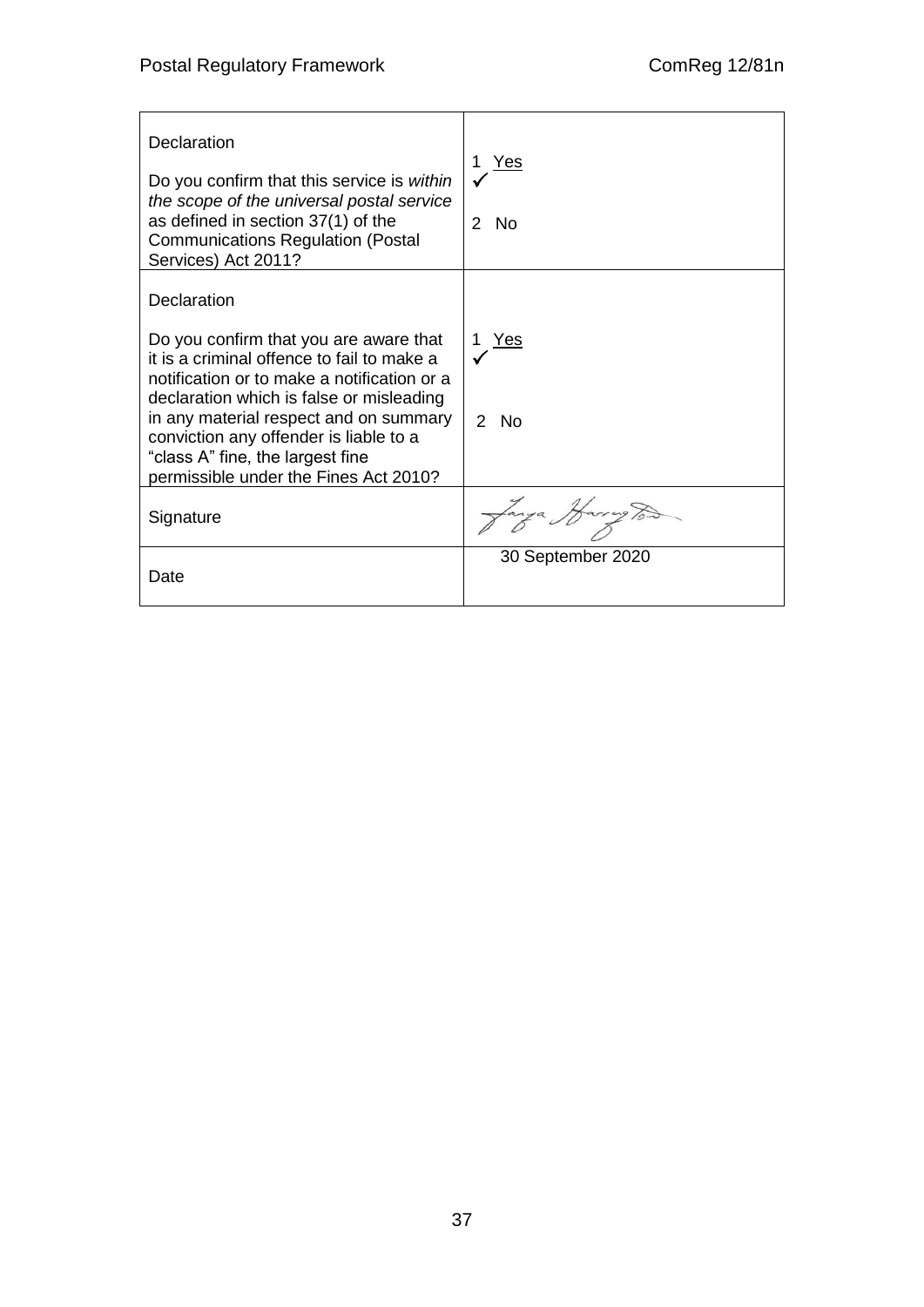| Declaration<br><br>Do you confirm that this service is *within the scope of the universal postal service* as defined in section 37(1) of the Communications Regulation (Postal Services) Act 2011? | 1 Yes ✓<br><br>2 No |
| --- | --- |
| Declaration<br><br>Do you confirm that you are aware that it is a criminal offence to fail to make a notification or to make a notification or a declaration which is false or misleading in any material respect and on summary conviction any offender is liable to a "class A" fine, the largest fine permissible under the Fines Act 2010? | 1 Yes ✓<br><br>2 No |
| Signature | Tanya Harrington |
| Date | 30 September 2020 |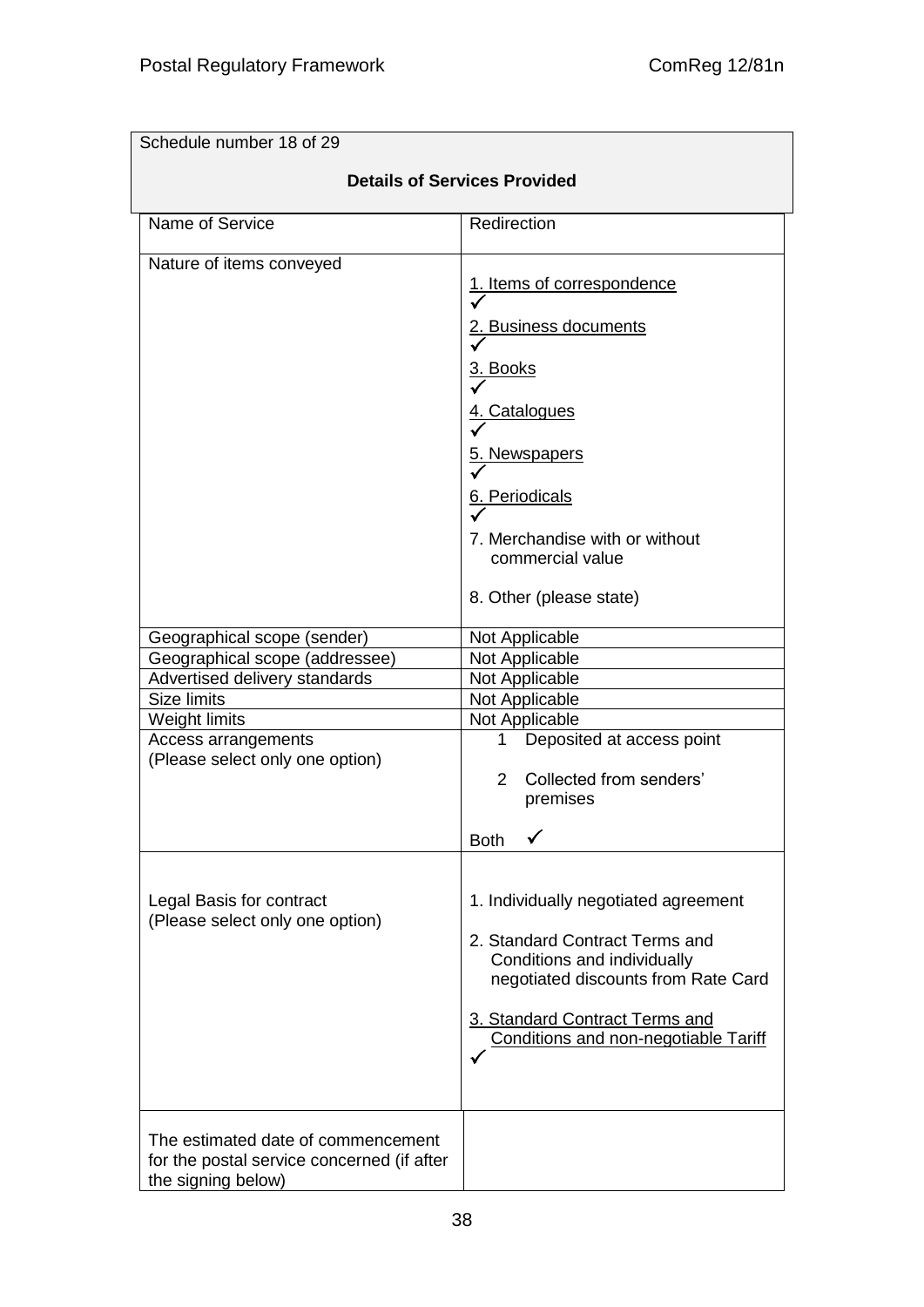| Schedule number 18 of 29 | |
|---|---|
| **Details of Services Provided** | |
| Name of Service | Redirection |
| Nature of items conveyed | 1. Items of correspondence ✓<br>2. Business documents ✓<br>3. Books ✓<br>4. Catalogues ✓<br>5. Newspapers ✓<br>6. Periodicals ✓<br>7. Merchandise with or without commercial value<br>8. Other (please state) |
| Geographical scope (sender) | Not Applicable |
| Geographical scope (addressee) | Not Applicable |
| Advertised delivery standards | Not Applicable |
| Size limits | Not Applicable |
| Weight limits | Not Applicable |
| Access arrangements (Please select only one option) | 1 Deposited at access point<br>2 Collected from senders' premises<br>Both ✓ |
| Legal Basis for contract (Please select only one option) | 1. Individually negotiated agreement<br>2. Standard Contract Terms and Conditions and individually negotiated discounts from Rate Card<br>3. Standard Contract Terms and Conditions and non-negotiable Tariff ✓ |
| The estimated date of commencement for the postal service concerned (if after the signing below) | |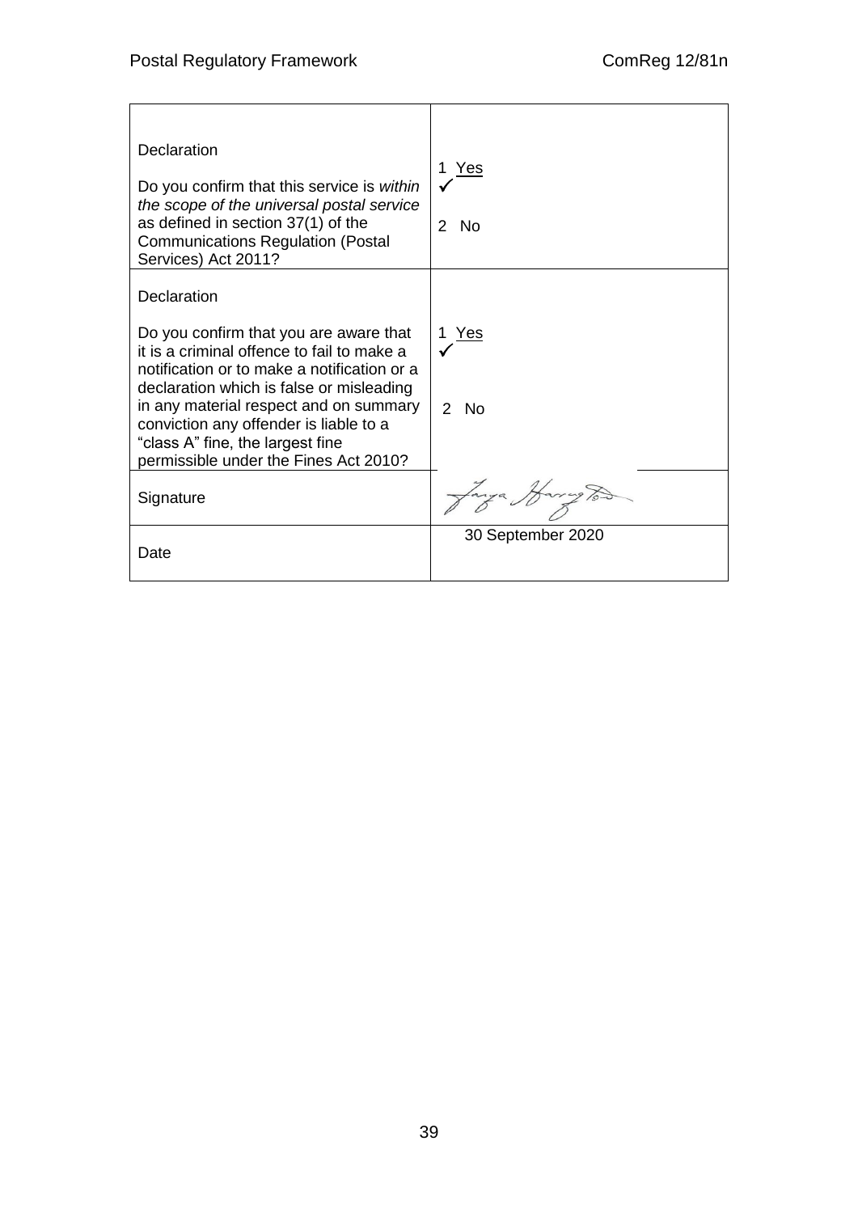| | |
|---|---|
| Declaration<br><br>Do you confirm that this service is *within the scope of the universal postal service* as defined in section 37(1) of the Communications Regulation (Postal Services) Act 2011? | 1 Yes<br>✓<br><br>2 No |
| Declaration<br><br>Do you confirm that you are aware that it is a criminal offence to fail to make a notification or to make a notification or a declaration which is false or misleading in any material respect and on summary conviction any offender is liable to a "class A" fine, the largest fine permissible under the Fines Act 2010? | 1 Yes<br>✓<br><br>2 No |
| Signature | Tanya Harrington |
| Date | 30 September 2020 |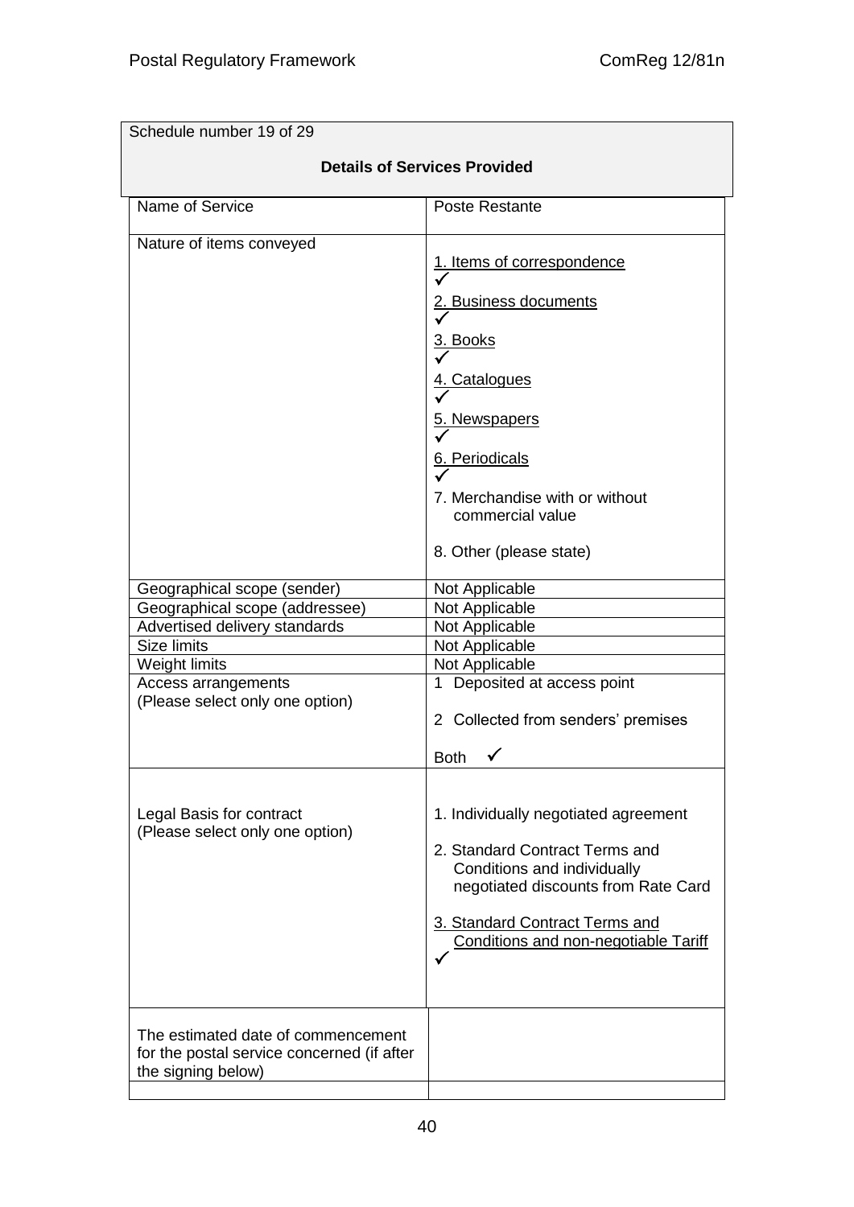| Schedule number 19 of 29 | |
|---|---|
| **Details of Services Provided** | |
| Name of Service | Poste Restante |
| Nature of items conveyed | 1. Items of correspondence ✓<br>2. Business documents ✓<br>3. Books ✓<br>4. Catalogues ✓<br>5. Newspapers ✓<br>6. Periodicals ✓<br>7. Merchandise with or without commercial value<br>8. Other (please state) |
| Geographical scope (sender) | Not Applicable |
| Geographical scope (addressee) | Not Applicable |
| Advertised delivery standards | Not Applicable |
| Size limits | Not Applicable |
| Weight limits | Not Applicable |
| Access arrangements (Please select only one option) | 1 Deposited at access point<br>2 Collected from senders' premises<br>Both ✓ |
| Legal Basis for contract (Please select only one option) | 1. Individually negotiated agreement<br>2. Standard Contract Terms and Conditions and individually negotiated discounts from Rate Card<br>3. Standard Contract Terms and Conditions and non-negotiable Tariff ✓ |
| The estimated date of commencement for the postal service concerned (if after the signing below) | |
| | |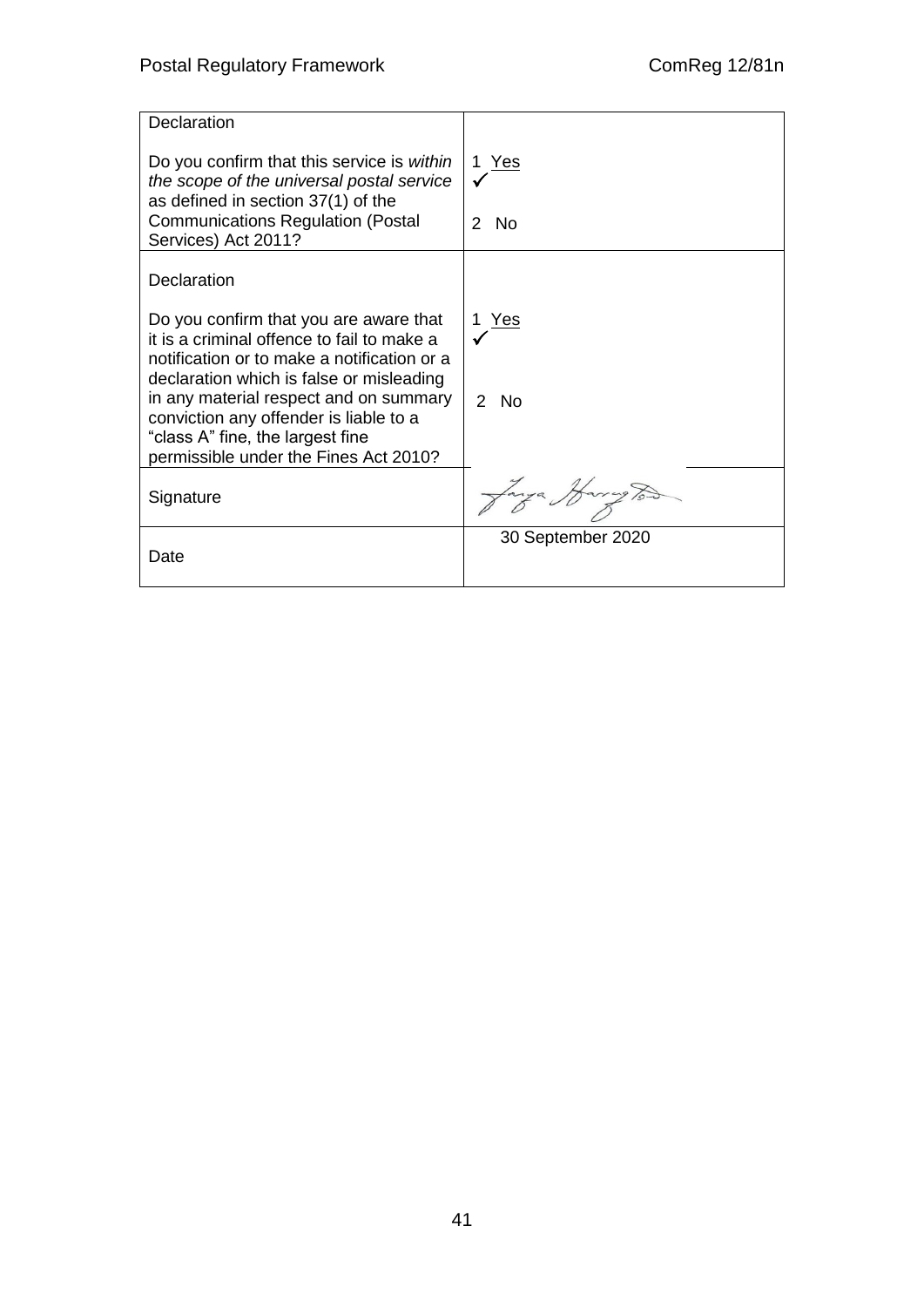| Declaration<br><br>Do you confirm that this service is *within the scope of the universal postal service* as defined in section 37(1) of the Communications Regulation (Postal Services) Act 2011? | 1 Yes ✓<br><br>2 No |
|---|---|
| Declaration<br><br>Do you confirm that you are aware that it is a criminal offence to fail to make a notification or to make a notification or a declaration which is false or misleading in any material respect and on summary conviction any offender is liable to a "class A" fine, the largest fine permissible under the Fines Act 2010? | 1 Yes ✓<br><br>2 No |
| Signature | [signature] |
| Date | 30 September 2020 |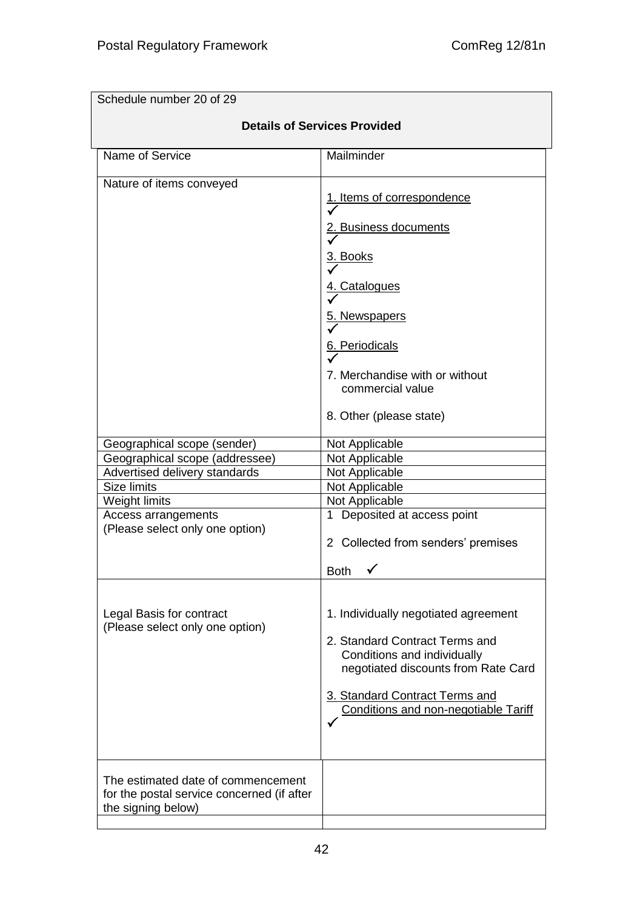| Schedule number 20 of 29 | |
| --- | --- |
| **Details of Services Provided** | |
| Name of Service | Mailminder |
| Nature of items conveyed | 1. Items of correspondence ✓<br>2. Business documents ✓<br>3. Books ✓<br>4. Catalogues ✓<br>5. Newspapers ✓<br>6. Periodicals ✓<br>7. Merchandise with or without commercial value<br>8. Other (please state) |
| Geographical scope (sender) | Not Applicable |
| Geographical scope (addressee) | Not Applicable |
| Advertised delivery standards | Not Applicable |
| Size limits | Not Applicable |
| Weight limits | Not Applicable |
| Access arrangements (Please select only one option) | 1 Deposited at access point<br>2 Collected from senders' premises<br>Both ✓ |
| Legal Basis for contract (Please select only one option) | 1. Individually negotiated agreement<br>2. Standard Contract Terms and Conditions and individually negotiated discounts from Rate Card<br>3. Standard Contract Terms and Conditions and non-negotiable Tariff ✓ |
| The estimated date of commencement for the postal service concerned (if after the signing below) | |
| | |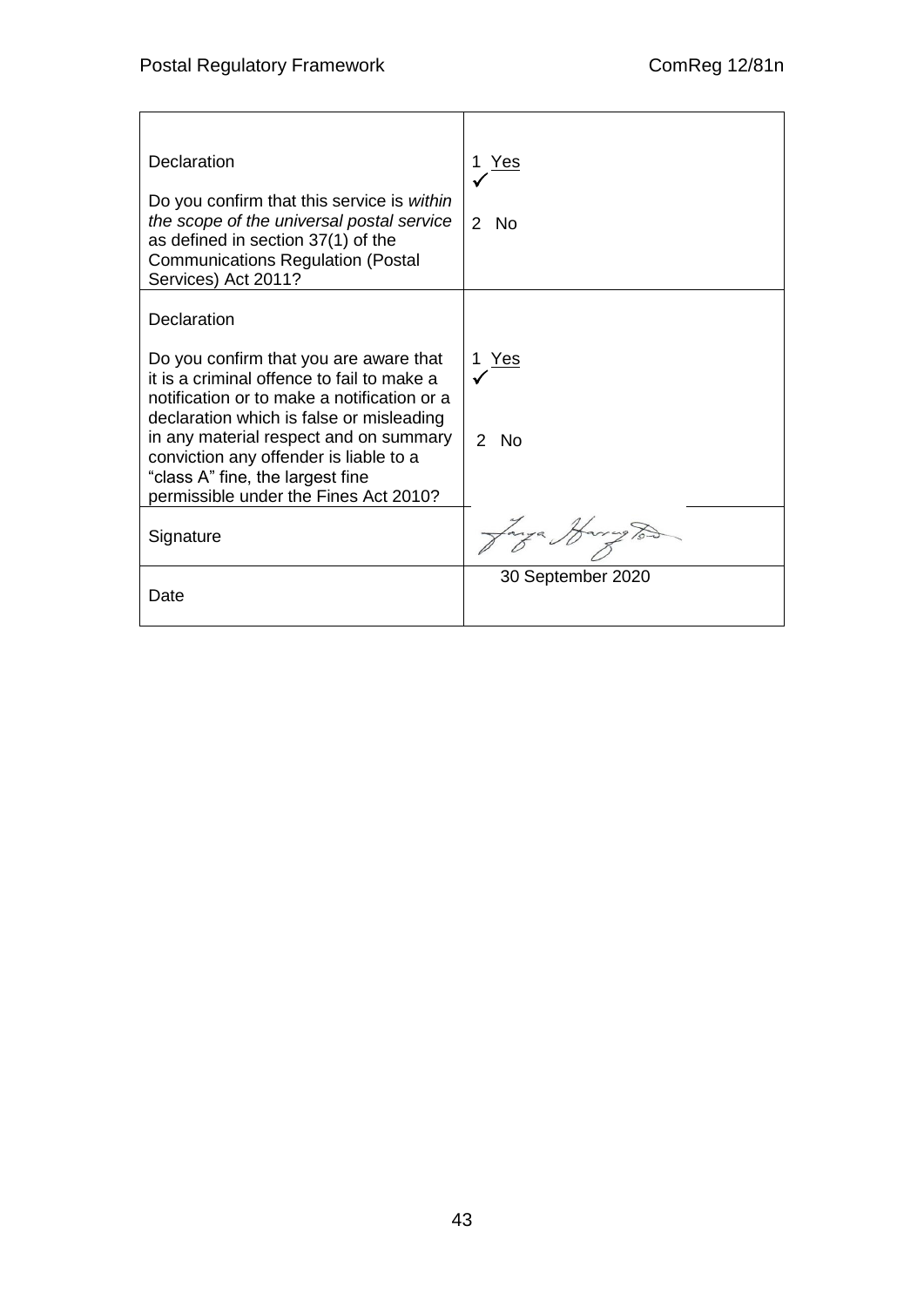| | |
|---|---|
| Declaration<br><br>Do you confirm that this service is *within the scope of the universal postal service* as defined in section 37(1) of the Communications Regulation (Postal Services) Act 2011? | 1 Yes ✓<br><br>2 No |
| Declaration<br><br>Do you confirm that you are aware that it is a criminal offence to fail to make a notification or to make a notification or a declaration which is false or misleading in any material respect and on summary conviction any offender is liable to a “class A” fine, the largest fine permissible under the Fines Act 2010? | 1 Yes ✓<br><br>2 No |
| Signature | [signature] |
| Date | 30 September 2020 |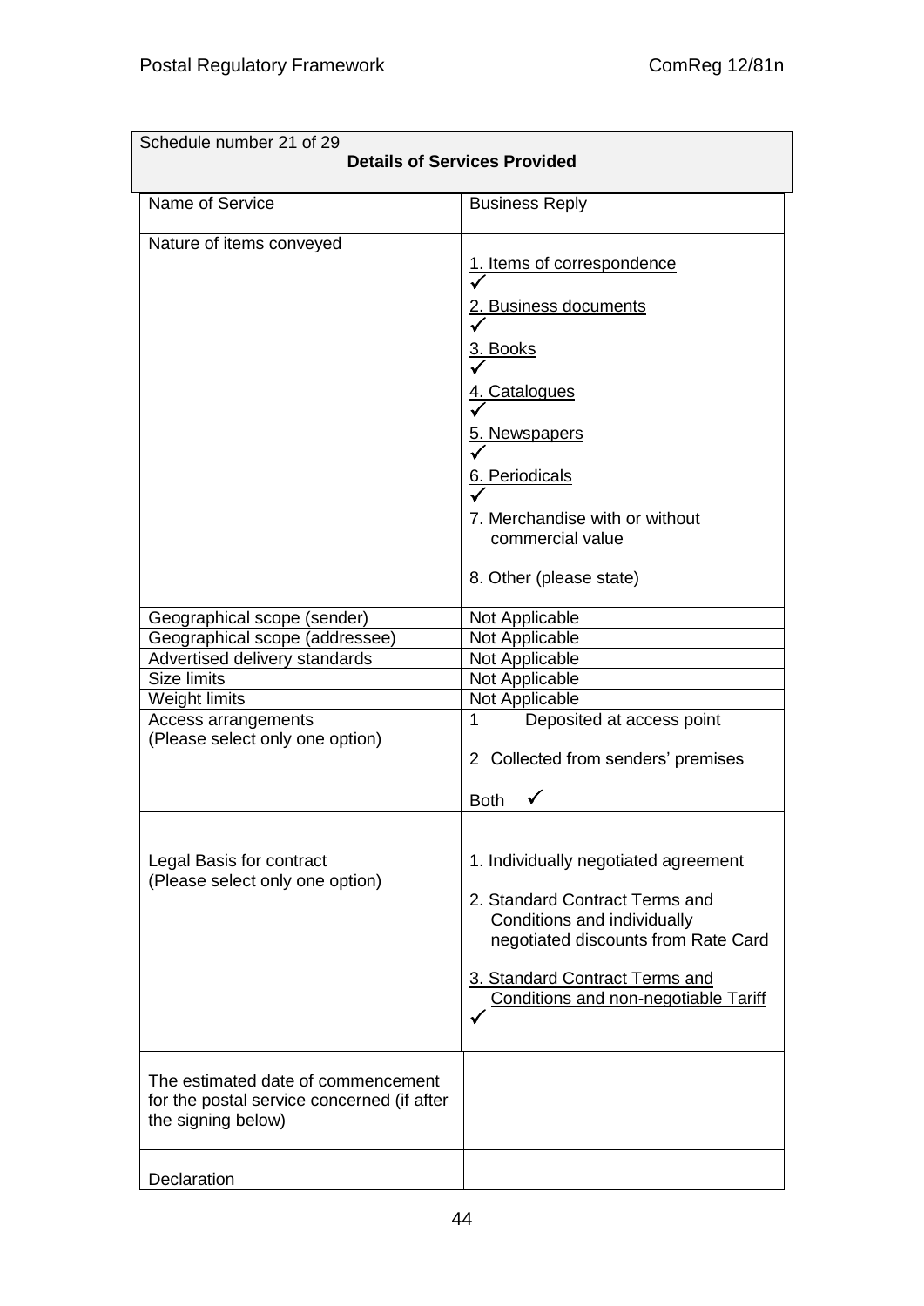| Schedule number 21 of 29<br>**Details of Services Provided** | |
|---|---|
| Name of Service | Business Reply |
| Nature of items conveyed | 1. Items of correspondence ✓<br>2. Business documents ✓<br>3. Books ✓<br>4. Catalogues ✓<br>5. Newspapers ✓<br>6. Periodicals ✓<br>7. Merchandise with or without commercial value<br>8. Other (please state) |
| Geographical scope (sender) | Not Applicable |
| Geographical scope (addressee) | Not Applicable |
| Advertised delivery standards | Not Applicable |
| Size limits | Not Applicable |
| Weight limits | Not Applicable |
| Access arrangements (Please select only one option) | 1 Deposited at access point<br>2 Collected from senders' premises<br>Both ✓ |
| Legal Basis for contract (Please select only one option) | 1. Individually negotiated agreement<br>2. Standard Contract Terms and Conditions and individually negotiated discounts from Rate Card<br>3. Standard Contract Terms and Conditions and non-negotiable Tariff ✓ |
| The estimated date of commencement for the postal service concerned (if after the signing below) | |
| Declaration | |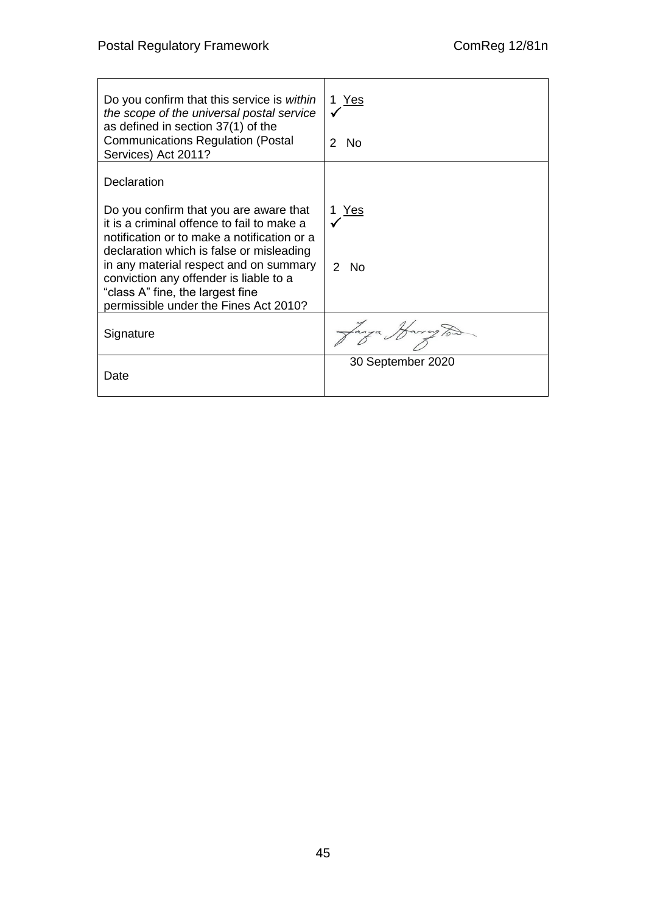| | |
|---|---|
| Do you confirm that this service is *within the scope of the universal postal service* as defined in section 37(1) of the Communications Regulation (Postal Services) Act 2011? | 1 Yes ✓<br><br>2 No |
| Declaration<br><br>Do you confirm that you are aware that it is a criminal offence to fail to make a notification or to make a notification or a declaration which is false or misleading in any material respect and on summary conviction any offender is liable to a "class A" fine, the largest fine permissible under the Fines Act 2010? | 1 Yes ✓<br><br>2 No |
| Signature | Tanya Harrington |
| Date | 30 September 2020 |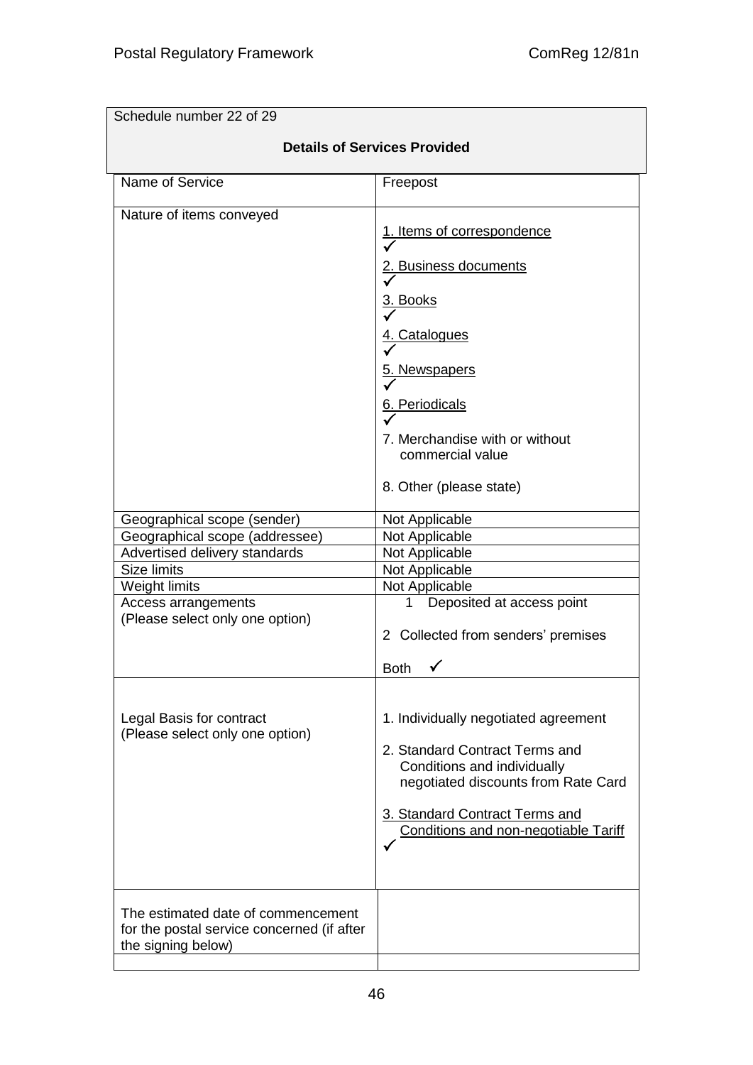| Schedule number 22 of 29 | |
|---|---|
| **Details of Services Provided** | |
| Name of Service | Freepost |
| Nature of items conveyed | 1. Items of correspondence ✓<br>2. Business documents ✓<br>3. Books ✓<br>4. Catalogues ✓<br>5. Newspapers ✓<br>6. Periodicals ✓<br>7. Merchandise with or without commercial value<br>8. Other (please state) |
| Geographical scope (sender) | Not Applicable |
| Geographical scope (addressee) | Not Applicable |
| Advertised delivery standards | Not Applicable |
| Size limits | Not Applicable |
| Weight limits | Not Applicable |
| Access arrangements (Please select only one option) | 1 Deposited at access point<br>2 Collected from senders' premises<br>Both ✓ |
| Legal Basis for contract (Please select only one option) | 1. Individually negotiated agreement<br>2. Standard Contract Terms and Conditions and individually negotiated discounts from Rate Card<br>3. Standard Contract Terms and Conditions and non-negotiable Tariff ✓ |
| The estimated date of commencement for the postal service concerned (if after the signing below) | |
| | |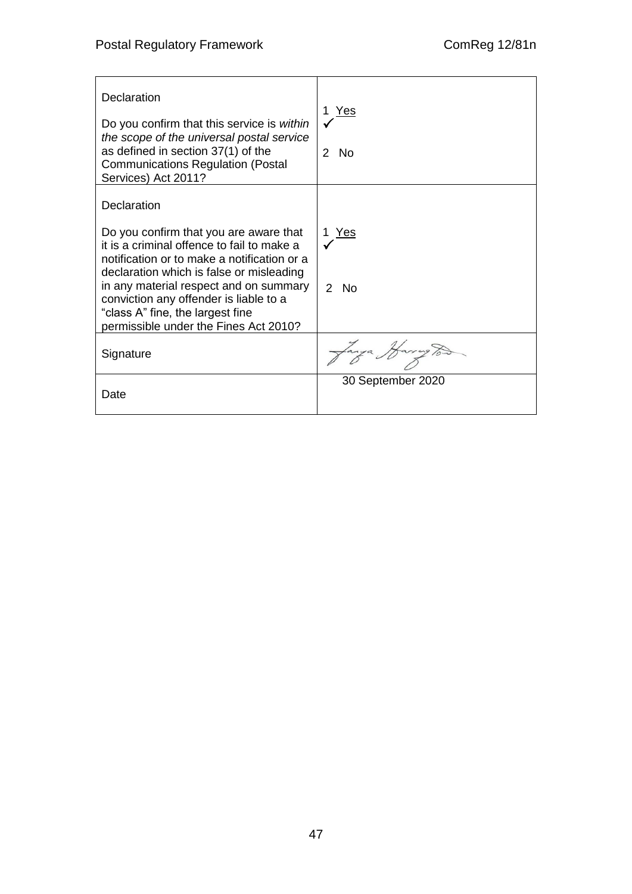| Declaration<br><br>Do you confirm that this service is *within the scope of the universal postal service* as defined in section 37(1) of the Communications Regulation (Postal Services) Act 2011? | 1 Yes ✓<br><br>2 No |
|---|---|
| Declaration<br><br>Do you confirm that you are aware that it is a criminal offence to fail to make a notification or to make a notification or a declaration which is false or misleading in any material respect and on summary conviction any offender is liable to a "class A" fine, the largest fine permissible under the Fines Act 2010? | 1 Yes ✓<br><br>2 No |
| Signature | Tanya Harrington |
| Date | 30 September 2020 |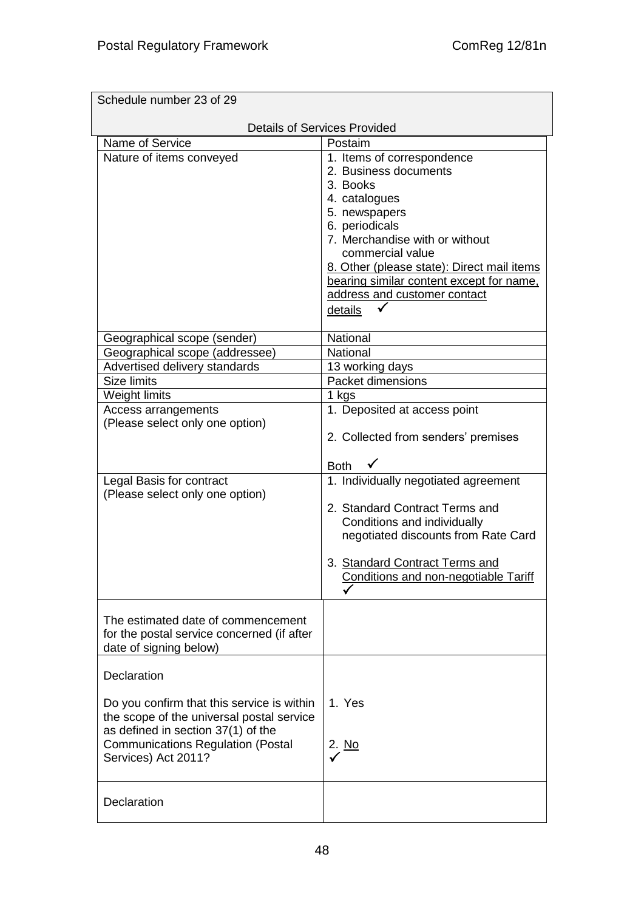| Schedule number 23 of 29 | |
|---|---|
| Details of Services Provided | |
| Name of Service | Postaim |
| Nature of items conveyed | 1. Items of correspondence<br>2. Business documents<br>3. Books<br>4. catalogues<br>5. newspapers<br>6. periodicals<br>7. Merchandise with or without commercial value<br>8. Other (please state): Direct mail items bearing similar content except for name, address and customer contact details ✓ |
| Geographical scope (sender) | National |
| Geographical scope (addressee) | National |
| Advertised delivery standards | 13 working days |
| Size limits | Packet dimensions |
| Weight limits | 1 kgs |
| Access arrangements (Please select only one option) | 1. Deposited at access point<br>2. Collected from senders' premises<br>Both ✓ |
| Legal Basis for contract (Please select only one option) | 1. Individually negotiated agreement<br>2. Standard Contract Terms and Conditions and individually negotiated discounts from Rate Card<br>3. Standard Contract Terms and Conditions and non-negotiable Tariff ✓ |
| The estimated date of commencement for the postal service concerned (if after date of signing below) | |
| Declaration<br><br>Do you confirm that this service is within the scope of the universal postal service as defined in section 37(1) of the Communications Regulation (Postal Services) Act 2011? | 1. Yes<br>2. No ✓ |
| Declaration | |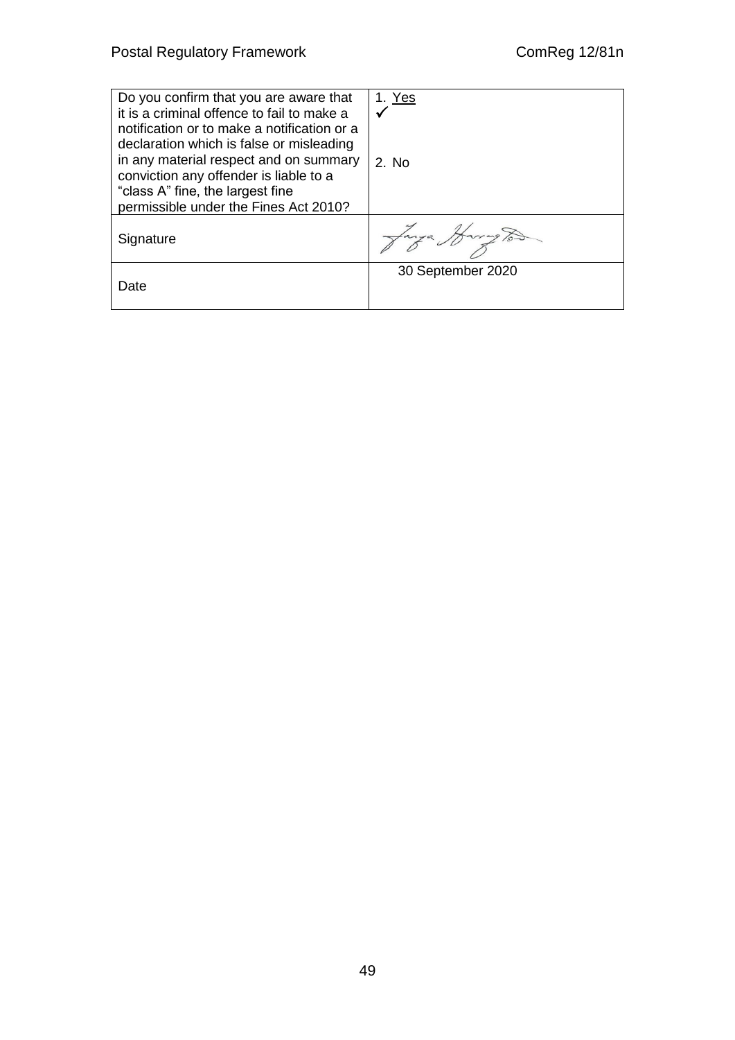| Do you confirm that you are aware that it is a criminal offence to fail to make a notification or to make a notification or a declaration which is false or misleading in any material respect and on summary conviction any offender is liable to a "class A" fine, the largest fine permissible under the Fines Act 2010? | 1. Yes ✓<br><br>2. No |
|---|---|
| Signature | |
| Date | 30 September 2020 |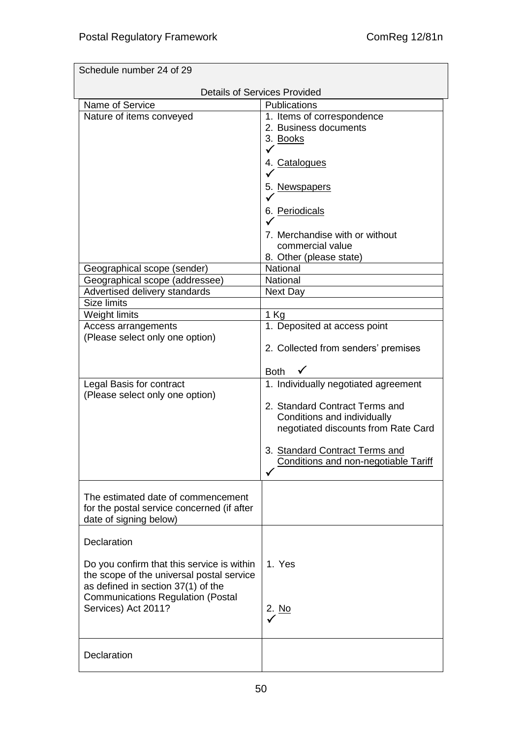Schedule number 24 of 29

Details of Services Provided

| Name of Service | Publications |
|---|---|
| Nature of items conveyed | 1. Items of correspondence<br>2. Business documents<br>3. Books ✓<br>4. Catalogues ✓<br>5. Newspapers ✓<br>6. Periodicals ✓<br>7. Merchandise with or without commercial value<br>8. Other (please state) |
| Geographical scope (sender) | National |
| Geographical scope (addressee) | National |
| Advertised delivery standards | Next Day |
| Size limits | |
| Weight limits | 1 Kg |
| Access arrangements (Please select only one option) | 1. Deposited at access point<br>2. Collected from senders' premises<br>Both ✓ |
| Legal Basis for contract (Please select only one option) | 1. Individually negotiated agreement<br>2. Standard Contract Terms and Conditions and individually negotiated discounts from Rate Card<br>3. Standard Contract Terms and Conditions and non-negotiable Tariff ✓ |
| The estimated date of commencement for the postal service concerned (if after date of signing below) | |
| Declaration<br><br>Do you confirm that this service is within the scope of the universal postal service as defined in section 37(1) of the Communications Regulation (Postal Services) Act 2011? | 1. Yes<br>2. No ✓ |
| Declaration | |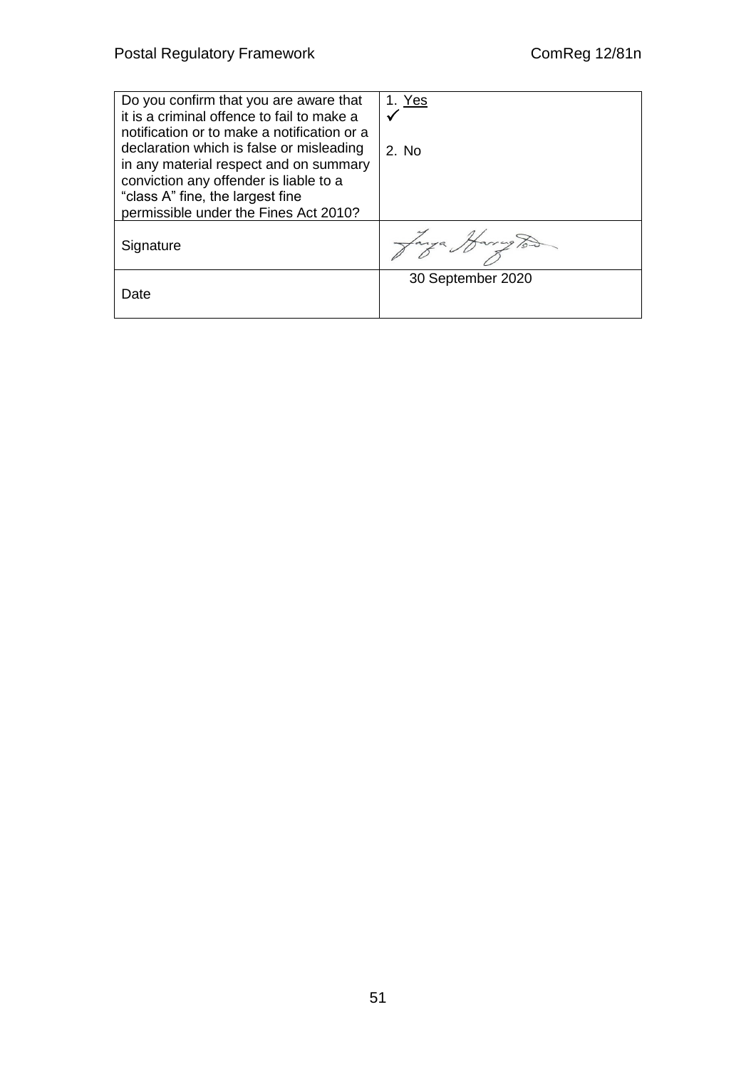| | |
|---|---|
| Do you confirm that you are aware that it is a criminal offence to fail to make a notification or to make a notification or a declaration which is false or misleading in any material respect and on summary conviction any offender is liable to a "class A" fine, the largest fine permissible under the Fines Act 2010? | 1. <u>Yes</u> ✓<br><br>2. No |
| Signature | |
| Date | 30 September 2020 |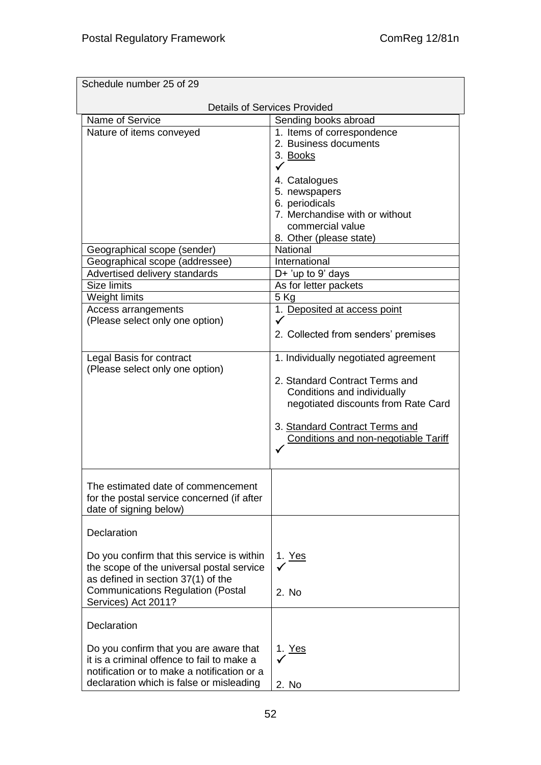| Schedule number 25 of 29 | |
|---|---|
| **Details of Services Provided** | |
| Name of Service | Sending books abroad |
| Nature of items conveyed | 1. Items of correspondence<br>2. Business documents<br>3. <u>Books</u> ✓<br>4. Catalogues<br>5. newspapers<br>6. periodicals<br>7. Merchandise with or without commercial value<br>8. Other (please state) |
| Geographical scope (sender) | National |
| Geographical scope (addressee) | International |
| Advertised delivery standards | D+ 'up to 9' days |
| Size limits | As for letter packets |
| Weight limits | 5 Kg |
| Access arrangements (Please select only one option) | 1. <u>Deposited at access point</u> ✓<br>2. Collected from senders' premises |
| Legal Basis for contract (Please select only one option) | 1. Individually negotiated agreement<br>2. Standard Contract Terms and Conditions and individually negotiated discounts from Rate Card<br>3. <u>Standard Contract Terms and Conditions and non-negotiable Tariff</u> ✓ |
| The estimated date of commencement for the postal service concerned (if after date of signing below) | |
| Declaration<br><br>Do you confirm that this service is within the scope of the universal postal service as defined in section 37(1) of the Communications Regulation (Postal Services) Act 2011? | 1. <u>Yes</u> ✓<br>2. No |
| Declaration<br><br>Do you confirm that you are aware that it is a criminal offence to fail to make a notification or to make a notification or a declaration which is false or misleading | 1. <u>Yes</u> ✓<br>2. No |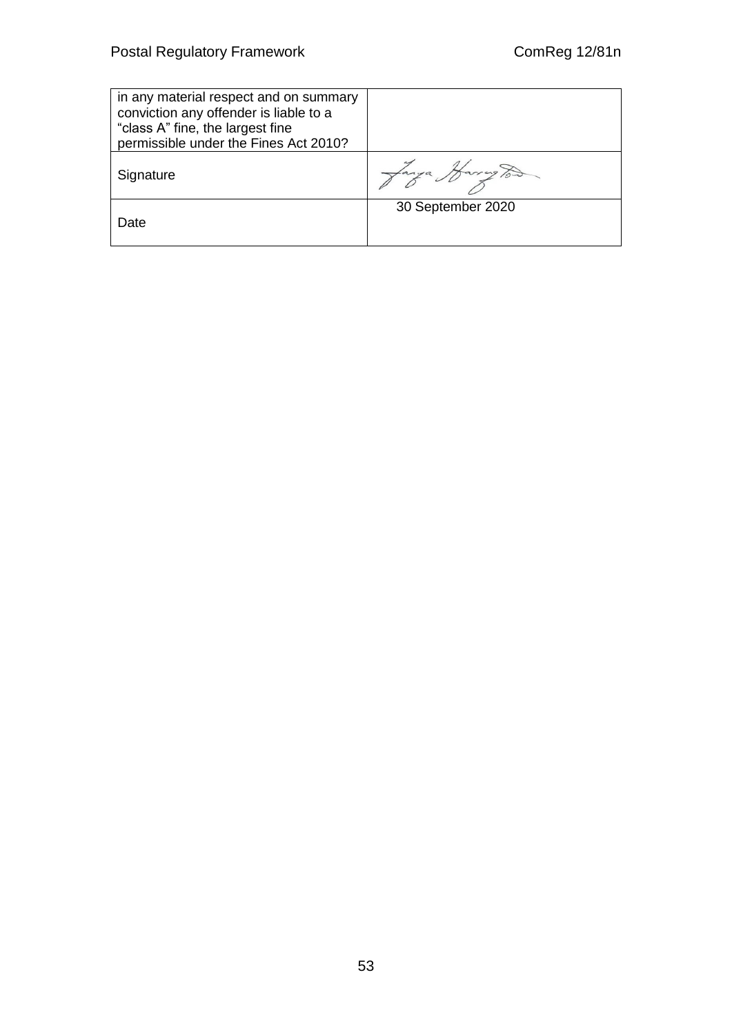| in any material respect and on summary conviction any offender is liable to a "class A" fine, the largest fine permissible under the Fines Act 2010? | |
|---|---|
| Signature | Tanya Harrington |
| Date | 30 September 2020 |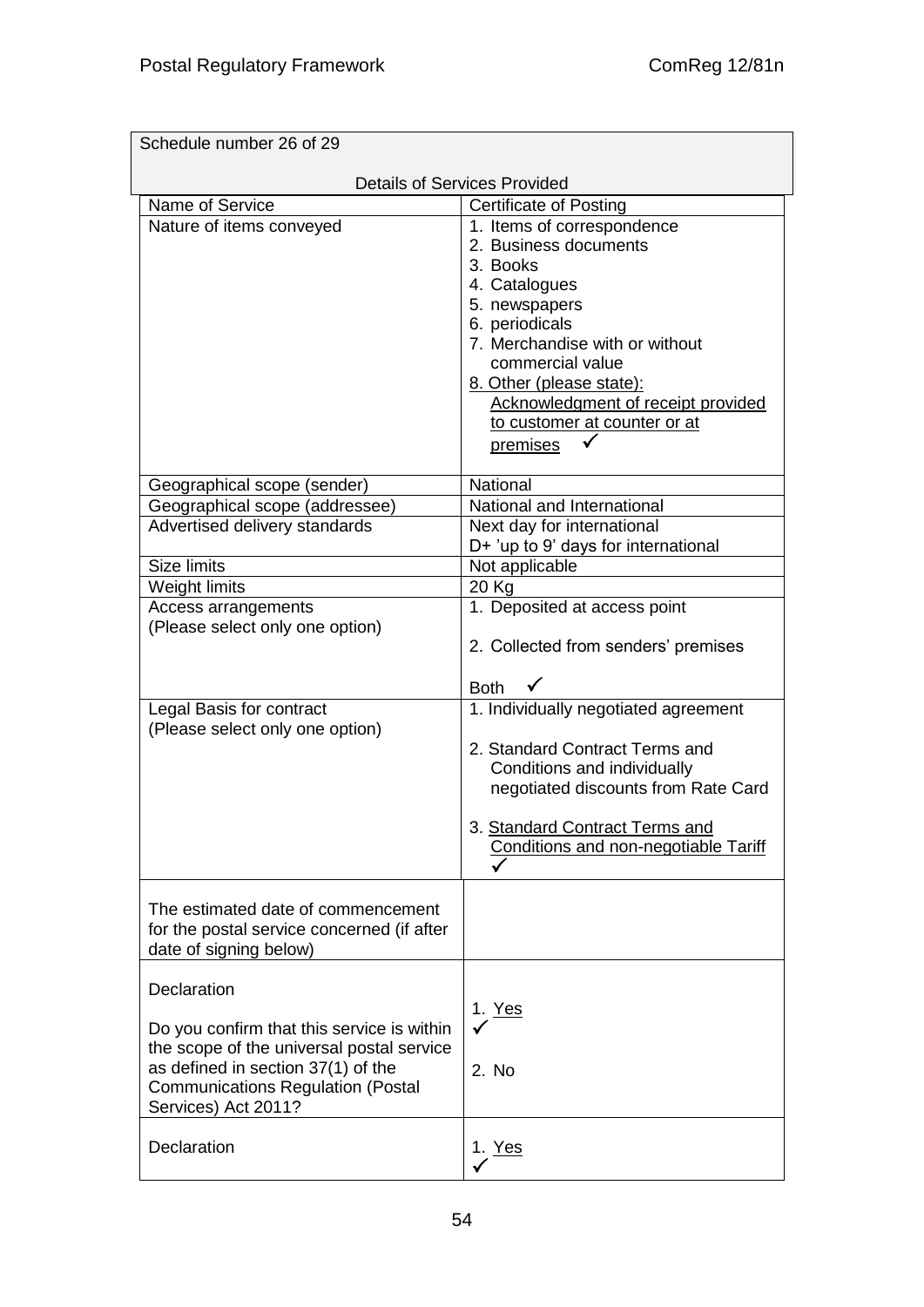| Schedule number 26 of 29<br><br>Details of Services Provided | |
|---|---|
| Name of Service | Certificate of Posting |
| Nature of items conveyed | 1. Items of correspondence<br>2. Business documents<br>3. Books<br>4. Catalogues<br>5. newspapers<br>6. periodicals<br>7. Merchandise with or without commercial value<br>8. Other (please state): Acknowledgment of receipt provided to customer at counter or at premises ✓ |
| Geographical scope (sender) | National |
| Geographical scope (addressee) | National and International |
| Advertised delivery standards | Next day for international<br>D+ 'up to 9' days for international |
| Size limits | Not applicable |
| Weight limits | 20 Kg |
| Access arrangements<br>(Please select only one option) | 1. Deposited at access point<br><br>2. Collected from senders' premises<br><br>Both ✓ |
| Legal Basis for contract<br>(Please select only one option) | 1. Individually negotiated agreement<br><br>2. Standard Contract Terms and Conditions and individually negotiated discounts from Rate Card<br><br>3. Standard Contract Terms and Conditions and non-negotiable Tariff ✓ |
| The estimated date of commencement for the postal service concerned (if after date of signing below) | |
| Declaration<br><br>Do you confirm that this service is within the scope of the universal postal service as defined in section 37(1) of the Communications Regulation (Postal Services) Act 2011? | 1. Yes ✓<br><br>2. No |
| Declaration | 1. Yes ✓ |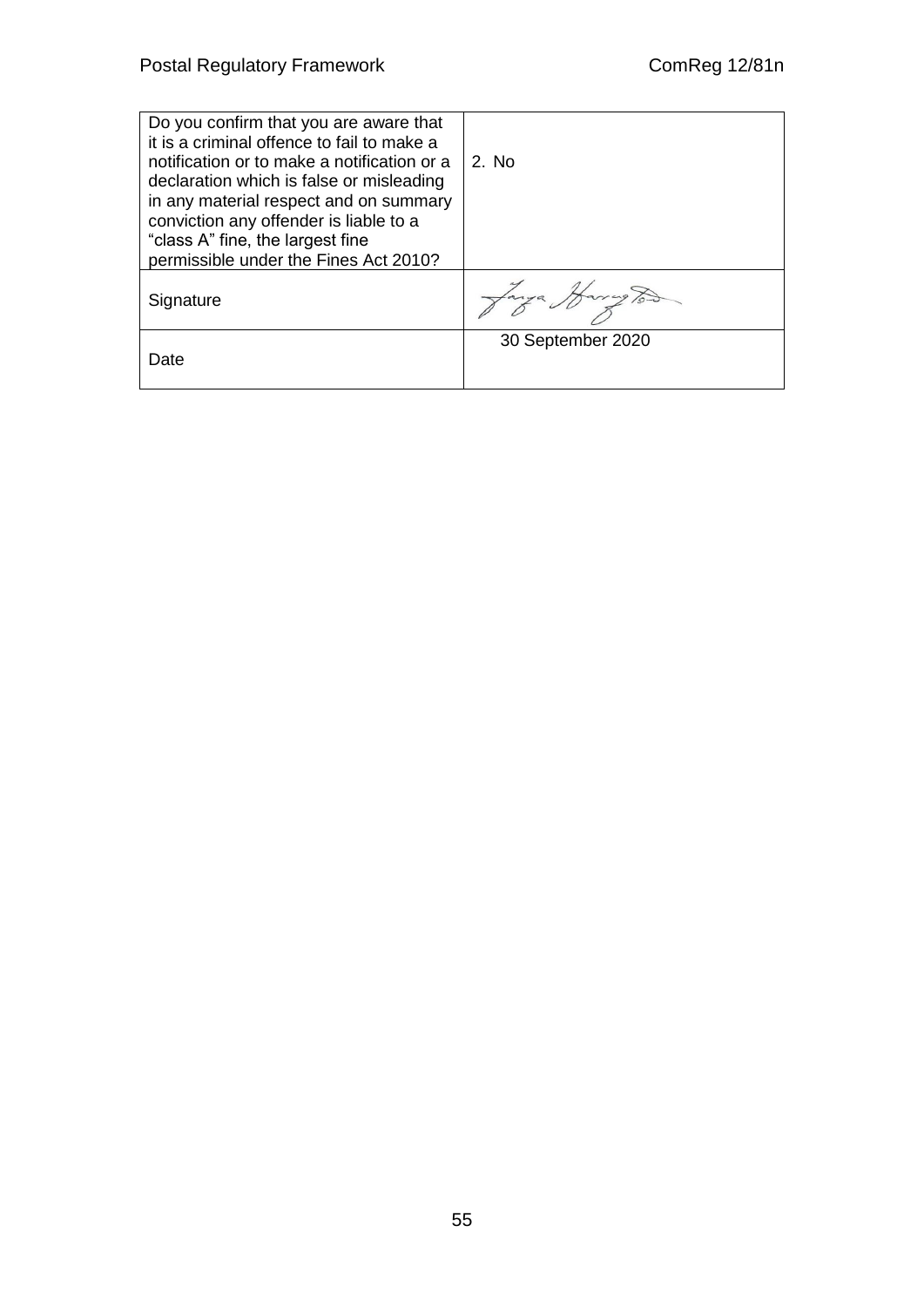| Do you confirm that you are aware that it is a criminal offence to fail to make a notification or to make a notification or a declaration which is false or misleading in any material respect and on summary conviction any offender is liable to a "class A" fine, the largest fine permissible under the Fines Act 2010? | 2. No |
|---|---|
| Signature | |
| Date | 30 September 2020 |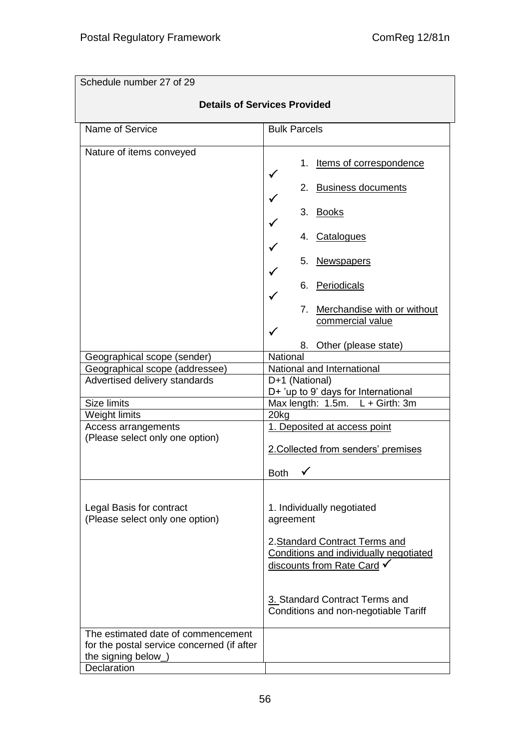| Schedule number 27 of 29 | |
|---|---|
| **Details of Services Provided** | |
| Name of Service | Bulk Parcels |
| Nature of items conveyed | ✓ 1. Items of correspondence<br>✓ 2. Business documents<br>✓ 3. Books<br>✓ 4. Catalogues<br>✓ 5. Newspapers<br>✓ 6. Periodicals<br>✓ 7. Merchandise with or without commercial value<br>8. Other (please state) |
| Geographical scope (sender) | National |
| Geographical scope (addressee) | National and International |
| Advertised delivery standards | D+1 (National)<br>D+ 'up to 9' days for International |
| Size limits | Max length: 1.5m. L + Girth: 3m |
| Weight limits | 20kg |
| Access arrangements<br>(Please select only one option) | 1. Deposited at access point<br>2.Collected from senders' premises<br>Both ✓ |
| Legal Basis for contract<br>(Please select only one option) | 1. Individually negotiated agreement<br>2.Standard Contract Terms and Conditions and individually negotiated discounts from Rate Card ✓<br>3. Standard Contract Terms and Conditions and non-negotiable Tariff |
| The estimated date of commencement for the postal service concerned (if after the signing below_) | |
| Declaration | |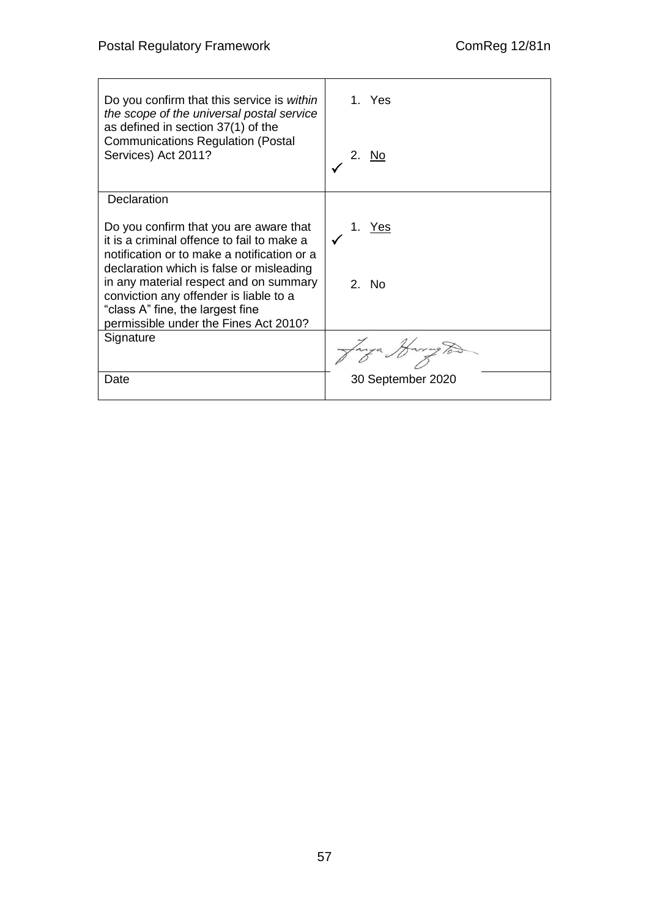| | |
|---|---|
| Do you confirm that this service is *within the scope of the universal postal service* as defined in section 37(1) of the Communications Regulation (Postal Services) Act 2011? | 1. Yes<br><br>✓ 2. No |
| Declaration<br><br>Do you confirm that you are aware that it is a criminal offence to fail to make a notification or to make a notification or a declaration which is false or misleading in any material respect and on summary conviction any offender is liable to a "class A" fine, the largest fine permissible under the Fines Act 2010? | ✓ 1. Yes<br><br>2. No |
| Signature | [signature] |
| Date | 30 September 2020 |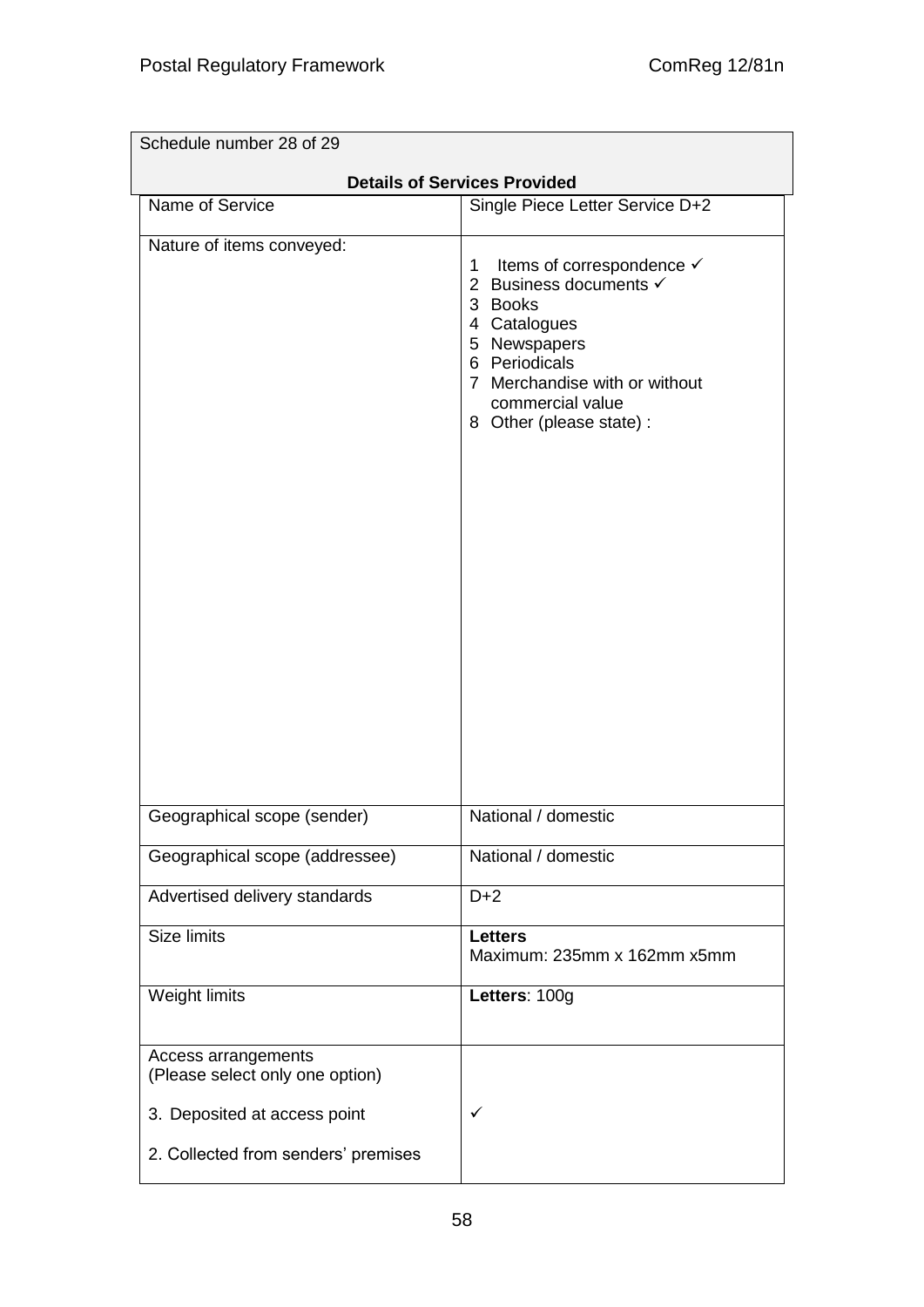| Schedule number 28 of 29 | |
|---|---|
| **Details of Services Provided** | |
| Name of Service | Single Piece Letter Service D+2 |
| Nature of items conveyed: | 1 Items of correspondence ✓<br>2 Business documents ✓<br>3 Books<br>4 Catalogues<br>5 Newspapers<br>6 Periodicals<br>7 Merchandise with or without commercial value<br>8 Other (please state) : |
| Geographical scope (sender) | National / domestic |
| Geographical scope (addressee) | National / domestic |
| Advertised delivery standards | D+2 |
| Size limits | **Letters**<br>Maximum: 235mm x 162mm x5mm |
| Weight limits | **Letters**: 100g |
| Access arrangements<br>(Please select only one option) | |
| 3. Deposited at access point | ✓ |
| 2. Collected from senders' premises | |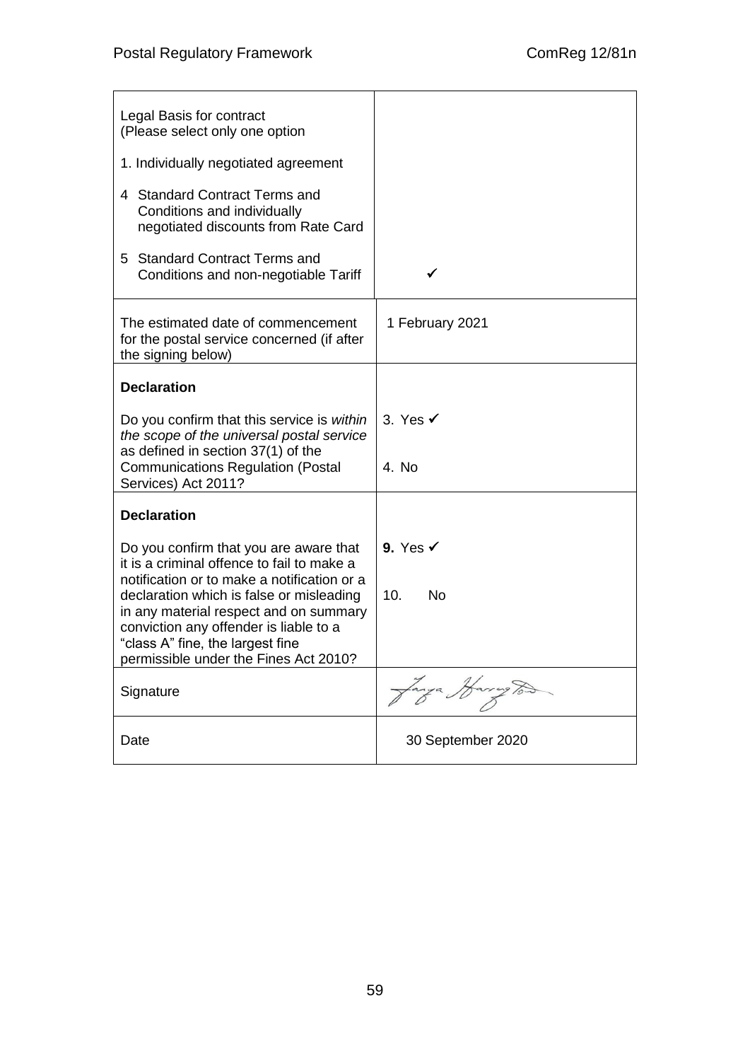| | |
|---|---|
| Legal Basis for contract<br>(Please select only one option<br><br>1. Individually negotiated agreement<br><br>4 Standard Contract Terms and Conditions and individually negotiated discounts from Rate Card<br><br>5 Standard Contract Terms and Conditions and non-negotiable Tariff | <br><br><br><br><br><br><br>✓ |
| The estimated date of commencement for the postal service concerned (if after the signing below) | 1 February 2021 |
| **Declaration**<br><br>Do you confirm that this service is *within the scope of the universal postal service* as defined in section 37(1) of the Communications Regulation (Postal Services) Act 2011? | <br><br>3. Yes ✓<br><br>4. No |
| **Declaration**<br><br>Do you confirm that you are aware that it is a criminal offence to fail to make a notification or to make a notification or a declaration which is false or misleading in any material respect and on summary conviction any offender is liable to a "class A" fine, the largest fine permissible under the Fines Act 2010? | <br><br>**9.** Yes ✓<br><br>10. No |
| Signature | Tanya Harrington |
| Date | 30 September 2020 |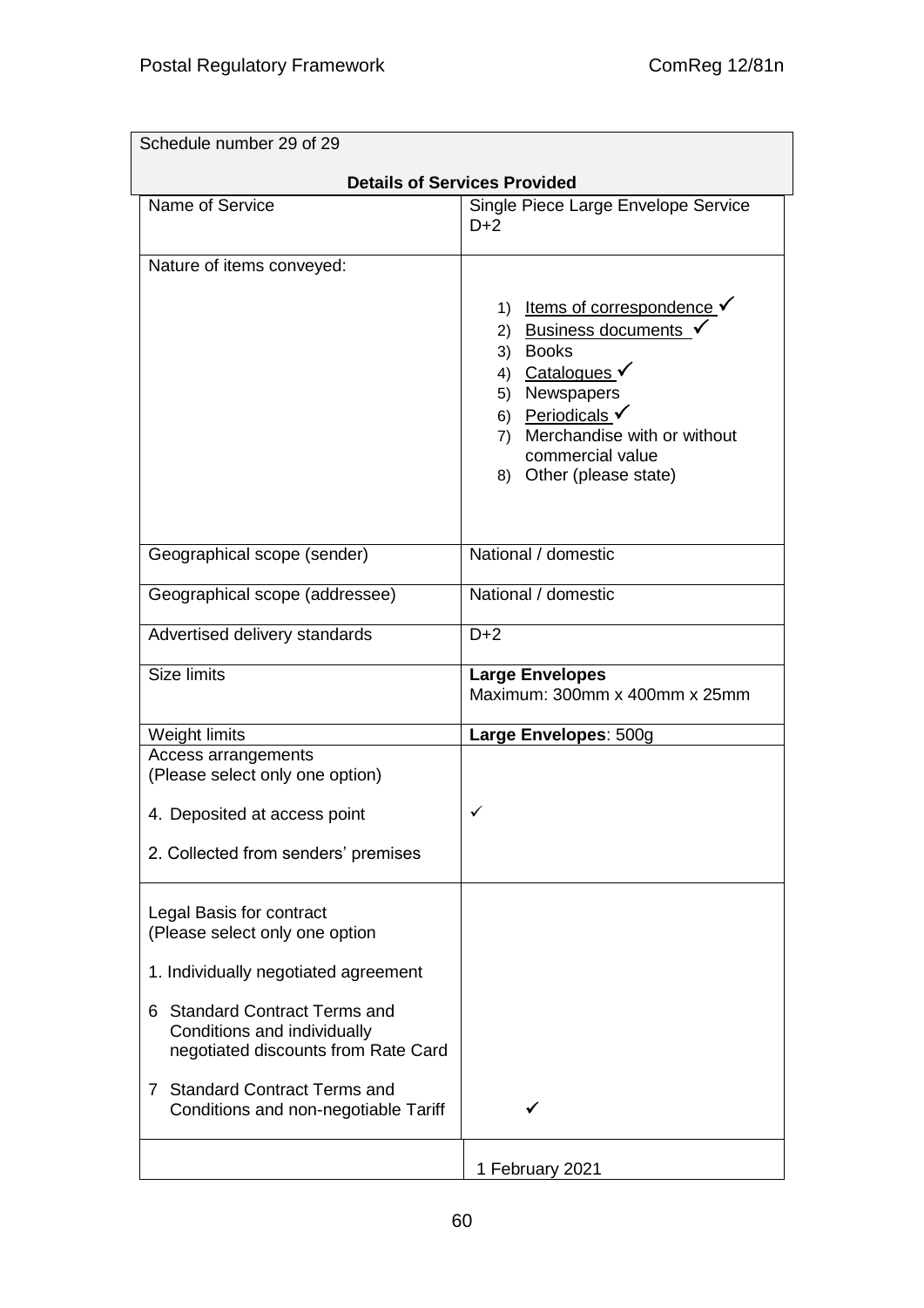| Schedule number 29 of 29 | |
|---|---|
| **Details of Services Provided** | |
| Name of Service | Single Piece Large Envelope Service D+2 |
| Nature of items conveyed: | 1) Items of correspondence ✓<br>2) Business documents ✓<br>3) Books<br>4) Catalogues ✓<br>5) Newspapers<br>6) Periodicals ✓<br>7) Merchandise with or without commercial value<br>8) Other (please state) |
| Geographical scope (sender) | National / domestic |
| Geographical scope (addressee) | National / domestic |
| Advertised delivery standards | D+2 |
| Size limits | **Large Envelopes**<br>Maximum: 300mm x 400mm x 25mm |
| Weight limits | **Large Envelopes**: 500g |
| Access arrangements<br>(Please select only one option) | |
| 4. Deposited at access point | ✓ |
| 2. Collected from senders' premises | |
| Legal Basis for contract<br>(Please select only one option | |
| 1. Individually negotiated agreement | |
| 6 Standard Contract Terms and Conditions and individually negotiated discounts from Rate Card | |
| 7 Standard Contract Terms and Conditions and non-negotiable Tariff | ✓ |
| | 1 February 2021 |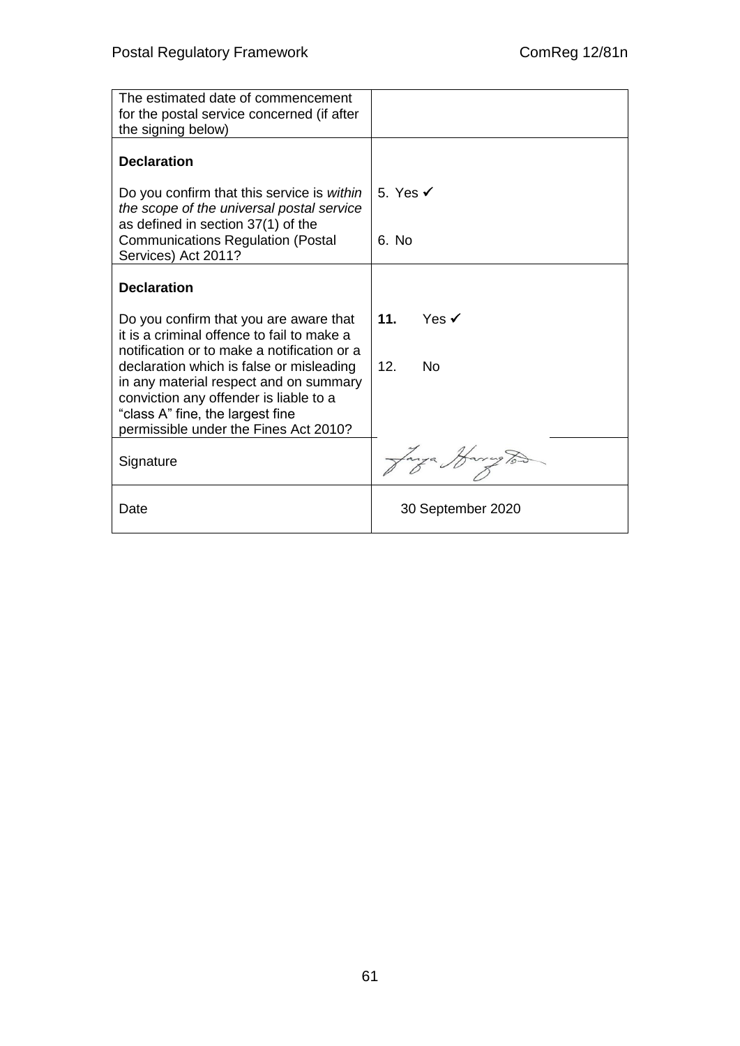| | |
|---|---|
| The estimated date of commencement for the postal service concerned (if after the signing below) | |
| **Declaration**<br><br>Do you confirm that this service is *within the scope of the universal postal service* as defined in section 37(1) of the Communications Regulation (Postal Services) Act 2011? | 5. Yes ✓<br><br>6. No |
| **Declaration**<br><br>Do you confirm that you are aware that it is a criminal offence to fail to make a notification or to make a notification or a declaration which is false or misleading in any material respect and on summary conviction any offender is liable to a "class A" fine, the largest fine permissible under the Fines Act 2010? | **11.** Yes ✓<br><br>12. No |
| Signature | [signature] |
| Date | 30 September 2020 |